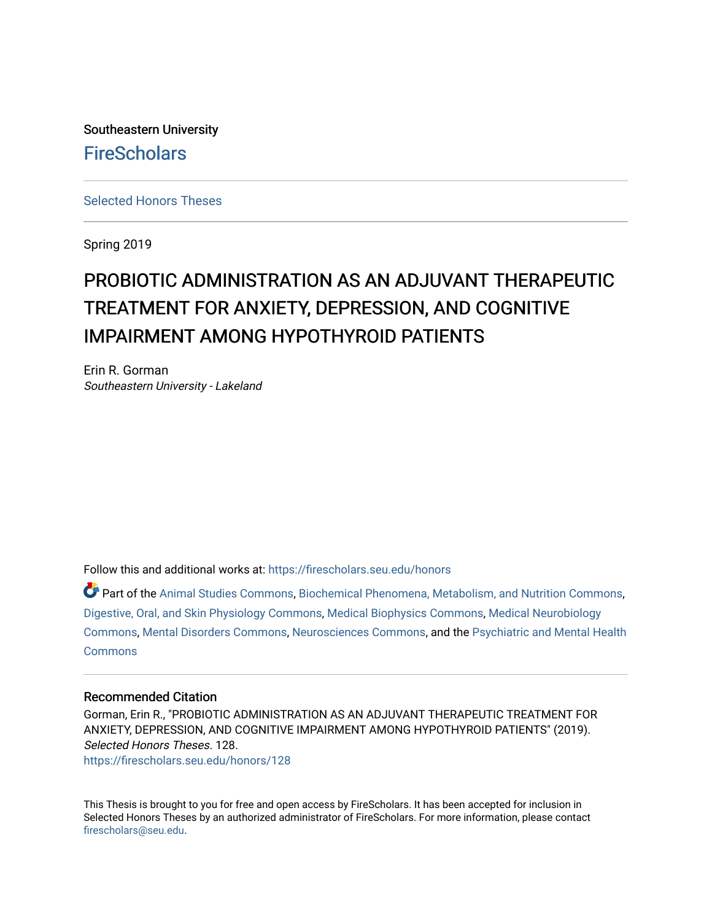Southeastern University

FireScholars

Selected Honors Theses

Spring 2019

# PROBIOTIC ADMINISTRATION AS AN ADJUVANT THERAPEUTIC TREATMENT FOR ANXIETY, DEPRESSION, AND COGNITIVE IMPAIRMENT AMONG HYPOTHYROID PATIENTS

Erin R. Gorman
*Southeastern University - Lakeland*

Follow this and additional works at: https://firescholars.seu.edu/honors

Part of the Animal Studies Commons, Biochemical Phenomena, Metabolism, and Nutrition Commons, Digestive, Oral, and Skin Physiology Commons, Medical Biophysics Commons, Medical Neurobiology Commons, Mental Disorders Commons, Neurosciences Commons, and the Psychiatric and Mental Health Commons

### Recommended Citation

Gorman, Erin R., "PROBIOTIC ADMINISTRATION AS AN ADJUVANT THERAPEUTIC TREATMENT FOR ANXIETY, DEPRESSION, AND COGNITIVE IMPAIRMENT AMONG HYPOTHYROID PATIENTS" (2019). *Selected Honors Theses*. 128.
https://firescholars.seu.edu/honors/128

This Thesis is brought to you for free and open access by FireScholars. It has been accepted for inclusion in Selected Honors Theses by an authorized administrator of FireScholars. For more information, please contact firescholars@seu.edu.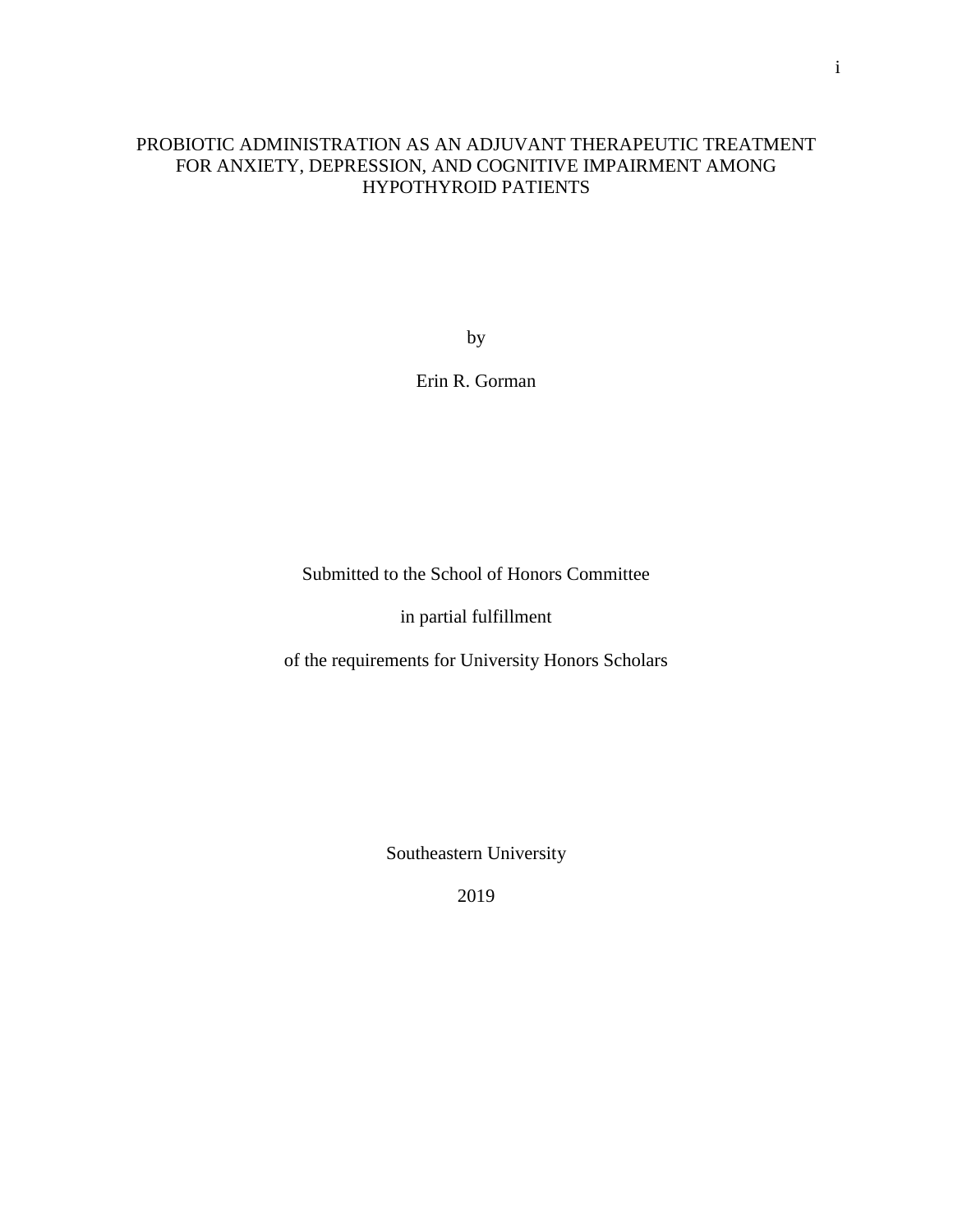# PROBIOTIC ADMINISTRATION AS AN ADJUVANT THERAPEUTIC TREATMENT FOR ANXIETY, DEPRESSION, AND COGNITIVE IMPAIRMENT AMONG HYPOTHYROID PATIENTS

by

Erin R. Gorman

Submitted to the School of Honors Committee

in partial fulfillment

of the requirements for University Honors Scholars

Southeastern University

2019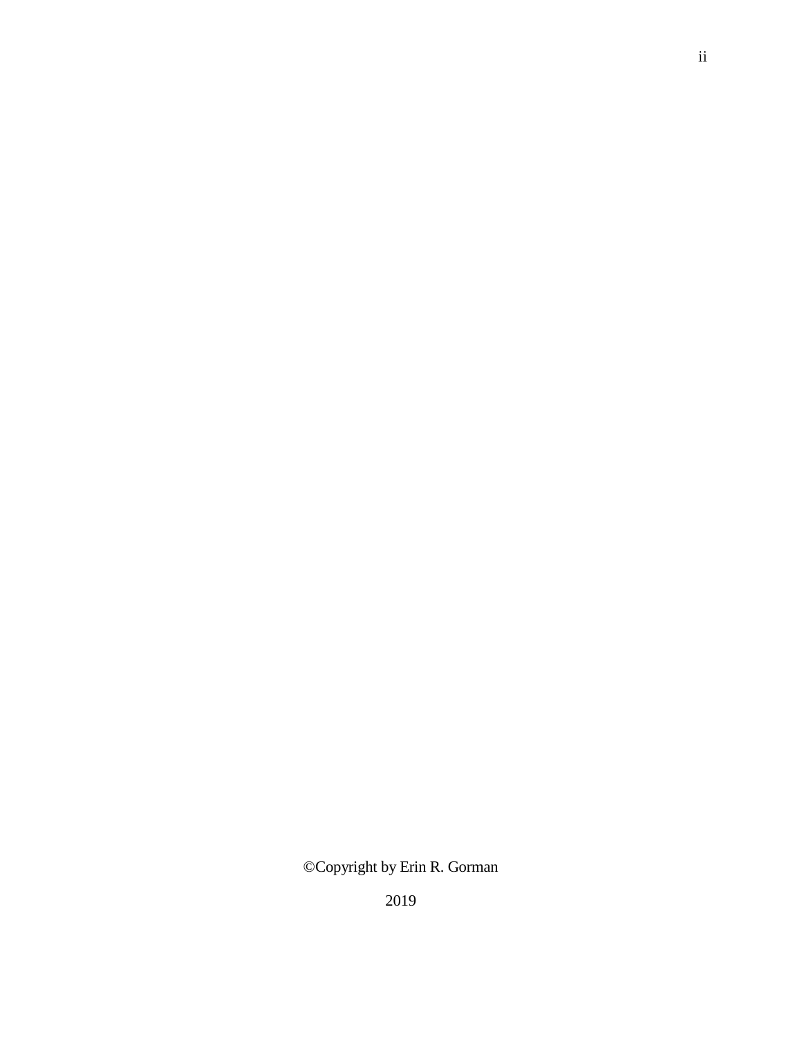©Copyright by Erin R. Gorman

2019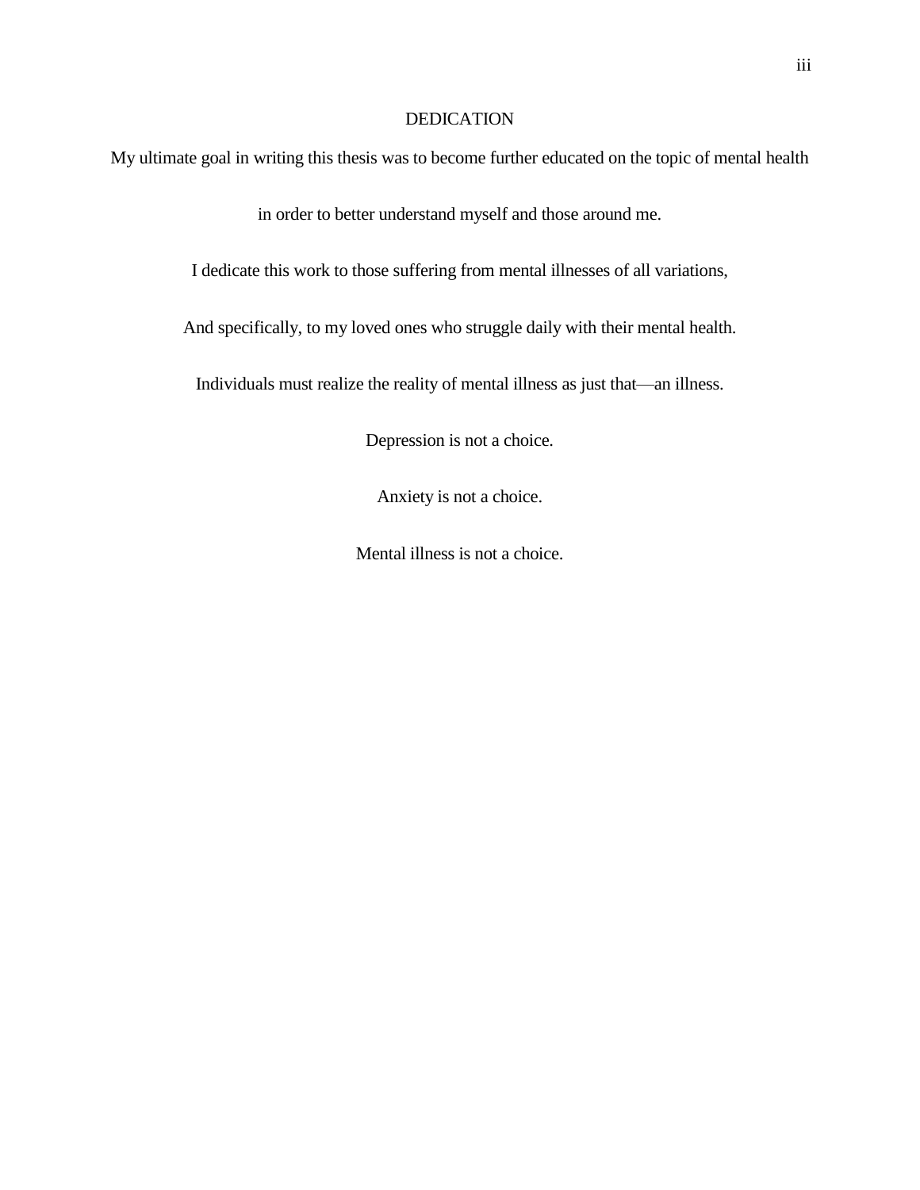# DEDICATION

My ultimate goal in writing this thesis was to become further educated on the topic of mental health in order to better understand myself and those around me.

I dedicate this work to those suffering from mental illnesses of all variations,

And specifically, to my loved ones who struggle daily with their mental health.

Individuals must realize the reality of mental illness as just that—an illness.

Depression is not a choice.

Anxiety is not a choice.

Mental illness is not a choice.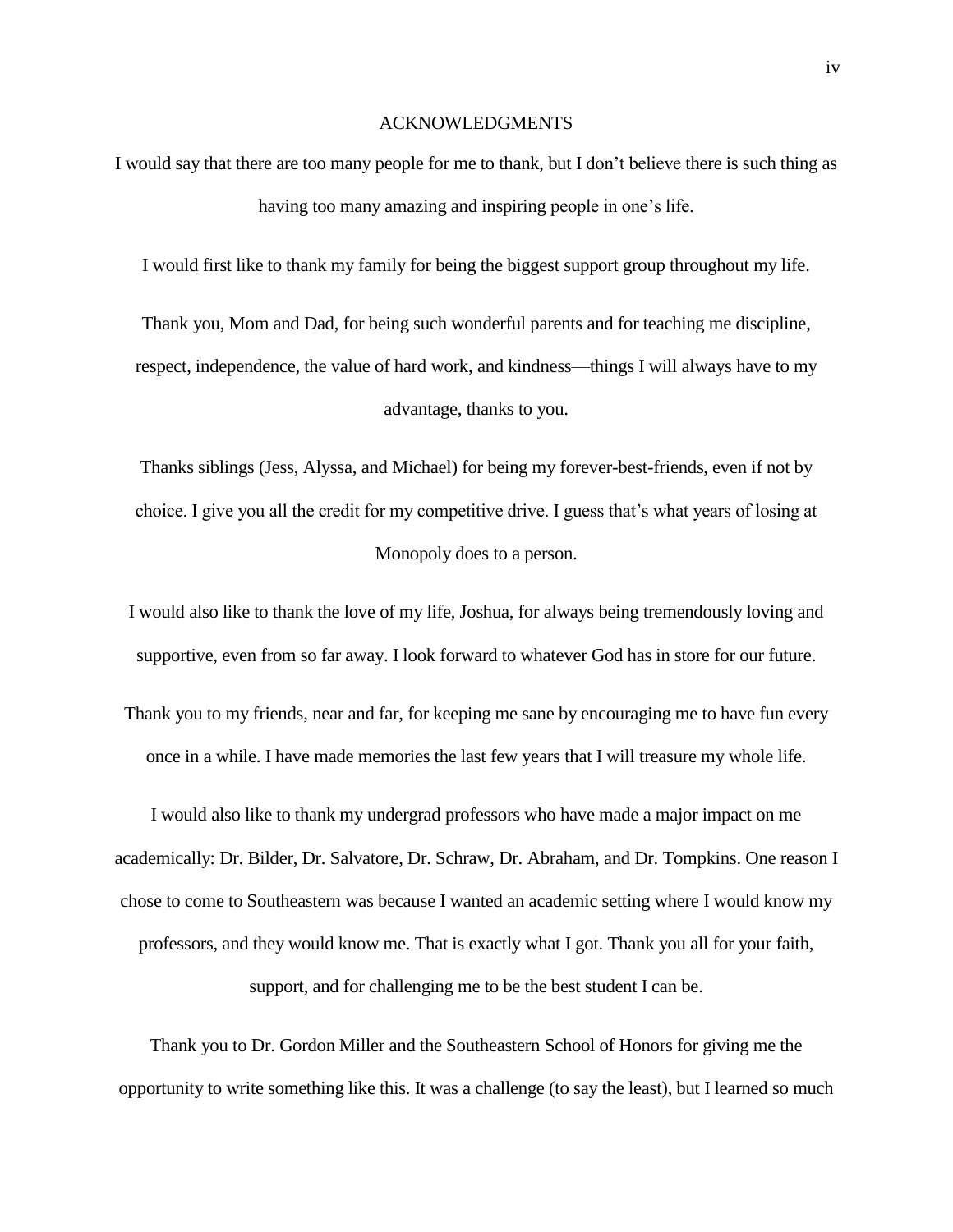## ACKNOWLEDGMENTS

I would say that there are too many people for me to thank, but I don't believe there is such thing as having too many amazing and inspiring people in one's life.

I would first like to thank my family for being the biggest support group throughout my life.

Thank you, Mom and Dad, for being such wonderful parents and for teaching me discipline, respect, independence, the value of hard work, and kindness—things I will always have to my advantage, thanks to you.

Thanks siblings (Jess, Alyssa, and Michael) for being my forever-best-friends, even if not by choice. I give you all the credit for my competitive drive. I guess that's what years of losing at Monopoly does to a person.

I would also like to thank the love of my life, Joshua, for always being tremendously loving and supportive, even from so far away. I look forward to whatever God has in store for our future.

Thank you to my friends, near and far, for keeping me sane by encouraging me to have fun every once in a while. I have made memories the last few years that I will treasure my whole life.

I would also like to thank my undergrad professors who have made a major impact on me academically: Dr. Bilder, Dr. Salvatore, Dr. Schraw, Dr. Abraham, and Dr. Tompkins. One reason I chose to come to Southeastern was because I wanted an academic setting where I would know my professors, and they would know me. That is exactly what I got. Thank you all for your faith, support, and for challenging me to be the best student I can be.

Thank you to Dr. Gordon Miller and the Southeastern School of Honors for giving me the opportunity to write something like this. It was a challenge (to say the least), but I learned so much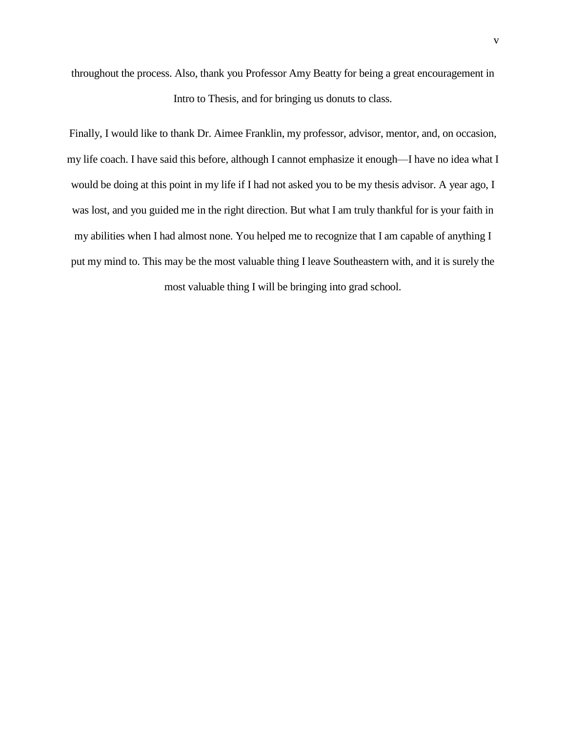throughout the process. Also, thank you Professor Amy Beatty for being a great encouragement in Intro to Thesis, and for bringing us donuts to class.

Finally, I would like to thank Dr. Aimee Franklin, my professor, advisor, mentor, and, on occasion, my life coach. I have said this before, although I cannot emphasize it enough—I have no idea what I would be doing at this point in my life if I had not asked you to be my thesis advisor. A year ago, I was lost, and you guided me in the right direction. But what I am truly thankful for is your faith in my abilities when I had almost none. You helped me to recognize that I am capable of anything I put my mind to. This may be the most valuable thing I leave Southeastern with, and it is surely the most valuable thing I will be bringing into grad school.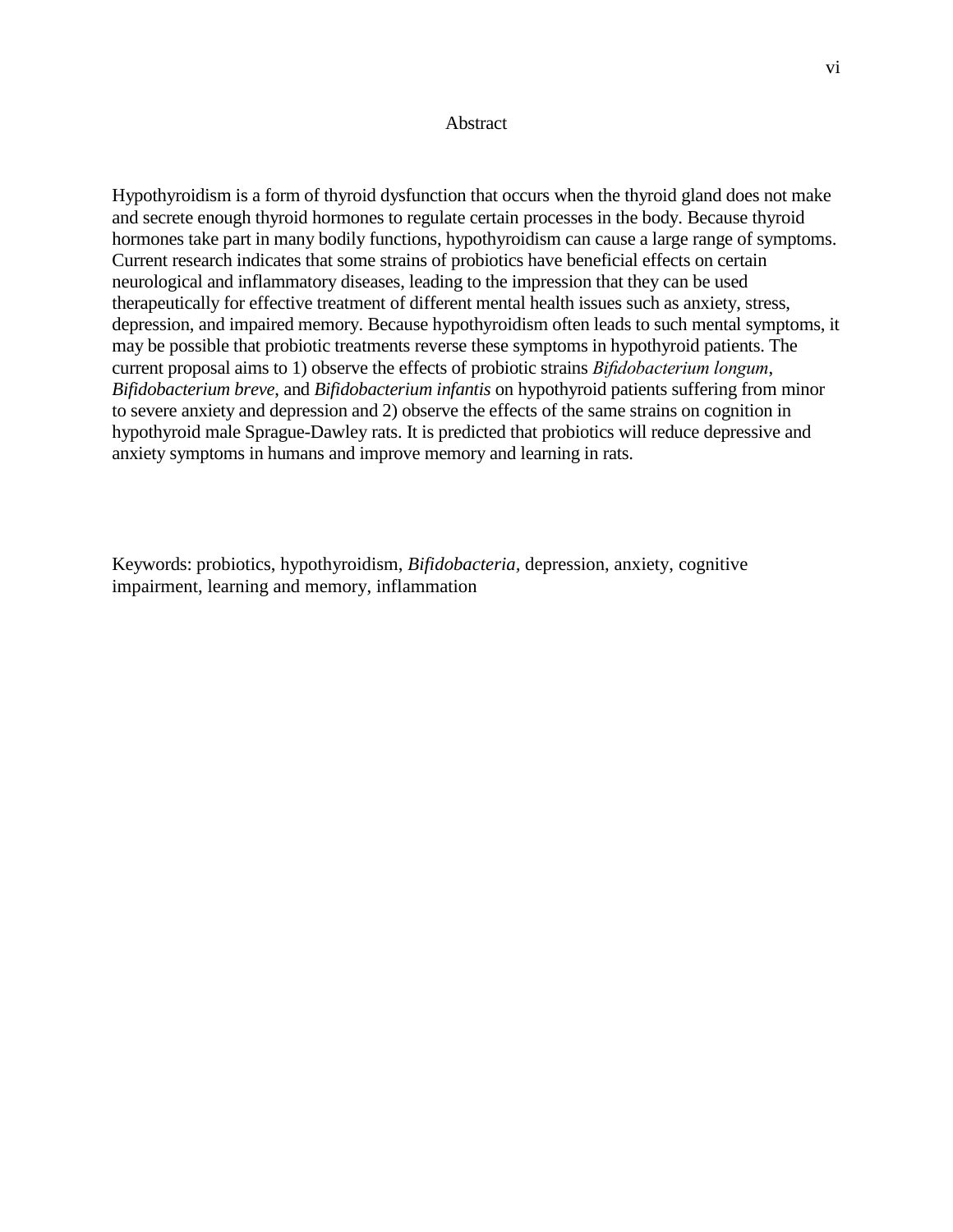# Abstract

Hypothyroidism is a form of thyroid dysfunction that occurs when the thyroid gland does not make and secrete enough thyroid hormones to regulate certain processes in the body. Because thyroid hormones take part in many bodily functions, hypothyroidism can cause a large range of symptoms. Current research indicates that some strains of probiotics have beneficial effects on certain neurological and inflammatory diseases, leading to the impression that they can be used therapeutically for effective treatment of different mental health issues such as anxiety, stress, depression, and impaired memory. Because hypothyroidism often leads to such mental symptoms, it may be possible that probiotic treatments reverse these symptoms in hypothyroid patients. The current proposal aims to 1) observe the effects of probiotic strains *Bifidobacterium longum*, *Bifidobacterium breve*, and *Bifidobacterium infantis* on hypothyroid patients suffering from minor to severe anxiety and depression and 2) observe the effects of the same strains on cognition in hypothyroid male Sprague-Dawley rats. It is predicted that probiotics will reduce depressive and anxiety symptoms in humans and improve memory and learning in rats.

Keywords: probiotics, hypothyroidism, *Bifidobacteria*, depression, anxiety, cognitive impairment, learning and memory, inflammation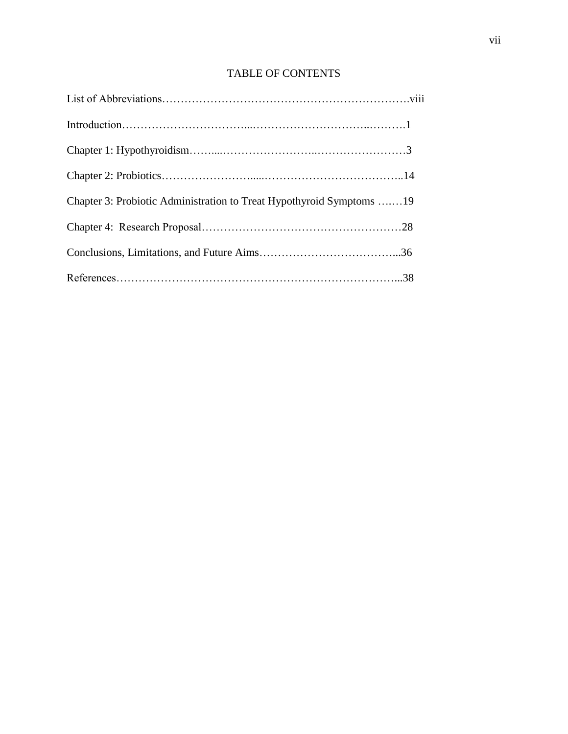# TABLE OF CONTENTS

List of Abbreviations…………………………………………………………viii

Introduction……………………………...…………………………..……….1

Chapter 1: Hypothyroidism……....……………………..……………………3

Chapter 2: Probiotics……………………....………………………………..14

Chapter 3: Probiotic Administration to Treat Hypothyroid Symptoms …..…19

Chapter 4: Research Proposal………………………………………………28

Conclusions, Limitations, and Future Aims………………………………...36

References…………………………………………………………………...38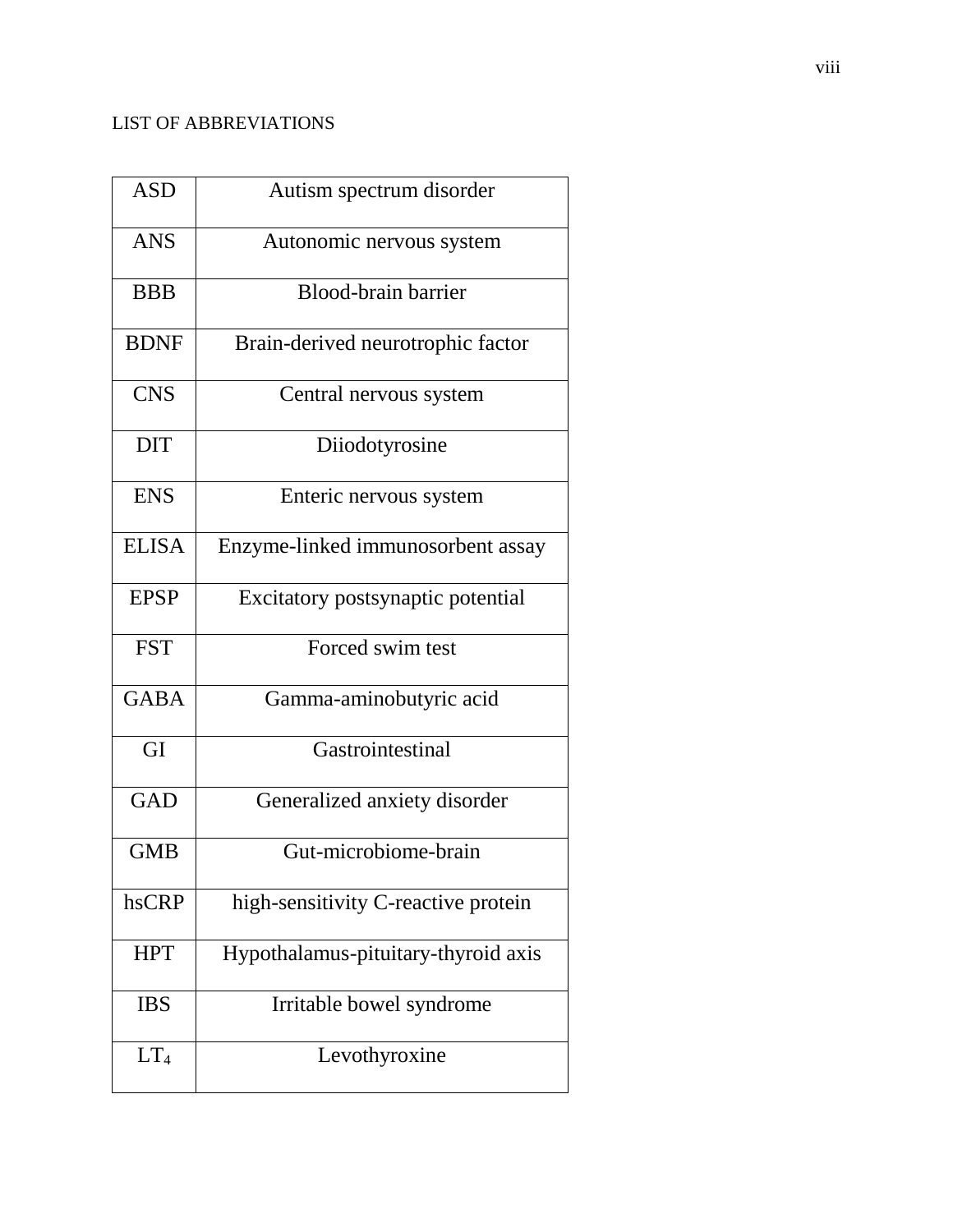## LIST OF ABBREVIATIONS

| | |
|---|---|
| ASD | Autism spectrum disorder |
| ANS | Autonomic nervous system |
| BBB | Blood-brain barrier |
| BDNF | Brain-derived neurotrophic factor |
| CNS | Central nervous system |
| DIT | Diiodotyrosine |
| ENS | Enteric nervous system |
| ELISA | Enzyme-linked immunosorbent assay |
| EPSP | Excitatory postsynaptic potential |
| FST | Forced swim test |
| GABA | Gamma-aminobutyric acid |
| GI | Gastrointestinal |
| GAD | Generalized anxiety disorder |
| GMB | Gut-microbiome-brain |
| hsCRP | high-sensitivity C-reactive protein |
| HPT | Hypothalamus-pituitary-thyroid axis |
| IBS | Irritable bowel syndrome |
| $LT_4$ | Levothyroxine |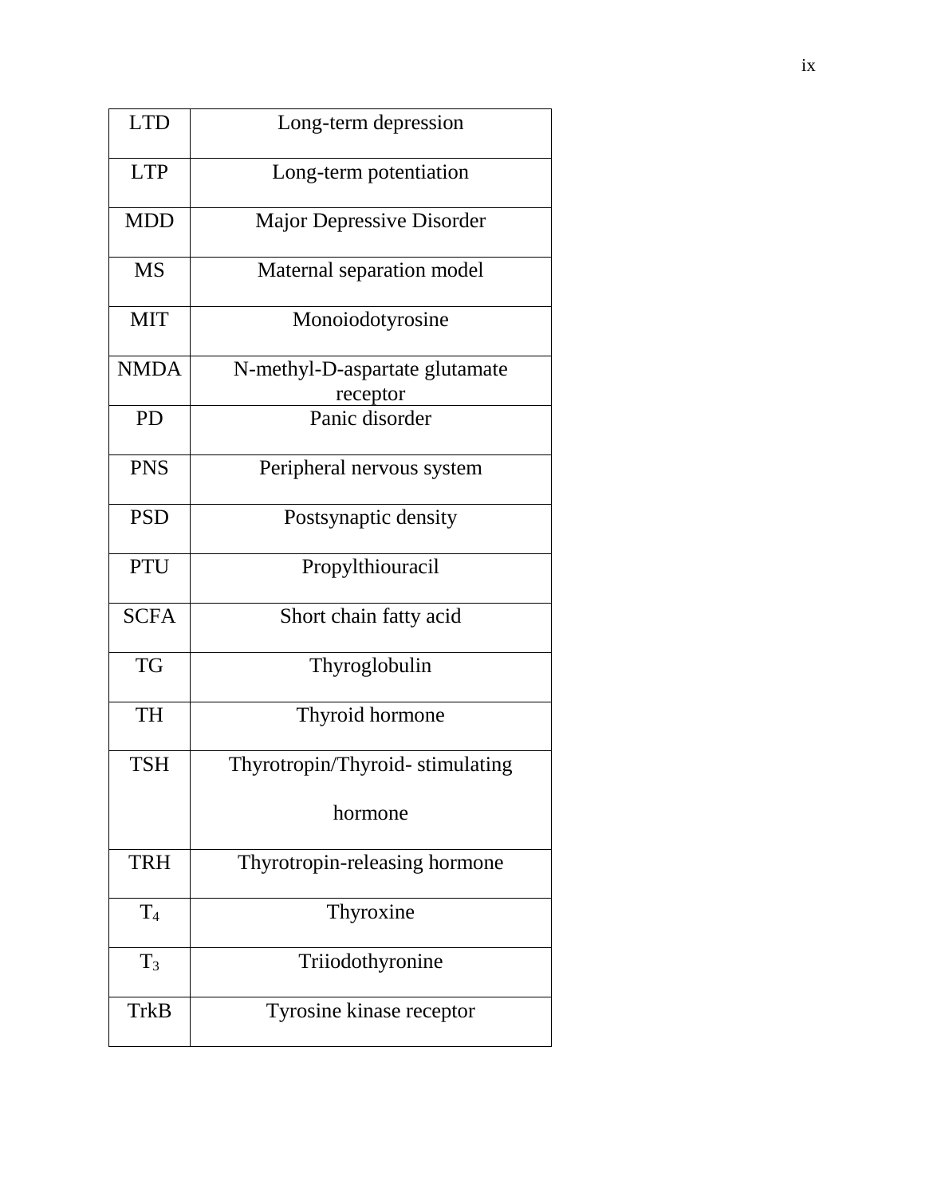| LTD | Long-term depression |
|---|---|
| LTP | Long-term potentiation |
| MDD | Major Depressive Disorder |
| MS | Maternal separation model |
| MIT | Monoiodotyrosine |
| NMDA | N-methyl-D-aspartate glutamate receptor |
| PD | Panic disorder |
| PNS | Peripheral nervous system |
| PSD | Postsynaptic density |
| PTU | Propylthiouracil |
| SCFA | Short chain fatty acid |
| TG | Thyroglobulin |
| TH | Thyroid hormone |
| TSH | Thyrotropin/Thyroid- stimulating hormone |
| TRH | Thyrotropin-releasing hormone |
| $T_4$ | Thyroxine |
| $T_3$ | Triiodothyronine |
| TrkB | Tyrosine kinase receptor |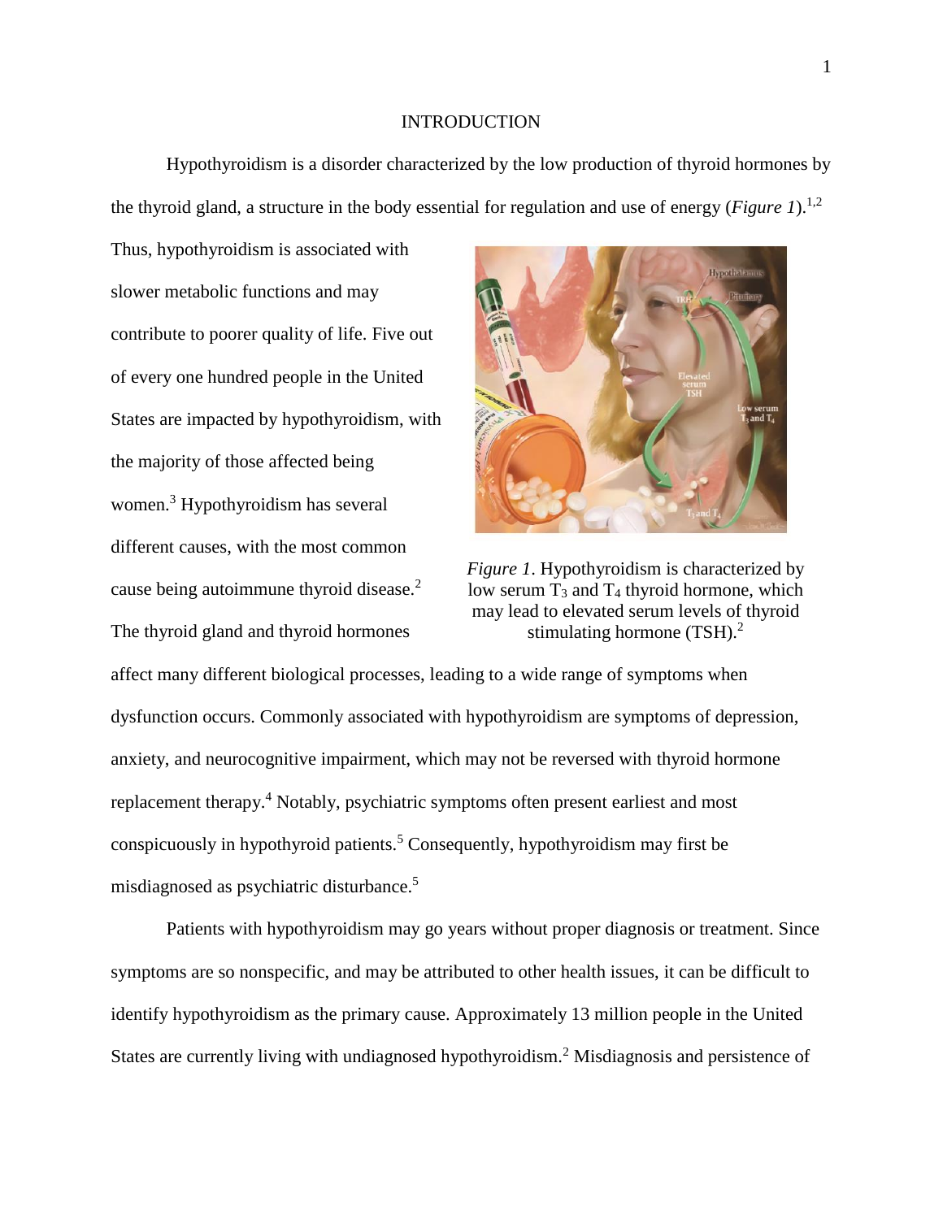# INTRODUCTION

Hypothyroidism is a disorder characterized by the low production of thyroid hormones by the thyroid gland, a structure in the body essential for regulation and use of energy (*Figure 1*).[1,2] Thus, hypothyroidism is associated with slower metabolic functions and may contribute to poorer quality of life. Five out of every one hundred people in the United States are impacted by hypothyroidism, with the majority of those affected being women.[3] Hypothyroidism has several different causes, with the most common cause being autoimmune thyroid disease.[2] The thyroid gland and thyroid hormones affect many different biological processes, leading to a wide range of symptoms when dysfunction occurs. Commonly associated with hypothyroidism are symptoms of depression, anxiety, and neurocognitive impairment, which may not be reversed with thyroid hormone replacement therapy.[4] Notably, psychiatric symptoms often present earliest and most conspicuously in hypothyroid patients.[5] Consequently, hypothyroidism may first be misdiagnosed as psychiatric disturbance.[5]

*Figure 1*. Hypothyroidism is characterized by low serum $T_3$ and $T_4$ thyroid hormone, which may lead to elevated serum levels of thyroid stimulating hormone (TSH).[2]

Patients with hypothyroidism may go years without proper diagnosis or treatment. Since symptoms are so nonspecific, and may be attributed to other health issues, it can be difficult to identify hypothyroidism as the primary cause. Approximately 13 million people in the United States are currently living with undiagnosed hypothyroidism.[2] Misdiagnosis and persistence of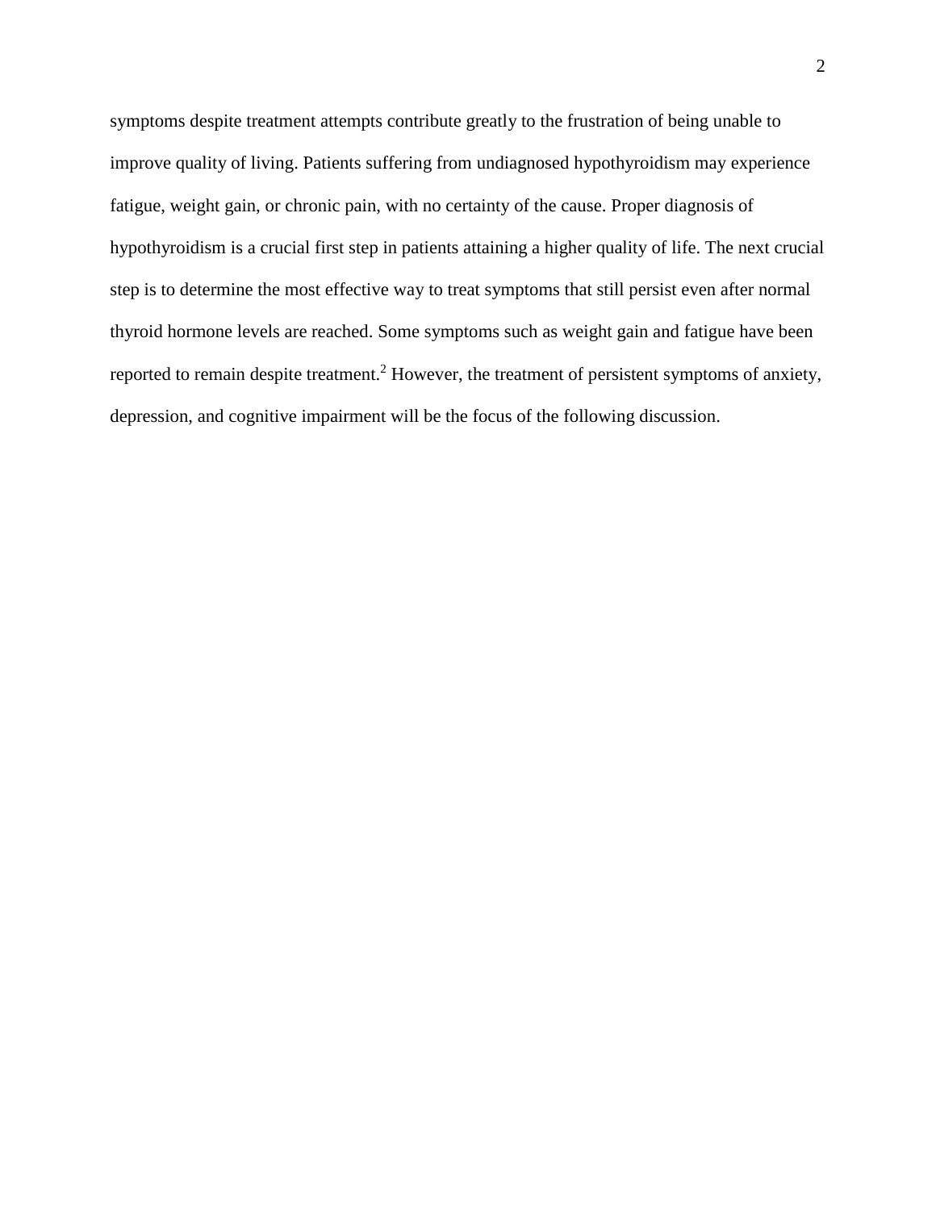symptoms despite treatment attempts contribute greatly to the frustration of being unable to improve quality of living. Patients suffering from undiagnosed hypothyroidism may experience fatigue, weight gain, or chronic pain, with no certainty of the cause. Proper diagnosis of hypothyroidism is a crucial first step in patients attaining a higher quality of life. The next crucial step is to determine the most effective way to treat symptoms that still persist even after normal thyroid hormone levels are reached. Some symptoms such as weight gain and fatigue have been reported to remain despite treatment.[2] However, the treatment of persistent symptoms of anxiety, depression, and cognitive impairment will be the focus of the following discussion.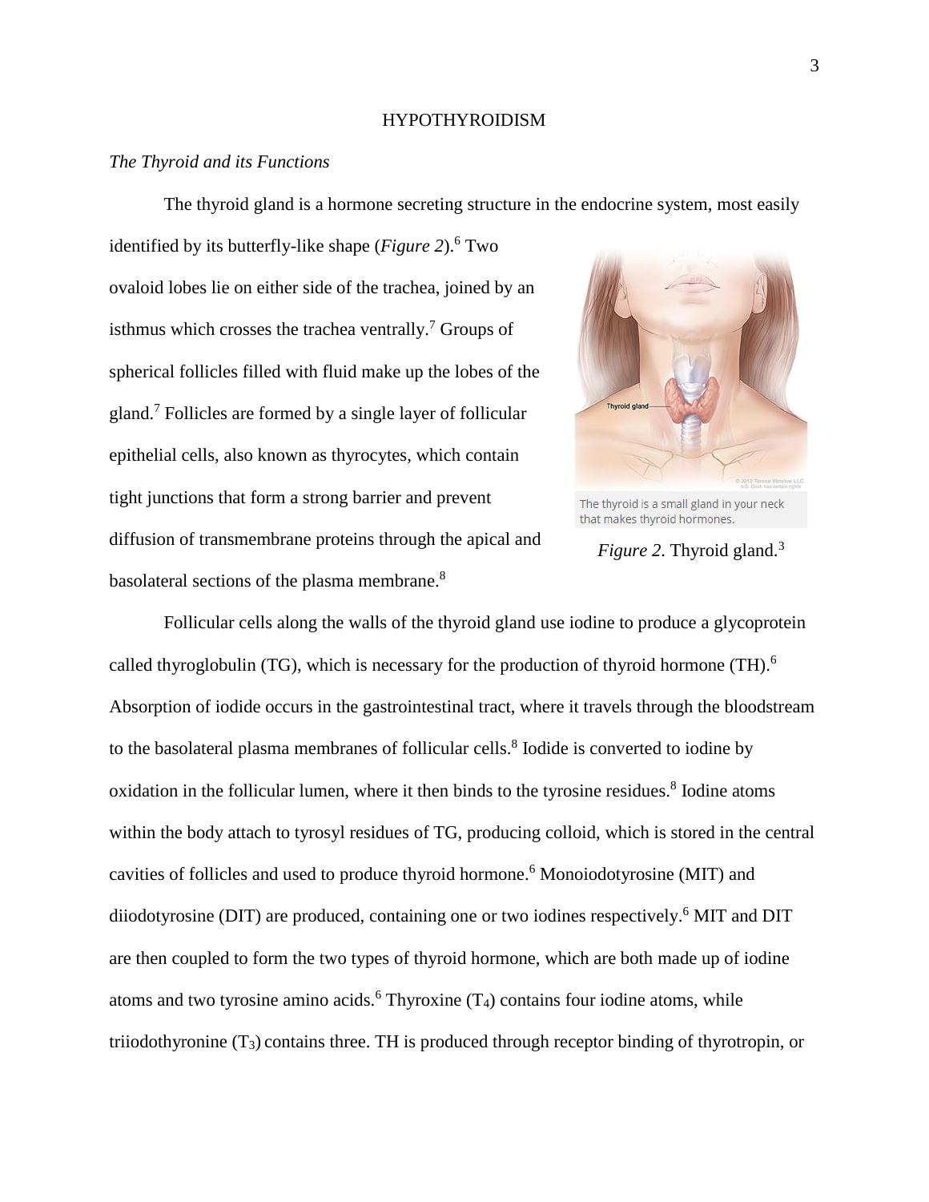# HYPOTHYROIDISM

## *The Thyroid and its Functions*

The thyroid gland is a hormone secreting structure in the endocrine system, most easily identified by its butterfly-like shape (*Figure 2*).[6] Two ovaloid lobes lie on either side of the trachea, joined by an isthmus which crosses the trachea ventrally.[7] Groups of spherical follicles filled with fluid make up the lobes of the gland.[7] Follicles are formed by a single layer of follicular epithelial cells, also known as thyrocytes, which contain tight junctions that form a strong barrier and prevent diffusion of transmembrane proteins through the apical and basolateral sections of the plasma membrane.[8]

The thyroid is a small gland in your neck that makes thyroid hormones.

*Figure 2*. Thyroid gland.[3]

Follicular cells along the walls of the thyroid gland use iodine to produce a glycoprotein called thyroglobulin (TG), which is necessary for the production of thyroid hormone (TH).[6] Absorption of iodide occurs in the gastrointestinal tract, where it travels through the bloodstream to the basolateral plasma membranes of follicular cells.[8] Iodide is converted to iodine by oxidation in the follicular lumen, where it then binds to the tyrosine residues.[8] Iodine atoms within the body attach to tyrosyl residues of TG, producing colloid, which is stored in the central cavities of follicles and used to produce thyroid hormone.[6] Monoiodotyrosine (MIT) and diiodotyrosine (DIT) are produced, containing one or two iodines respectively.[6] MIT and DIT are then coupled to form the two types of thyroid hormone, which are both made up of iodine atoms and two tyrosine amino acids.[6] Thyroxine ($T_4$) contains four iodine atoms, while triiodothyronine ($T_3$) contains three. TH is produced through receptor binding of thyrotropin, or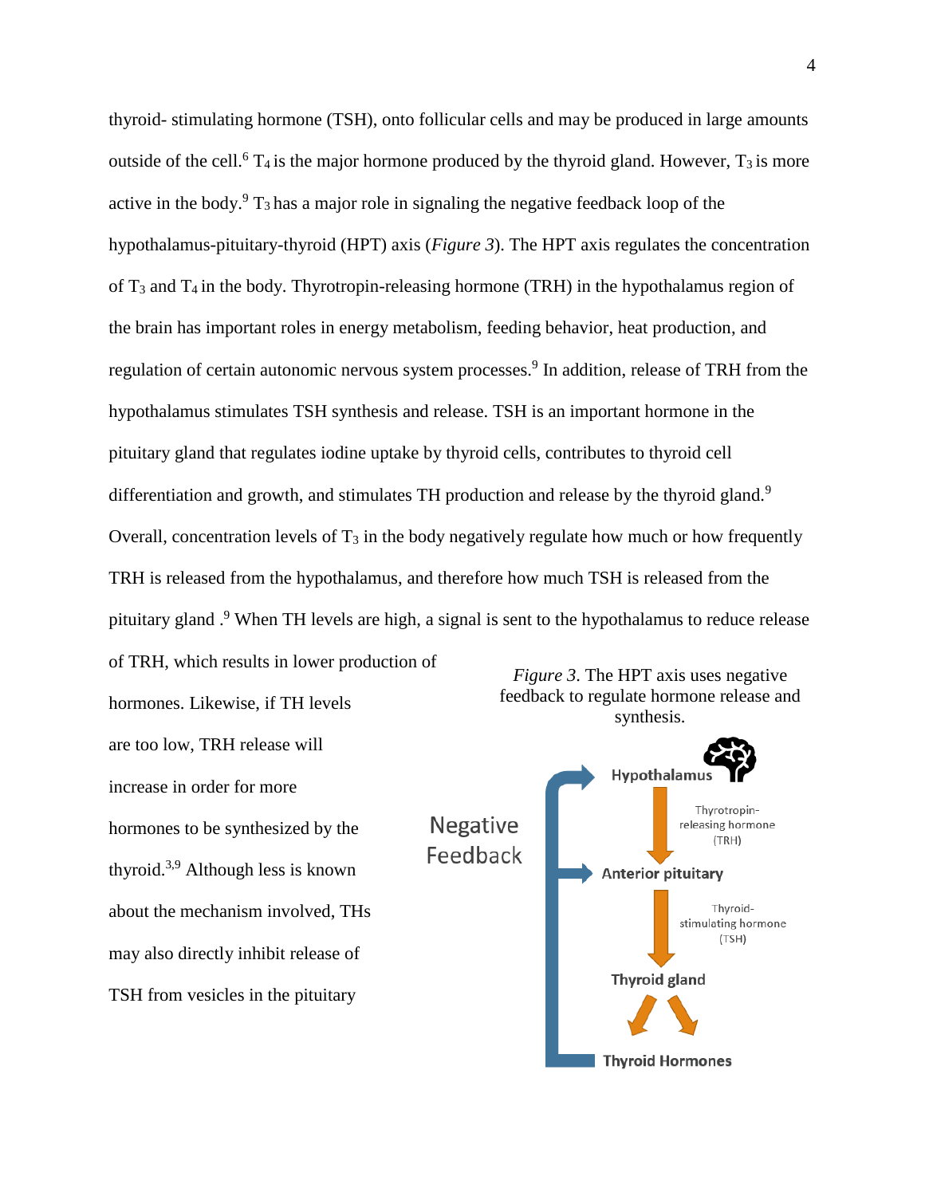thyroid- stimulating hormone (TSH), onto follicular cells and may be produced in large amounts outside of the cell.[6] $T_4$ is the major hormone produced by the thyroid gland. However, $T_3$ is more active in the body.[9] $T_3$ has a major role in signaling the negative feedback loop of the hypothalamus-pituitary-thyroid (HPT) axis (*Figure 3*). The HPT axis regulates the concentration of $T_3$ and $T_4$ in the body. Thyrotropin-releasing hormone (TRH) in the hypothalamus region of the brain has important roles in energy metabolism, feeding behavior, heat production, and regulation of certain autonomic nervous system processes.[9] In addition, release of TRH from the hypothalamus stimulates TSH synthesis and release. TSH is an important hormone in the pituitary gland that regulates iodine uptake by thyroid cells, contributes to thyroid cell differentiation and growth, and stimulates TH production and release by the thyroid gland.[9] Overall, concentration levels of $T_3$ in the body negatively regulate how much or how frequently TRH is released from the hypothalamus, and therefore how much TSH is released from the pituitary gland .[9] When TH levels are high, a signal is sent to the hypothalamus to reduce release of TRH, which results in lower production of hormones. Likewise, if TH levels are too low, TRH release will increase in order for more hormones to be synthesized by the thyroid.[3,9] Although less is known about the mechanism involved, THs may also directly inhibit release of TSH from vesicles in the pituitary

*Figure 3*. The HPT axis uses negative feedback to regulate hormone release and synthesis.

Negative Feedback

Hypothalamus

Thyrotropin-releasing hormone (TRH)

Anterior pituitary

Thyroid-stimulating hormone (TSH)

Thyroid gland

Thyroid Hormones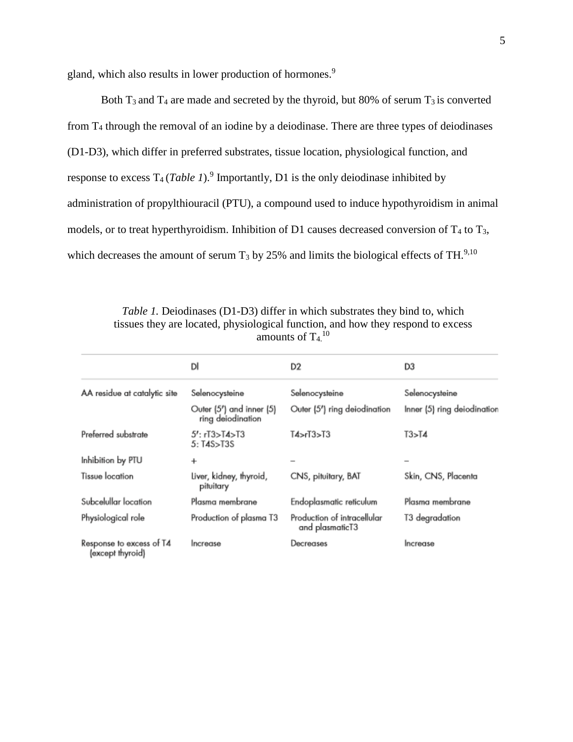gland, which also results in lower production of hormones.[9]

Both $T_3$ and $T_4$ are made and secreted by the thyroid, but 80% of serum $T_3$ is converted from $T_4$ through the removal of an iodine by a deiodinase. There are three types of deiodinases (D1-D3), which differ in preferred substrates, tissue location, physiological function, and response to excess $T_4$ (*Table 1*).[9] Importantly, D1 is the only deiodinase inhibited by administration of propylthiouracil (PTU), a compound used to induce hypothyroidism in animal models, or to treat hyperthyroidism. Inhibition of D1 causes decreased conversion of $T_4$ to $T_3$, which decreases the amount of serum $T_3$ by 25% and limits the biological effects of TH.[9,10]

*Table 1.* Deiodinases (D1-D3) differ in which substrates they bind to, which tissues they are located, physiological function, and how they respond to excess amounts of $T_4$.[10]

| | DI | D2 | D3 |
|---|---|---|---|
| AA residue at catalytic site | Selenocysteine | Selenocysteine | Selenocysteine |
| | Outer (5′) and inner (5) ring deiodination | Outer (5′) ring deiodination | Inner (5) ring deiodination |
| Preferred substrate | 5′: rT3>T4>T3<br>5: T4S>T3S | T4>rT3>T3 | T3>T4 |
| Inhibition by PTU | + | – | – |
| Tissue location | Liver, kidney, thyroid, pituitary | CNS, pituitary, BAT | Skin, CNS, Placenta |
| Subcelullar location | Plasma membrane | Endoplasmatic reticulum | Plasma membrane |
| Physiological role | Production of plasma T3 | Production of intracellular and plasmaticT3 | T3 degradation |
| Response to excess of T4 (except thyroid) | Increase | Decreases | Increase |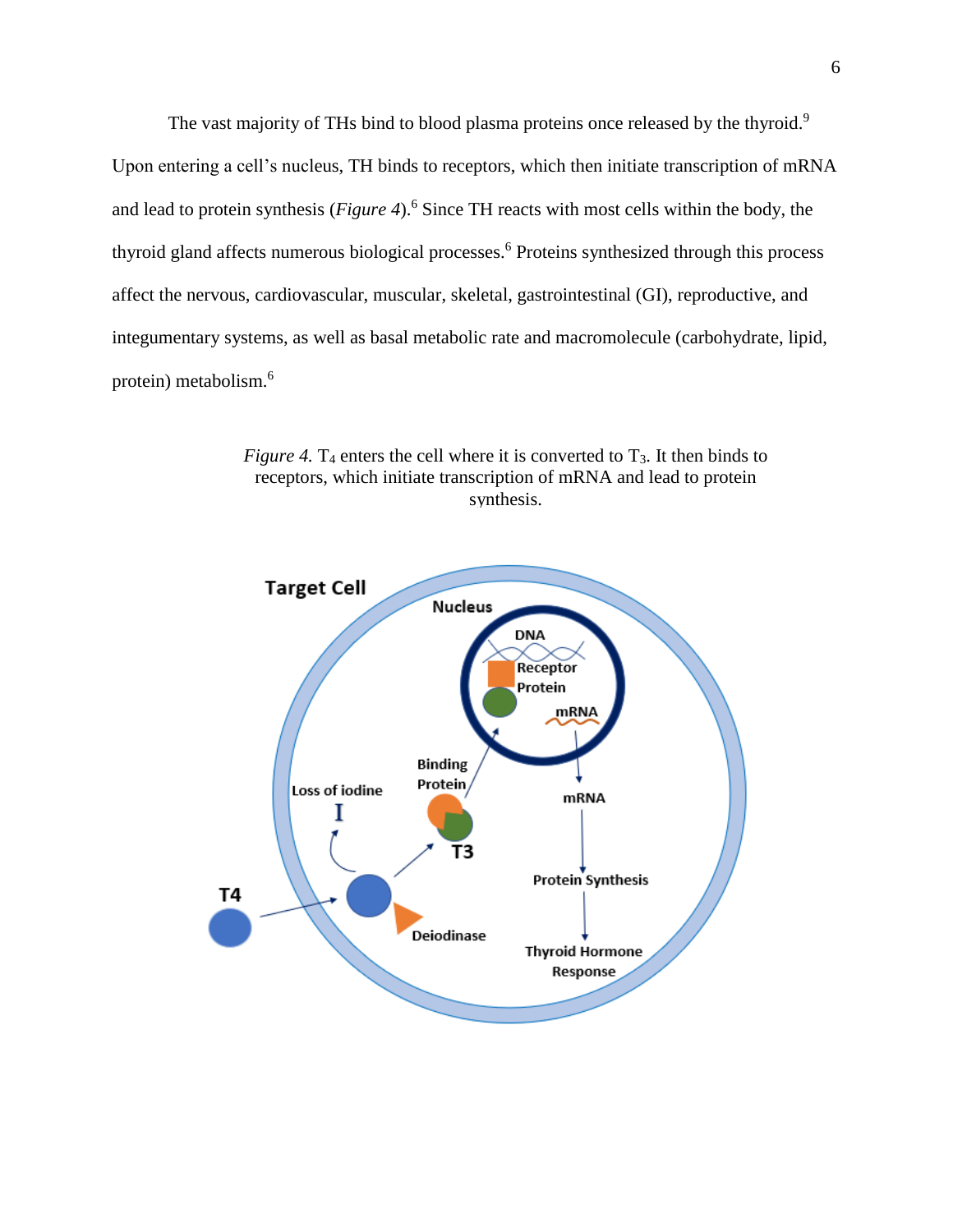The vast majority of THs bind to blood plasma proteins once released by the thyroid.[9] Upon entering a cell's nucleus, TH binds to receptors, which then initiate transcription of mRNA and lead to protein synthesis (*Figure 4*).[6] Since TH reacts with most cells within the body, the thyroid gland affects numerous biological processes.[6] Proteins synthesized through this process affect the nervous, cardiovascular, muscular, skeletal, gastrointestinal (GI), reproductive, and integumentary systems, as well as basal metabolic rate and macromolecule (carbohydrate, lipid, protein) metabolism.[6]

*Figure 4.* $T_4$ enters the cell where it is converted to $T_3$. It then binds to receptors, which initiate transcription of mRNA and lead to protein synthesis.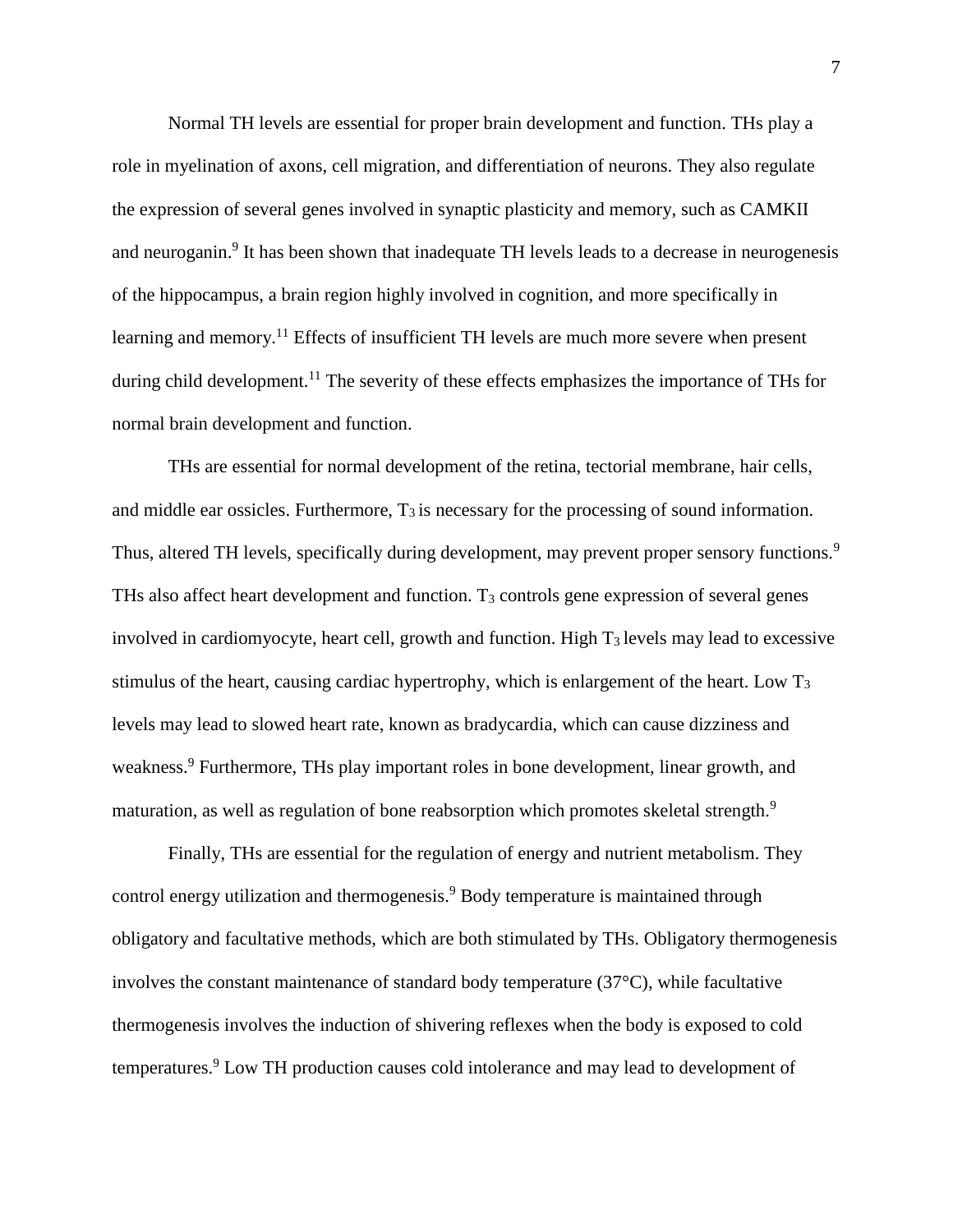Normal TH levels are essential for proper brain development and function. THs play a role in myelination of axons, cell migration, and differentiation of neurons. They also regulate the expression of several genes involved in synaptic plasticity and memory, such as CAMKII and neuroganin.[9] It has been shown that inadequate TH levels leads to a decrease in neurogenesis of the hippocampus, a brain region highly involved in cognition, and more specifically in learning and memory.[11] Effects of insufficient TH levels are much more severe when present during child development.[11] The severity of these effects emphasizes the importance of THs for normal brain development and function.

THs are essential for normal development of the retina, tectorial membrane, hair cells, and middle ear ossicles. Furthermore, $T_3$ is necessary for the processing of sound information. Thus, altered TH levels, specifically during development, may prevent proper sensory functions.[9] THs also affect heart development and function. $T_3$ controls gene expression of several genes involved in cardiomyocyte, heart cell, growth and function. High $T_3$ levels may lead to excessive stimulus of the heart, causing cardiac hypertrophy, which is enlargement of the heart. Low $T_3$ levels may lead to slowed heart rate, known as bradycardia, which can cause dizziness and weakness.[9] Furthermore, THs play important roles in bone development, linear growth, and maturation, as well as regulation of bone reabsorption which promotes skeletal strength.[9]

Finally, THs are essential for the regulation of energy and nutrient metabolism. They control energy utilization and thermogenesis.[9] Body temperature is maintained through obligatory and facultative methods, which are both stimulated by THs. Obligatory thermogenesis involves the constant maintenance of standard body temperature (37°C), while facultative thermogenesis involves the induction of shivering reflexes when the body is exposed to cold temperatures.[9] Low TH production causes cold intolerance and may lead to development of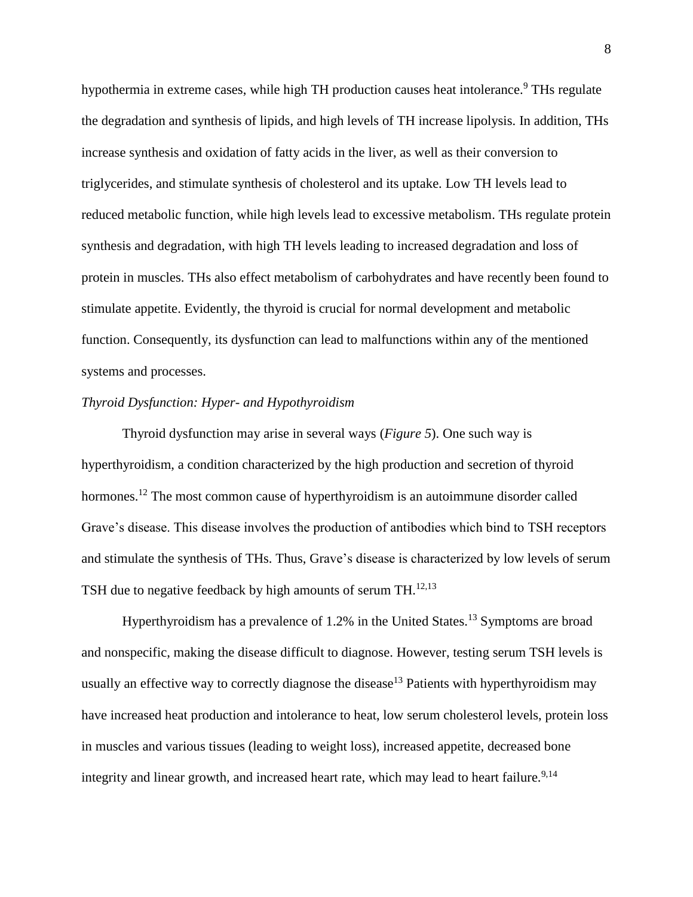hypothermia in extreme cases, while high TH production causes heat intolerance.[9] THs regulate the degradation and synthesis of lipids, and high levels of TH increase lipolysis. In addition, THs increase synthesis and oxidation of fatty acids in the liver, as well as their conversion to triglycerides, and stimulate synthesis of cholesterol and its uptake. Low TH levels lead to reduced metabolic function, while high levels lead to excessive metabolism. THs regulate protein synthesis and degradation, with high TH levels leading to increased degradation and loss of protein in muscles. THs also effect metabolism of carbohydrates and have recently been found to stimulate appetite. Evidently, the thyroid is crucial for normal development and metabolic function. Consequently, its dysfunction can lead to malfunctions within any of the mentioned systems and processes.

*Thyroid Dysfunction: Hyper- and Hypothyroidism*

Thyroid dysfunction may arise in several ways (*Figure 5*). One such way is hyperthyroidism, a condition characterized by the high production and secretion of thyroid hormones.[12] The most common cause of hyperthyroidism is an autoimmune disorder called Grave's disease. This disease involves the production of antibodies which bind to TSH receptors and stimulate the synthesis of THs. Thus, Grave's disease is characterized by low levels of serum TSH due to negative feedback by high amounts of serum TH.[12,13]

Hyperthyroidism has a prevalence of 1.2% in the United States.[13] Symptoms are broad and nonspecific, making the disease difficult to diagnose. However, testing serum TSH levels is usually an effective way to correctly diagnose the disease[13] Patients with hyperthyroidism may have increased heat production and intolerance to heat, low serum cholesterol levels, protein loss in muscles and various tissues (leading to weight loss), increased appetite, decreased bone integrity and linear growth, and increased heart rate, which may lead to heart failure.[9,14]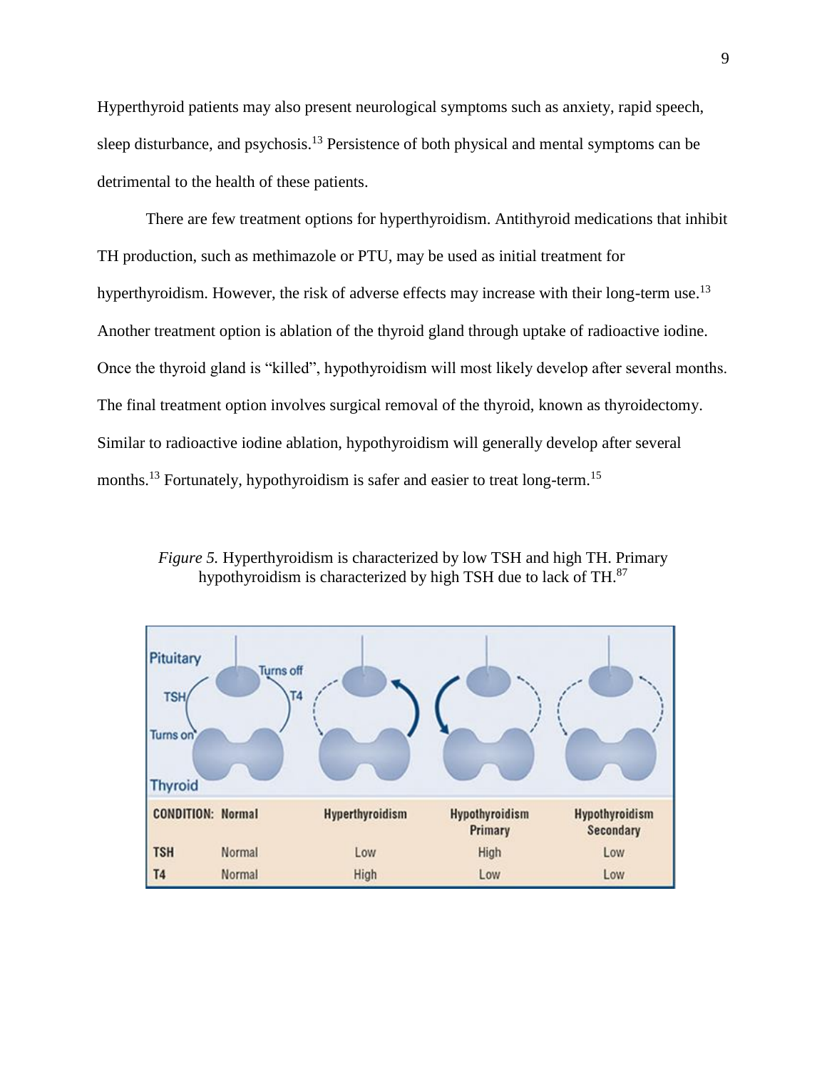Hyperthyroid patients may also present neurological symptoms such as anxiety, rapid speech, sleep disturbance, and psychosis.[13] Persistence of both physical and mental symptoms can be detrimental to the health of these patients.

There are few treatment options for hyperthyroidism. Antithyroid medications that inhibit TH production, such as methimazole or PTU, may be used as initial treatment for hyperthyroidism. However, the risk of adverse effects may increase with their long-term use.[13] Another treatment option is ablation of the thyroid gland through uptake of radioactive iodine. Once the thyroid gland is "killed", hypothyroidism will most likely develop after several months. The final treatment option involves surgical removal of the thyroid, known as thyroidectomy. Similar to radioactive iodine ablation, hypothyroidism will generally develop after several months.[13] Fortunately, hypothyroidism is safer and easier to treat long-term.[15]

*Figure 5.* Hyperthyroidism is characterized by low TSH and high TH. Primary hypothyroidism is characterized by high TSH due to lack of TH.[87]

| CONDITION: | Normal | Hyperthyroidism | Hypothyroidism Primary | Hypothyroidism Secondary |
|---|---|---|---|---|
| TSH | Normal | Low | High | Low |
| T4 | Normal | High | Low | Low |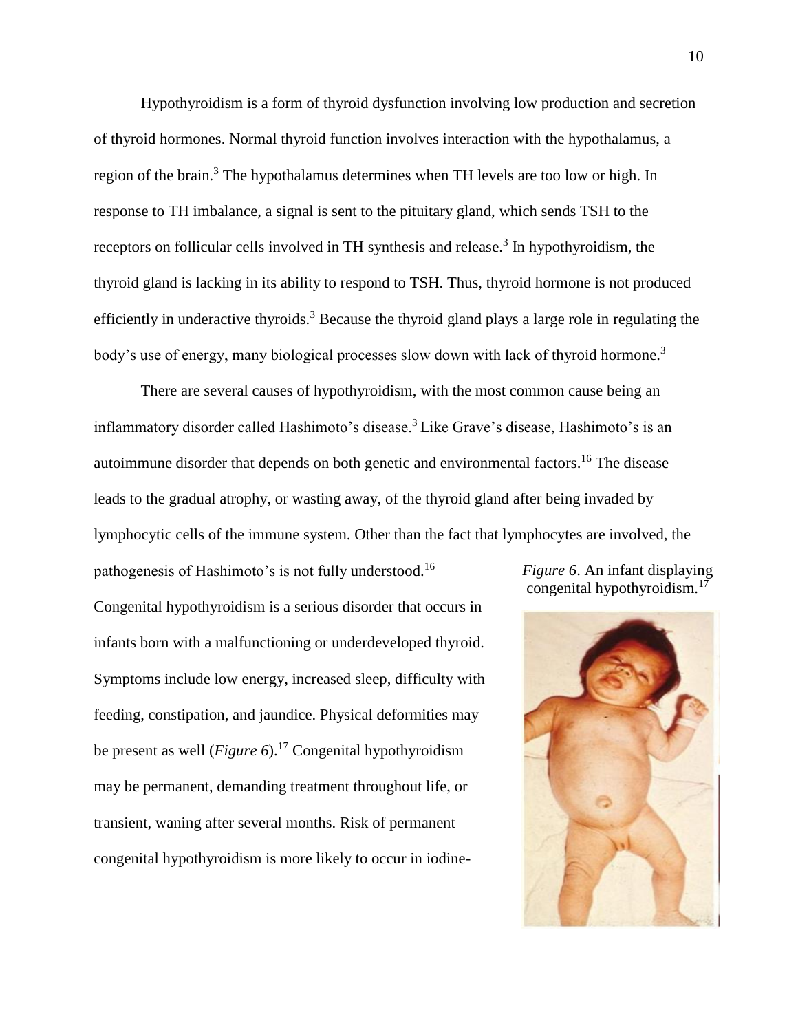Hypothyroidism is a form of thyroid dysfunction involving low production and secretion of thyroid hormones. Normal thyroid function involves interaction with the hypothalamus, a region of the brain.[3] The hypothalamus determines when TH levels are too low or high. In response to TH imbalance, a signal is sent to the pituitary gland, which sends TSH to the receptors on follicular cells involved in TH synthesis and release.[3] In hypothyroidism, the thyroid gland is lacking in its ability to respond to TSH. Thus, thyroid hormone is not produced efficiently in underactive thyroids.[3] Because the thyroid gland plays a large role in regulating the body's use of energy, many biological processes slow down with lack of thyroid hormone.[3]

There are several causes of hypothyroidism, with the most common cause being an inflammatory disorder called Hashimoto's disease.[3] Like Grave's disease, Hashimoto's is an autoimmune disorder that depends on both genetic and environmental factors.[16] The disease leads to the gradual atrophy, or wasting away, of the thyroid gland after being invaded by lymphocytic cells of the immune system. Other than the fact that lymphocytes are involved, the pathogenesis of Hashimoto's is not fully understood.[16] Congenital hypothyroidism is a serious disorder that occurs in infants born with a malfunctioning or underdeveloped thyroid. Symptoms include low energy, increased sleep, difficulty with feeding, constipation, and jaundice. Physical deformities may be present as well (*Figure 6*).[17] Congenital hypothyroidism may be permanent, demanding treatment throughout life, or transient, waning after several months. Risk of permanent congenital hypothyroidism is more likely to occur in iodine-

*Figure 6*. An infant displaying congenital hypothyroidism.[17]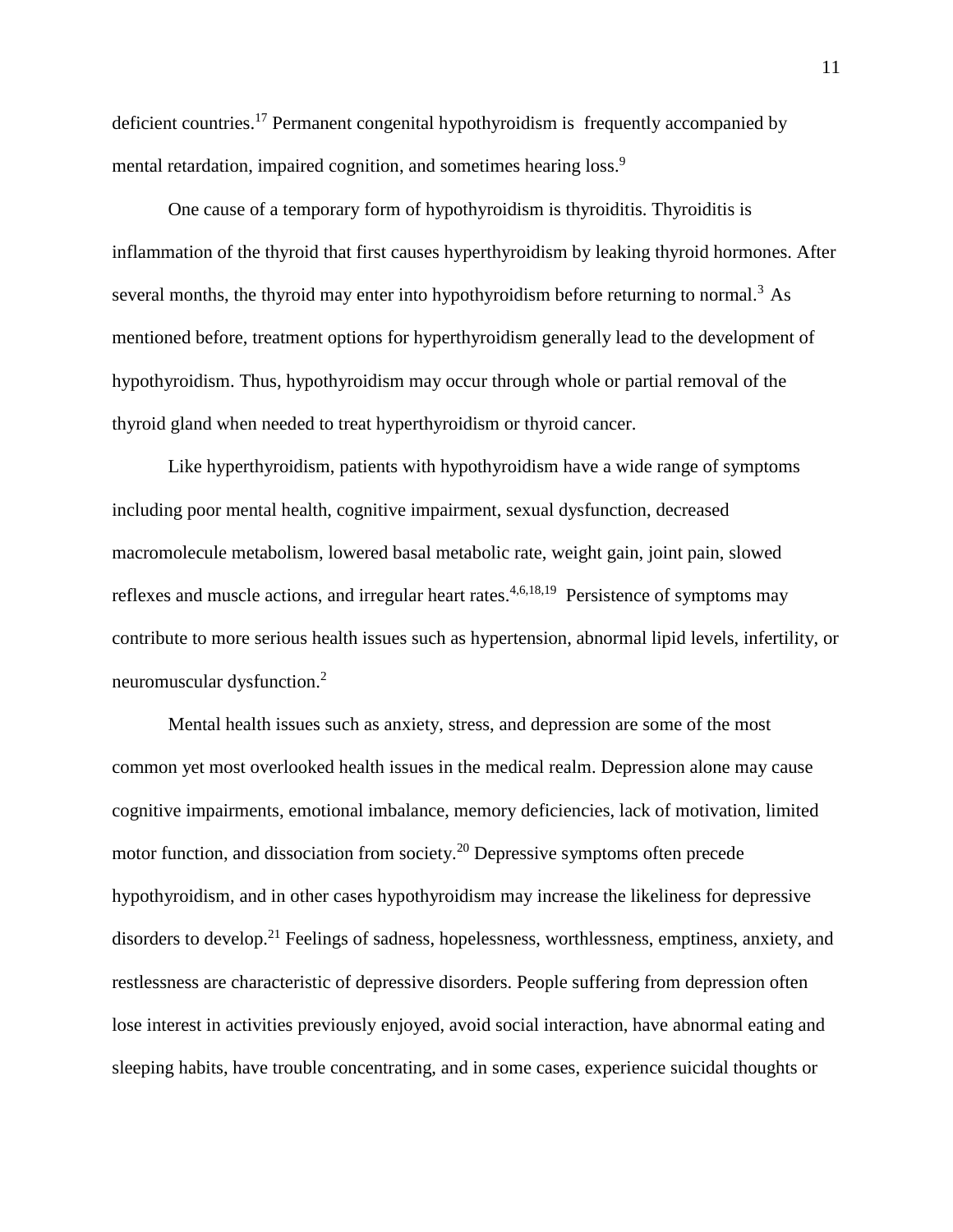deficient countries.[17] Permanent congenital hypothyroidism is frequently accompanied by mental retardation, impaired cognition, and sometimes hearing loss.[9]

One cause of a temporary form of hypothyroidism is thyroiditis. Thyroiditis is inflammation of the thyroid that first causes hyperthyroidism by leaking thyroid hormones. After several months, the thyroid may enter into hypothyroidism before returning to normal.[3] As mentioned before, treatment options for hyperthyroidism generally lead to the development of hypothyroidism. Thus, hypothyroidism may occur through whole or partial removal of the thyroid gland when needed to treat hyperthyroidism or thyroid cancer.

Like hyperthyroidism, patients with hypothyroidism have a wide range of symptoms including poor mental health, cognitive impairment, sexual dysfunction, decreased macromolecule metabolism, lowered basal metabolic rate, weight gain, joint pain, slowed reflexes and muscle actions, and irregular heart rates.[4,6,18,19] Persistence of symptoms may contribute to more serious health issues such as hypertension, abnormal lipid levels, infertility, or neuromuscular dysfunction.[2]

Mental health issues such as anxiety, stress, and depression are some of the most common yet most overlooked health issues in the medical realm. Depression alone may cause cognitive impairments, emotional imbalance, memory deficiencies, lack of motivation, limited motor function, and dissociation from society.[20] Depressive symptoms often precede hypothyroidism, and in other cases hypothyroidism may increase the likeliness for depressive disorders to develop.[21] Feelings of sadness, hopelessness, worthlessness, emptiness, anxiety, and restlessness are characteristic of depressive disorders. People suffering from depression often lose interest in activities previously enjoyed, avoid social interaction, have abnormal eating and sleeping habits, have trouble concentrating, and in some cases, experience suicidal thoughts or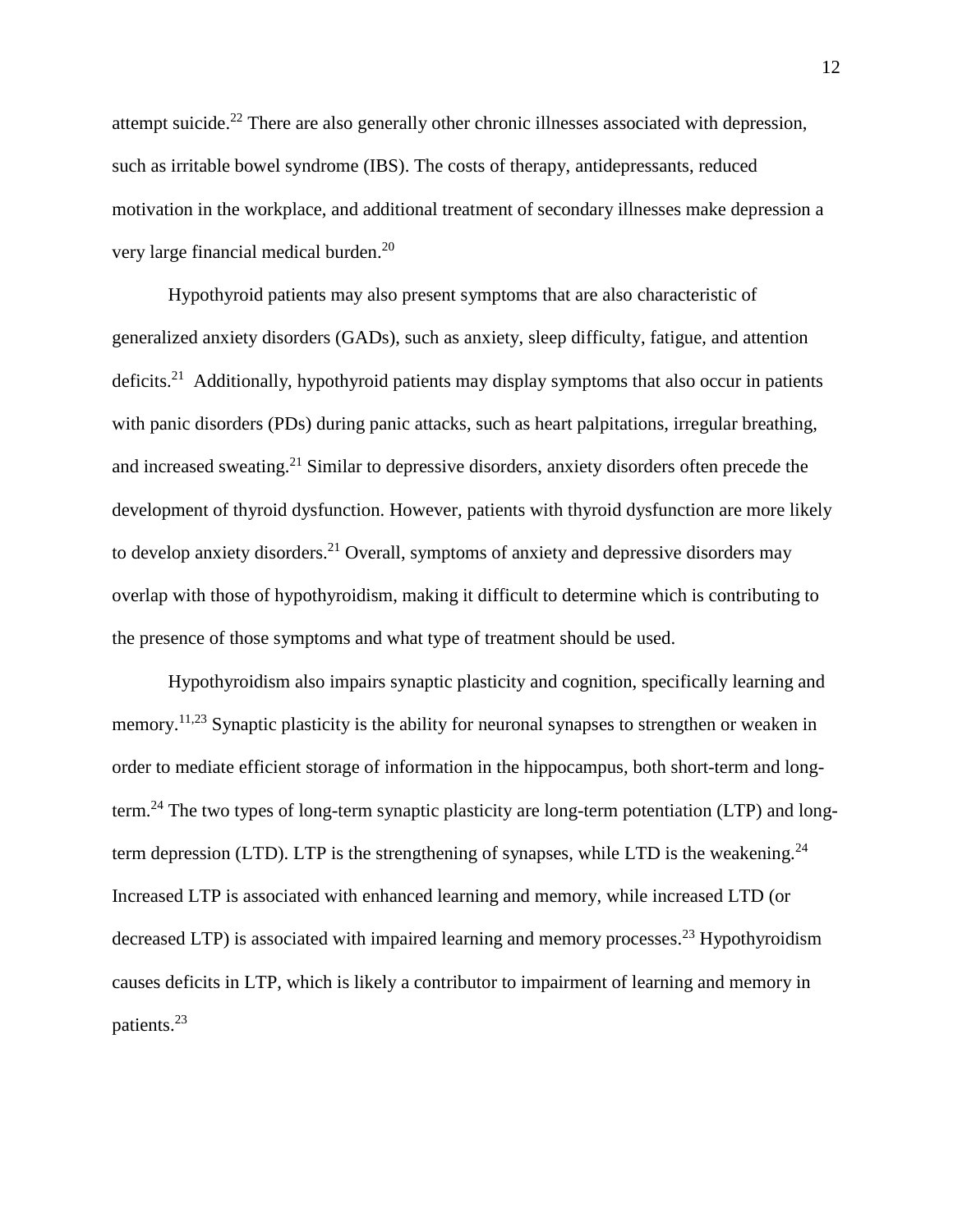attempt suicide.[22] There are also generally other chronic illnesses associated with depression, such as irritable bowel syndrome (IBS). The costs of therapy, antidepressants, reduced motivation in the workplace, and additional treatment of secondary illnesses make depression a very large financial medical burden.[20]

Hypothyroid patients may also present symptoms that are also characteristic of generalized anxiety disorders (GADs), such as anxiety, sleep difficulty, fatigue, and attention deficits.[21] Additionally, hypothyroid patients may display symptoms that also occur in patients with panic disorders (PDs) during panic attacks, such as heart palpitations, irregular breathing, and increased sweating.[21] Similar to depressive disorders, anxiety disorders often precede the development of thyroid dysfunction. However, patients with thyroid dysfunction are more likely to develop anxiety disorders.[21] Overall, symptoms of anxiety and depressive disorders may overlap with those of hypothyroidism, making it difficult to determine which is contributing to the presence of those symptoms and what type of treatment should be used.

Hypothyroidism also impairs synaptic plasticity and cognition, specifically learning and memory.[11,23] Synaptic plasticity is the ability for neuronal synapses to strengthen or weaken in order to mediate efficient storage of information in the hippocampus, both short-term and long-term.[24] The two types of long-term synaptic plasticity are long-term potentiation (LTP) and long-term depression (LTD). LTP is the strengthening of synapses, while LTD is the weakening.[24] Increased LTP is associated with enhanced learning and memory, while increased LTD (or decreased LTP) is associated with impaired learning and memory processes.[23] Hypothyroidism causes deficits in LTP, which is likely a contributor to impairment of learning and memory in patients.[23]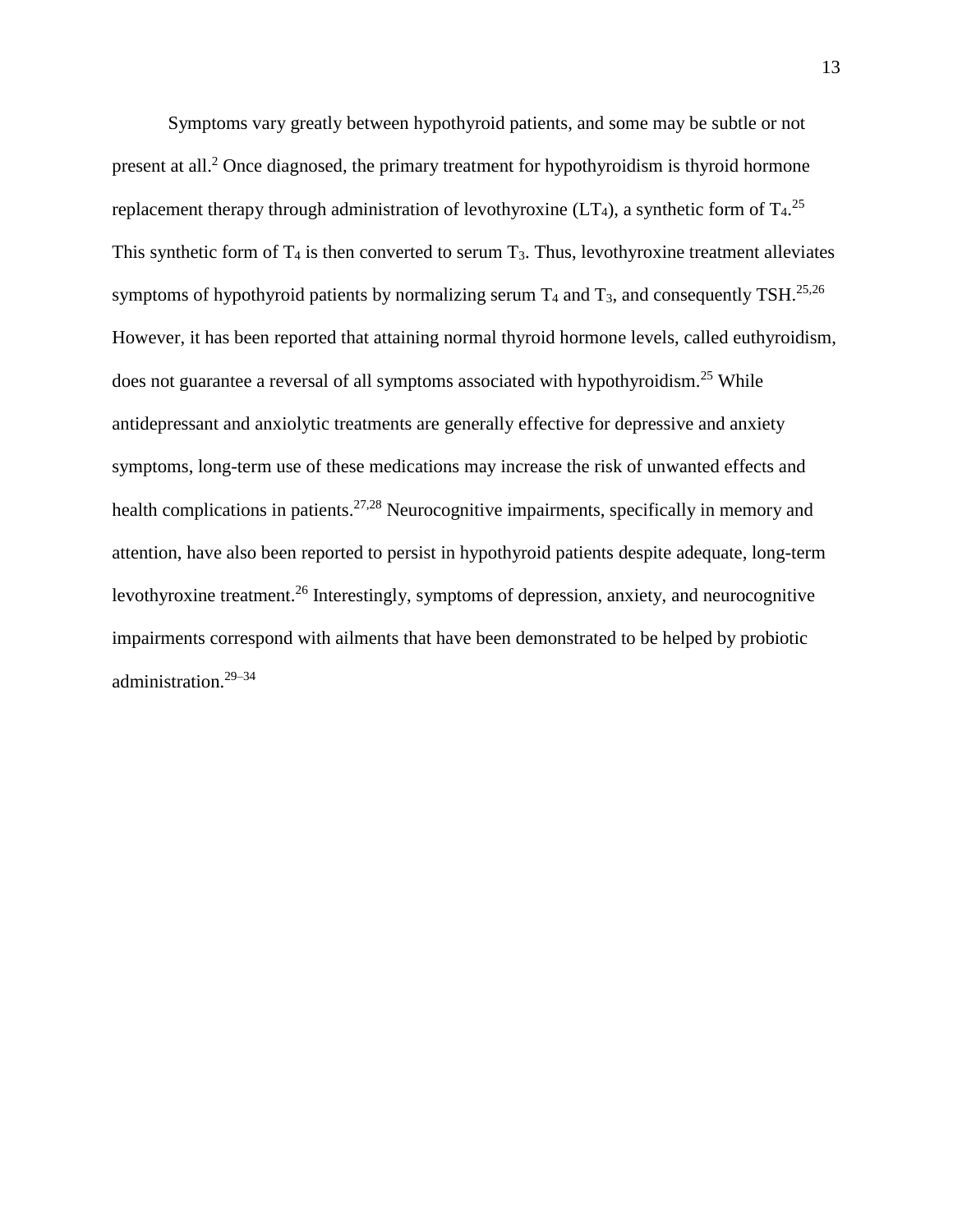Symptoms vary greatly between hypothyroid patients, and some may be subtle or not present at all.[2] Once diagnosed, the primary treatment for hypothyroidism is thyroid hormone replacement therapy through administration of levothyroxine ($LT_4$), a synthetic form of $T_4$.[25] This synthetic form of $T_4$ is then converted to serum $T_3$. Thus, levothyroxine treatment alleviates symptoms of hypothyroid patients by normalizing serum $T_4$ and $T_3$, and consequently TSH.[25,26] However, it has been reported that attaining normal thyroid hormone levels, called euthyroidism, does not guarantee a reversal of all symptoms associated with hypothyroidism.[25] While antidepressant and anxiolytic treatments are generally effective for depressive and anxiety symptoms, long-term use of these medications may increase the risk of unwanted effects and health complications in patients.[27,28] Neurocognitive impairments, specifically in memory and attention, have also been reported to persist in hypothyroid patients despite adequate, long-term levothyroxine treatment.[26] Interestingly, symptoms of depression, anxiety, and neurocognitive impairments correspond with ailments that have been demonstrated to be helped by probiotic administration.[29–34]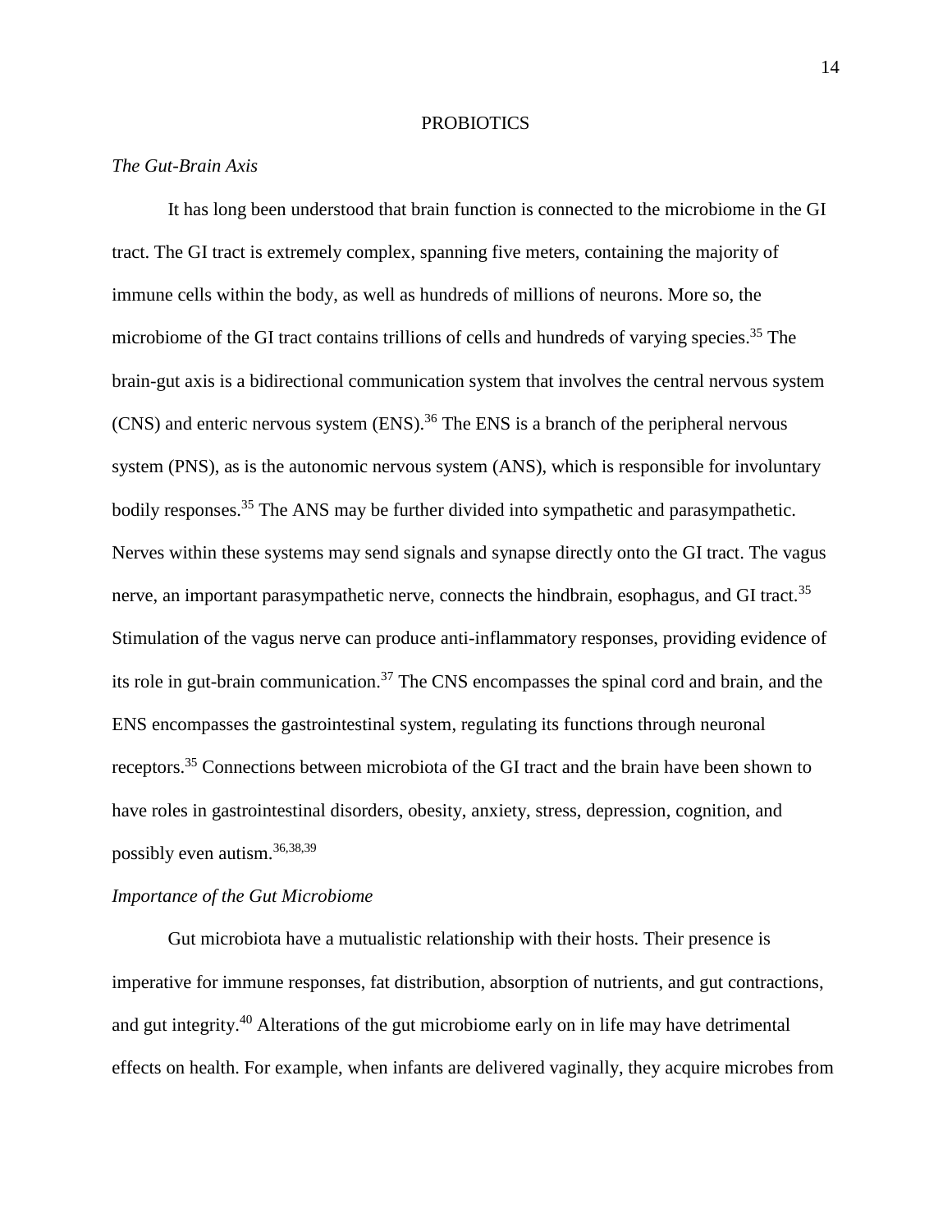# PROBIOTICS

*The Gut-Brain Axis*

It has long been understood that brain function is connected to the microbiome in the GI tract. The GI tract is extremely complex, spanning five meters, containing the majority of immune cells within the body, as well as hundreds of millions of neurons. More so, the microbiome of the GI tract contains trillions of cells and hundreds of varying species.[35] The brain-gut axis is a bidirectional communication system that involves the central nervous system (CNS) and enteric nervous system (ENS).[36] The ENS is a branch of the peripheral nervous system (PNS), as is the autonomic nervous system (ANS), which is responsible for involuntary bodily responses.[35] The ANS may be further divided into sympathetic and parasympathetic. Nerves within these systems may send signals and synapse directly onto the GI tract. The vagus nerve, an important parasympathetic nerve, connects the hindbrain, esophagus, and GI tract.[35] Stimulation of the vagus nerve can produce anti-inflammatory responses, providing evidence of its role in gut-brain communication.[37] The CNS encompasses the spinal cord and brain, and the ENS encompasses the gastrointestinal system, regulating its functions through neuronal receptors.[35] Connections between microbiota of the GI tract and the brain have been shown to have roles in gastrointestinal disorders, obesity, anxiety, stress, depression, cognition, and possibly even autism.[36,38,39]

*Importance of the Gut Microbiome*

Gut microbiota have a mutualistic relationship with their hosts. Their presence is imperative for immune responses, fat distribution, absorption of nutrients, and gut contractions, and gut integrity.[40] Alterations of the gut microbiome early on in life may have detrimental effects on health. For example, when infants are delivered vaginally, they acquire microbes from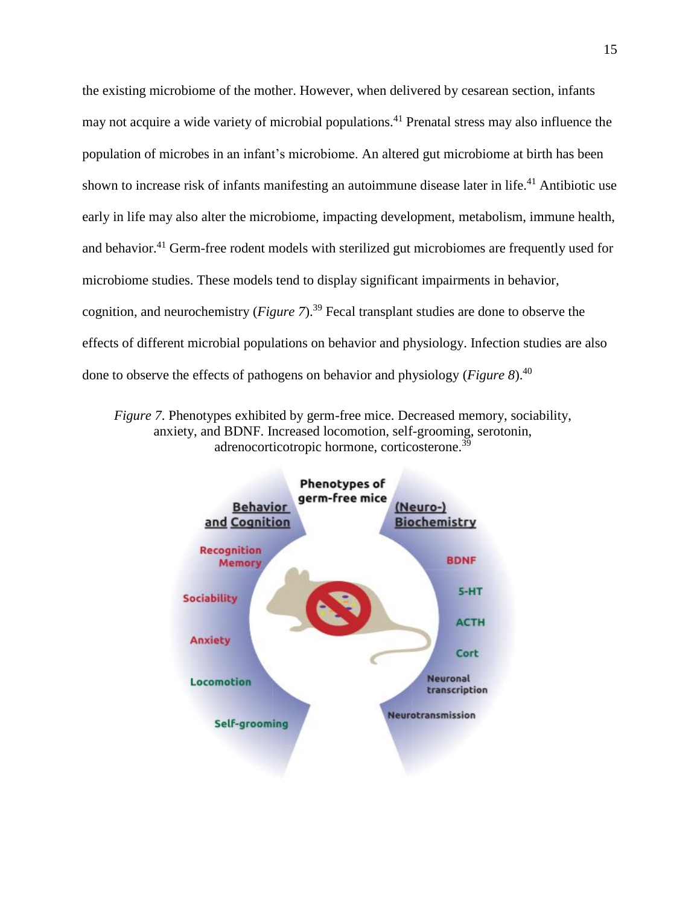the existing microbiome of the mother. However, when delivered by cesarean section, infants may not acquire a wide variety of microbial populations.[41] Prenatal stress may also influence the population of microbes in an infant's microbiome. An altered gut microbiome at birth has been shown to increase risk of infants manifesting an autoimmune disease later in life.[41] Antibiotic use early in life may also alter the microbiome, impacting development, metabolism, immune health, and behavior.[41] Germ-free rodent models with sterilized gut microbiomes are frequently used for microbiome studies. These models tend to display significant impairments in behavior, cognition, and neurochemistry (*Figure 7*).[39] Fecal transplant studies are done to observe the effects of different microbial populations on behavior and physiology. Infection studies are also done to observe the effects of pathogens on behavior and physiology (*Figure 8*).[40]

*Figure 7*. Phenotypes exhibited by germ-free mice. Decreased memory, sociability, anxiety, and BDNF. Increased locomotion, self-grooming, serotonin, adrenocorticotropic hormone, corticosterone.[39]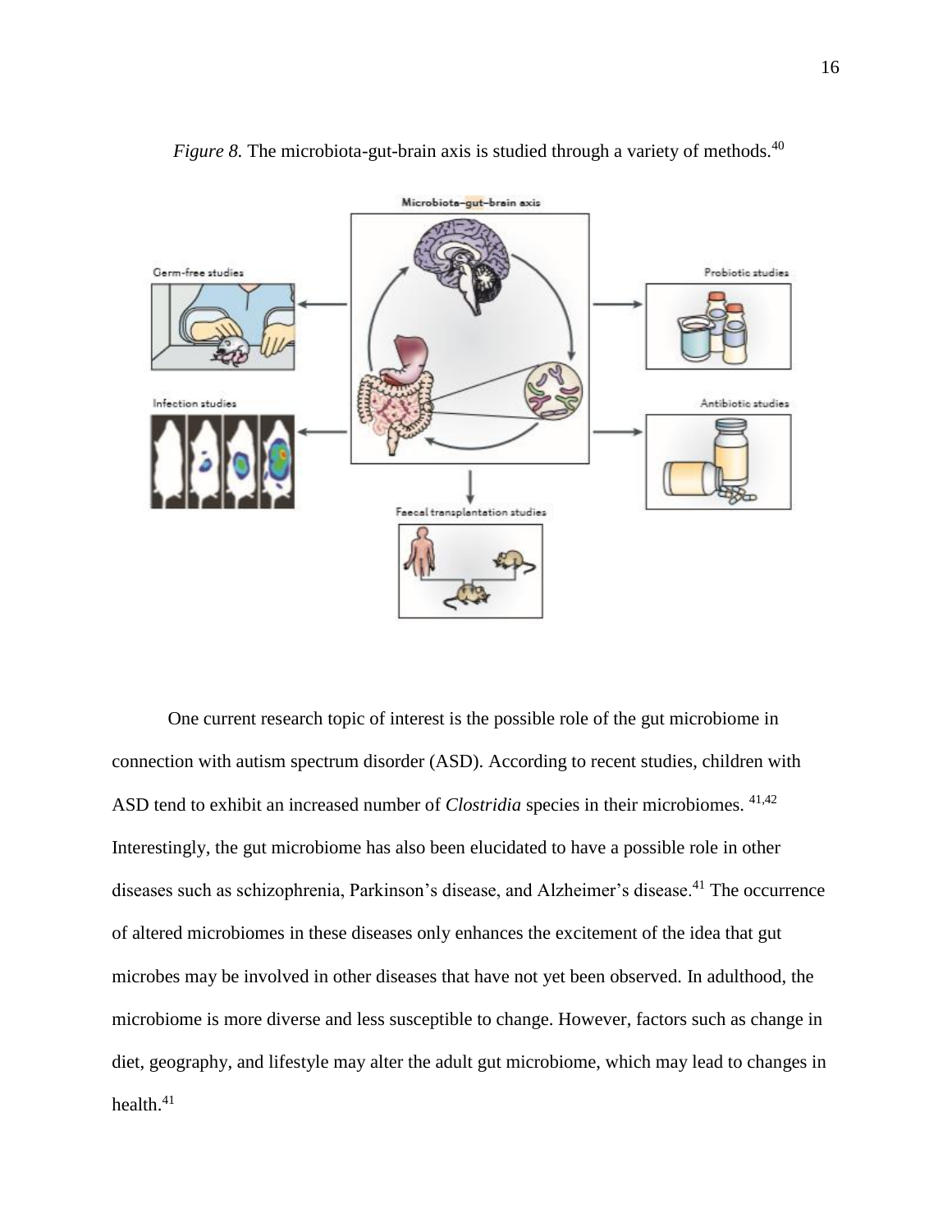*Figure 8.* The microbiota-gut-brain axis is studied through a variety of methods.[40]

One current research topic of interest is the possible role of the gut microbiome in connection with autism spectrum disorder (ASD). According to recent studies, children with ASD tend to exhibit an increased number of *Clostridia* species in their microbiomes. [41,42] Interestingly, the gut microbiome has also been elucidated to have a possible role in other diseases such as schizophrenia, Parkinson's disease, and Alzheimer's disease.[41] The occurrence of altered microbiomes in these diseases only enhances the excitement of the idea that gut microbes may be involved in other diseases that have not yet been observed. In adulthood, the microbiome is more diverse and less susceptible to change. However, factors such as change in diet, geography, and lifestyle may alter the adult gut microbiome, which may lead to changes in health.[41]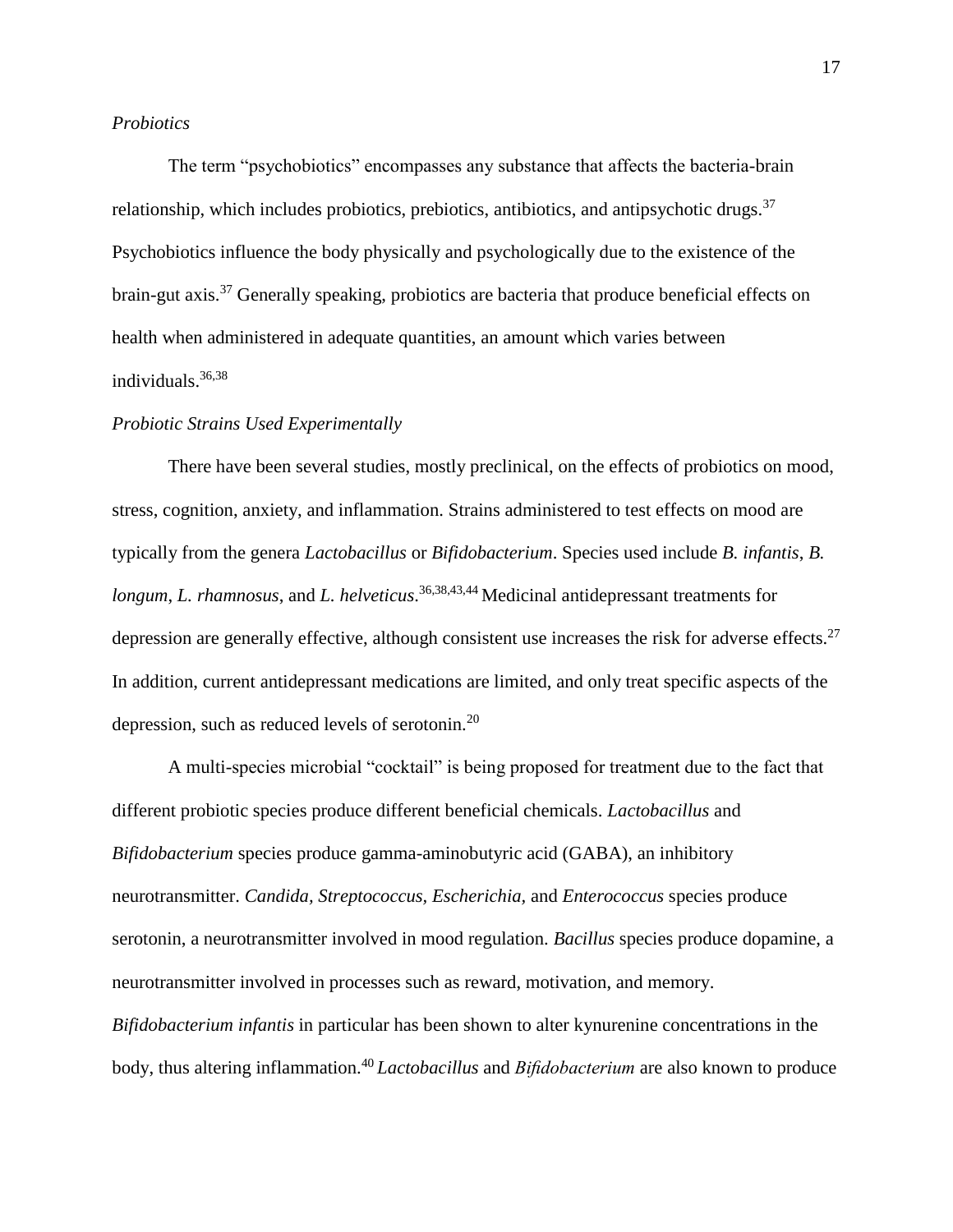*Probiotics*

The term "psychobiotics" encompasses any substance that affects the bacteria-brain relationship, which includes probiotics, prebiotics, antibiotics, and antipsychotic drugs.[37] Psychobiotics influence the body physically and psychologically due to the existence of the brain-gut axis.[37] Generally speaking, probiotics are bacteria that produce beneficial effects on health when administered in adequate quantities, an amount which varies between individuals.[36,38]

*Probiotic Strains Used Experimentally*

There have been several studies, mostly preclinical, on the effects of probiotics on mood, stress, cognition, anxiety, and inflammation. Strains administered to test effects on mood are typically from the genera *Lactobacillus* or *Bifidobacterium*. Species used include *B. infantis*, *B. longum*, *L. rhamnosus*, and *L. helveticus*.[36,38,43,44] Medicinal antidepressant treatments for depression are generally effective, although consistent use increases the risk for adverse effects.[27] In addition, current antidepressant medications are limited, and only treat specific aspects of the depression, such as reduced levels of serotonin.[20]

A multi-species microbial "cocktail" is being proposed for treatment due to the fact that different probiotic species produce different beneficial chemicals. *Lactobacillus* and *Bifidobacterium* species produce gamma-aminobutyric acid (GABA), an inhibitory neurotransmitter. *Candida, Streptococcus, Escherichia,* and *Enterococcus* species produce serotonin, a neurotransmitter involved in mood regulation. *Bacillus* species produce dopamine, a neurotransmitter involved in processes such as reward, motivation, and memory. *Bifidobacterium infantis* in particular has been shown to alter kynurenine concentrations in the body, thus altering inflammation.[40] *Lactobacillus* and *Bifidobacterium* are also known to produce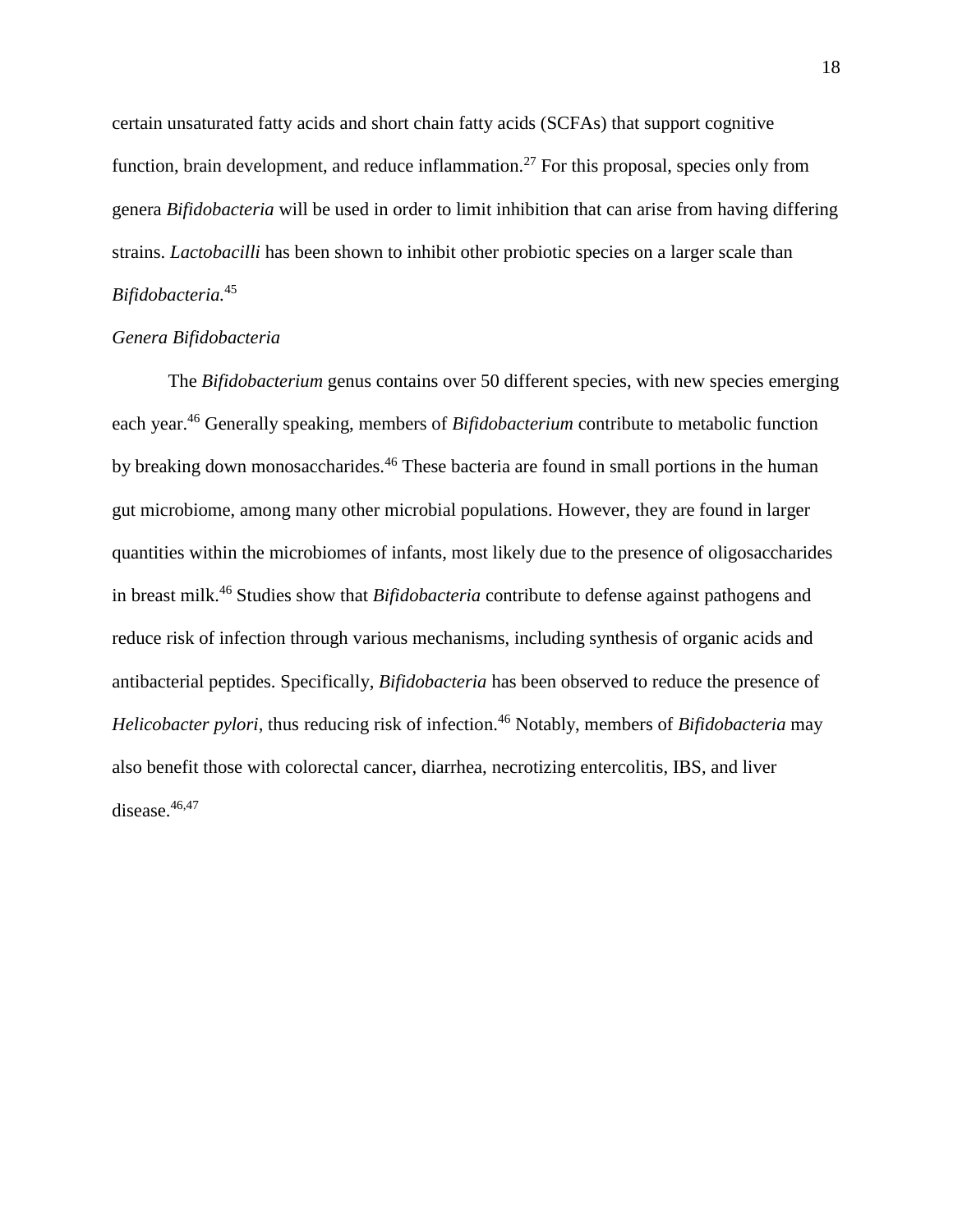certain unsaturated fatty acids and short chain fatty acids (SCFAs) that support cognitive function, brain development, and reduce inflammation.[27] For this proposal, species only from genera *Bifidobacteria* will be used in order to limit inhibition that can arise from having differing strains. *Lactobacilli* has been shown to inhibit other probiotic species on a larger scale than *Bifidobacteria*.[45]

### *Genera Bifidobacteria*

The *Bifidobacterium* genus contains over 50 different species, with new species emerging each year.[46] Generally speaking, members of *Bifidobacterium* contribute to metabolic function by breaking down monosaccharides.[46] These bacteria are found in small portions in the human gut microbiome, among many other microbial populations. However, they are found in larger quantities within the microbiomes of infants, most likely due to the presence of oligosaccharides in breast milk.[46] Studies show that *Bifidobacteria* contribute to defense against pathogens and reduce risk of infection through various mechanisms, including synthesis of organic acids and antibacterial peptides. Specifically, *Bifidobacteria* has been observed to reduce the presence of *Helicobacter pylori*, thus reducing risk of infection.[46] Notably, members of *Bifidobacteria* may also benefit those with colorectal cancer, diarrhea, necrotizing entercolitis, IBS, and liver disease.[46,47]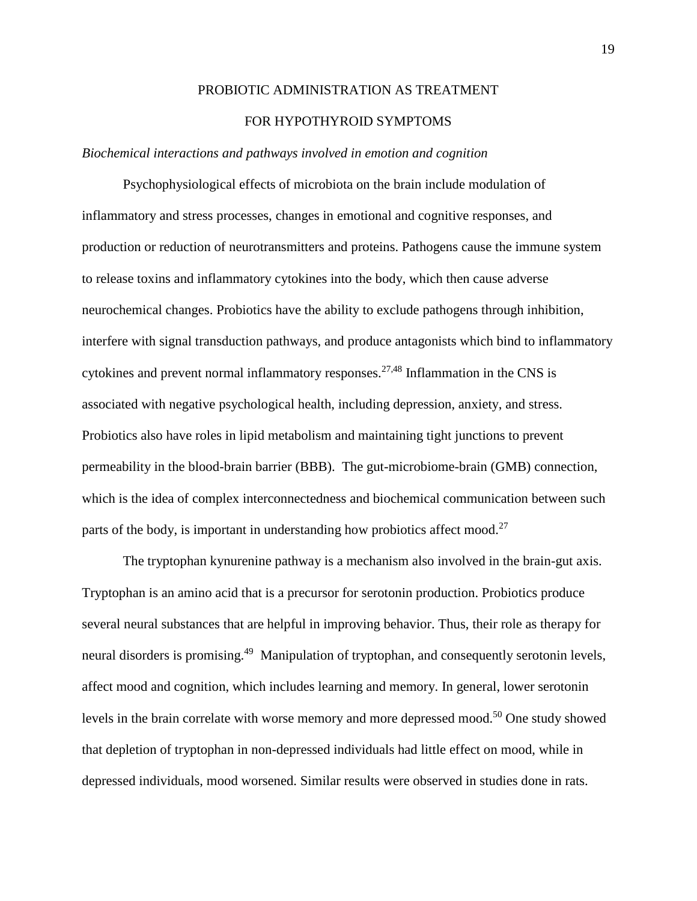# PROBIOTIC ADMINISTRATION AS TREATMENT FOR HYPOTHYROID SYMPTOMS

*Biochemical interactions and pathways involved in emotion and cognition*

Psychophysiological effects of microbiota on the brain include modulation of inflammatory and stress processes, changes in emotional and cognitive responses, and production or reduction of neurotransmitters and proteins. Pathogens cause the immune system to release toxins and inflammatory cytokines into the body, which then cause adverse neurochemical changes. Probiotics have the ability to exclude pathogens through inhibition, interfere with signal transduction pathways, and produce antagonists which bind to inflammatory cytokines and prevent normal inflammatory responses.[27,48] Inflammation in the CNS is associated with negative psychological health, including depression, anxiety, and stress. Probiotics also have roles in lipid metabolism and maintaining tight junctions to prevent permeability in the blood-brain barrier (BBB). The gut-microbiome-brain (GMB) connection, which is the idea of complex interconnectedness and biochemical communication between such parts of the body, is important in understanding how probiotics affect mood.[27]

The tryptophan kynurenine pathway is a mechanism also involved in the brain-gut axis. Tryptophan is an amino acid that is a precursor for serotonin production. Probiotics produce several neural substances that are helpful in improving behavior. Thus, their role as therapy for neural disorders is promising.[49] Manipulation of tryptophan, and consequently serotonin levels, affect mood and cognition, which includes learning and memory. In general, lower serotonin levels in the brain correlate with worse memory and more depressed mood.[50] One study showed that depletion of tryptophan in non-depressed individuals had little effect on mood, while in depressed individuals, mood worsened. Similar results were observed in studies done in rats.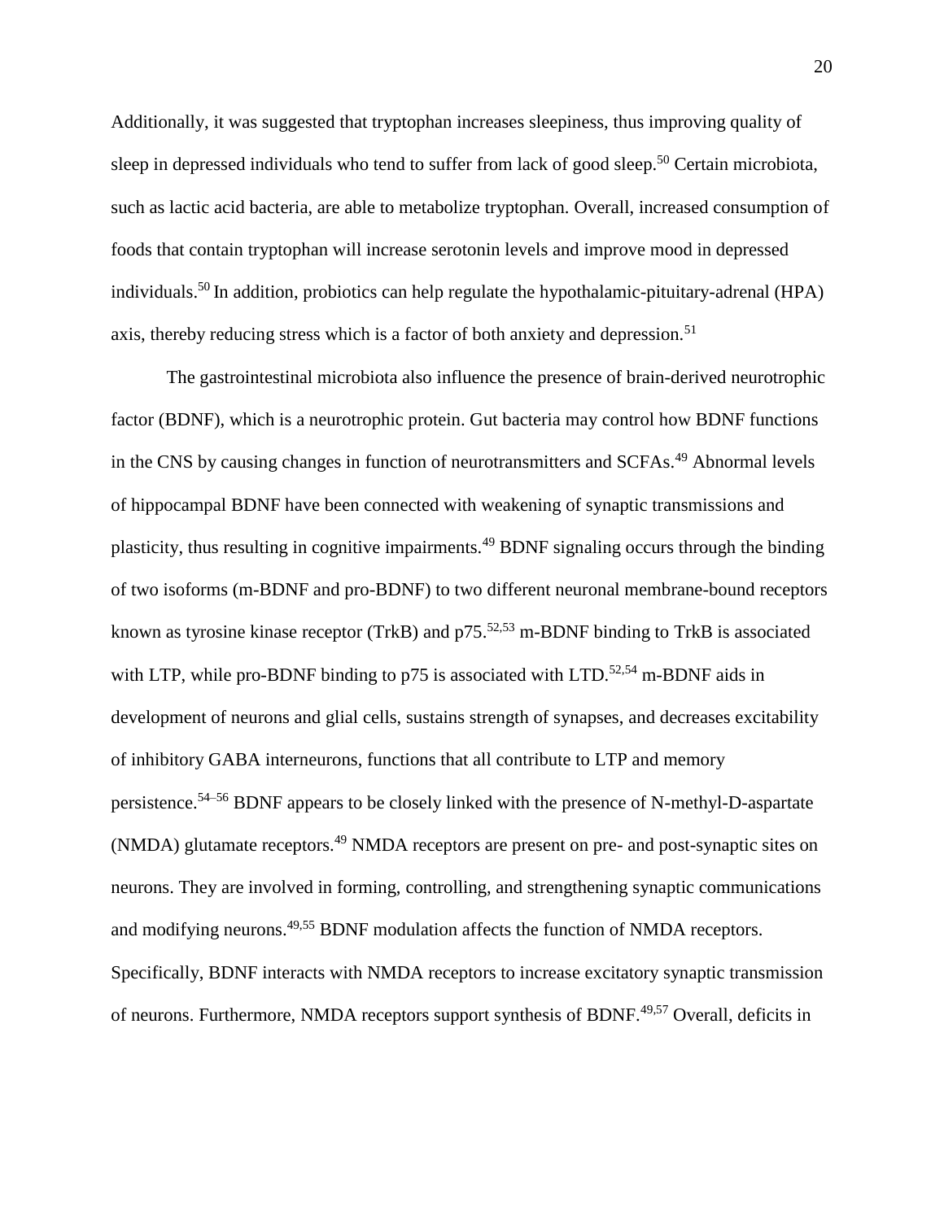Additionally, it was suggested that tryptophan increases sleepiness, thus improving quality of sleep in depressed individuals who tend to suffer from lack of good sleep.[50] Certain microbiota, such as lactic acid bacteria, are able to metabolize tryptophan. Overall, increased consumption of foods that contain tryptophan will increase serotonin levels and improve mood in depressed individuals.[50] In addition, probiotics can help regulate the hypothalamic-pituitary-adrenal (HPA) axis, thereby reducing stress which is a factor of both anxiety and depression.[51]

The gastrointestinal microbiota also influence the presence of brain-derived neurotrophic factor (BDNF), which is a neurotrophic protein. Gut bacteria may control how BDNF functions in the CNS by causing changes in function of neurotransmitters and SCFAs.[49] Abnormal levels of hippocampal BDNF have been connected with weakening of synaptic transmissions and plasticity, thus resulting in cognitive impairments.[49] BDNF signaling occurs through the binding of two isoforms (m-BDNF and pro-BDNF) to two different neuronal membrane-bound receptors known as tyrosine kinase receptor (TrkB) and p75.[52,53] m-BDNF binding to TrkB is associated with LTP, while pro-BDNF binding to p75 is associated with LTD.[52,54] m-BDNF aids in development of neurons and glial cells, sustains strength of synapses, and decreases excitability of inhibitory GABA interneurons, functions that all contribute to LTP and memory persistence.[54–56] BDNF appears to be closely linked with the presence of N-methyl-D-aspartate (NMDA) glutamate receptors.[49] NMDA receptors are present on pre- and post-synaptic sites on neurons. They are involved in forming, controlling, and strengthening synaptic communications and modifying neurons.[49,55] BDNF modulation affects the function of NMDA receptors. Specifically, BDNF interacts with NMDA receptors to increase excitatory synaptic transmission of neurons. Furthermore, NMDA receptors support synthesis of BDNF.[49,57] Overall, deficits in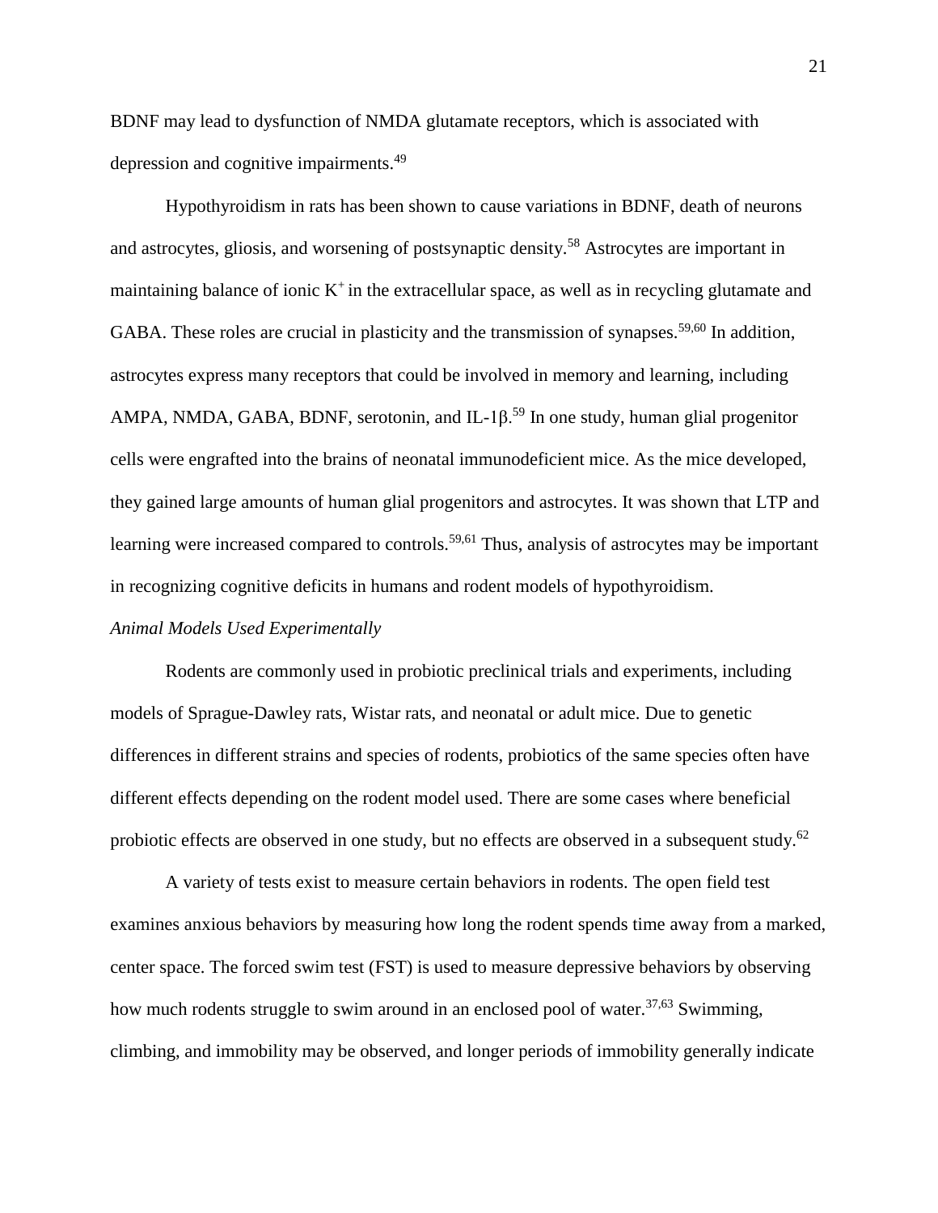BDNF may lead to dysfunction of NMDA glutamate receptors, which is associated with depression and cognitive impairments.[49]

Hypothyroidism in rats has been shown to cause variations in BDNF, death of neurons and astrocytes, gliosis, and worsening of postsynaptic density.[58] Astrocytes are important in maintaining balance of ionic $K^+$ in the extracellular space, as well as in recycling glutamate and GABA. These roles are crucial in plasticity and the transmission of synapses.[59,60] In addition, astrocytes express many receptors that could be involved in memory and learning, including AMPA, NMDA, GABA, BDNF, serotonin, and IL-1β.[59] In one study, human glial progenitor cells were engrafted into the brains of neonatal immunodeficient mice. As the mice developed, they gained large amounts of human glial progenitors and astrocytes. It was shown that LTP and learning were increased compared to controls.[59,61] Thus, analysis of astrocytes may be important in recognizing cognitive deficits in humans and rodent models of hypothyroidism.

*Animal Models Used Experimentally*

Rodents are commonly used in probiotic preclinical trials and experiments, including models of Sprague-Dawley rats, Wistar rats, and neonatal or adult mice. Due to genetic differences in different strains and species of rodents, probiotics of the same species often have different effects depending on the rodent model used. There are some cases where beneficial probiotic effects are observed in one study, but no effects are observed in a subsequent study.[62]

A variety of tests exist to measure certain behaviors in rodents. The open field test examines anxious behaviors by measuring how long the rodent spends time away from a marked, center space. The forced swim test (FST) is used to measure depressive behaviors by observing how much rodents struggle to swim around in an enclosed pool of water.[37,63] Swimming, climbing, and immobility may be observed, and longer periods of immobility generally indicate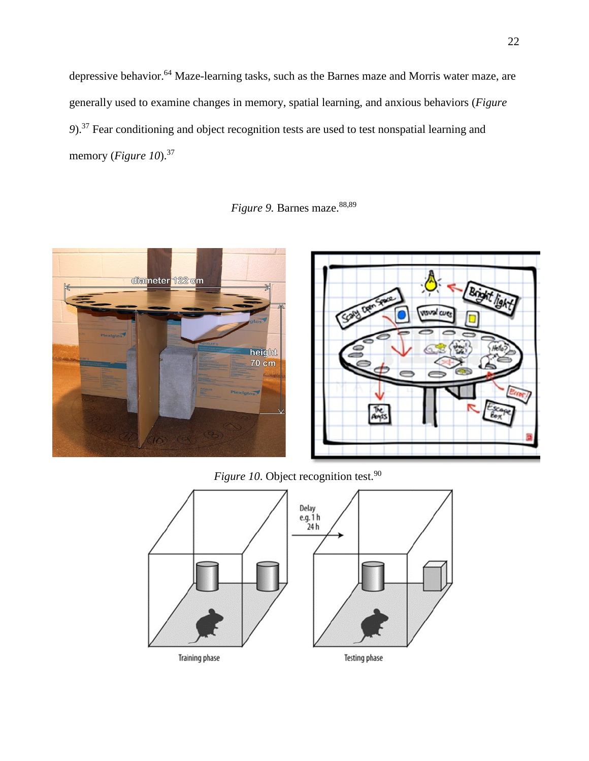depressive behavior.[64] Maze-learning tasks, such as the Barnes maze and Morris water maze, are generally used to examine changes in memory, spatial learning, and anxious behaviors (*Figure 9*).[37] Fear conditioning and object recognition tests are used to test nonspatial learning and memory (*Figure 10*).[37]

*Figure 9.* Barnes maze.[88,89]

*Figure 10*. Object recognition test.[90]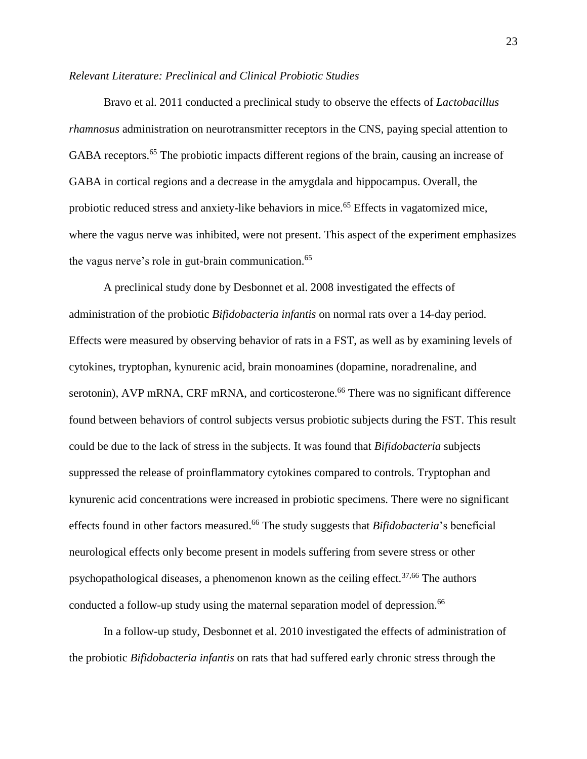*Relevant Literature: Preclinical and Clinical Probiotic Studies*

Bravo et al. 2011 conducted a preclinical study to observe the effects of *Lactobacillus rhamnosus* administration on neurotransmitter receptors in the CNS, paying special attention to GABA receptors.[65] The probiotic impacts different regions of the brain, causing an increase of GABA in cortical regions and a decrease in the amygdala and hippocampus. Overall, the probiotic reduced stress and anxiety-like behaviors in mice.[65] Effects in vagatomized mice, where the vagus nerve was inhibited, were not present. This aspect of the experiment emphasizes the vagus nerve's role in gut-brain communication.[65]

A preclinical study done by Desbonnet et al. 2008 investigated the effects of administration of the probiotic *Bifidobacteria infantis* on normal rats over a 14-day period. Effects were measured by observing behavior of rats in a FST, as well as by examining levels of cytokines, tryptophan, kynurenic acid, brain monoamines (dopamine, noradrenaline, and serotonin), AVP mRNA, CRF mRNA, and corticosterone.[66] There was no significant difference found between behaviors of control subjects versus probiotic subjects during the FST. This result could be due to the lack of stress in the subjects. It was found that *Bifidobacteria* subjects suppressed the release of proinflammatory cytokines compared to controls. Tryptophan and kynurenic acid concentrations were increased in probiotic specimens. There were no significant effects found in other factors measured.[66] The study suggests that *Bifidobacteria*'s beneficial neurological effects only become present in models suffering from severe stress or other psychopathological diseases, a phenomenon known as the ceiling effect.[37,66] The authors conducted a follow-up study using the maternal separation model of depression.[66]

In a follow-up study, Desbonnet et al. 2010 investigated the effects of administration of the probiotic *Bifidobacteria infantis* on rats that had suffered early chronic stress through the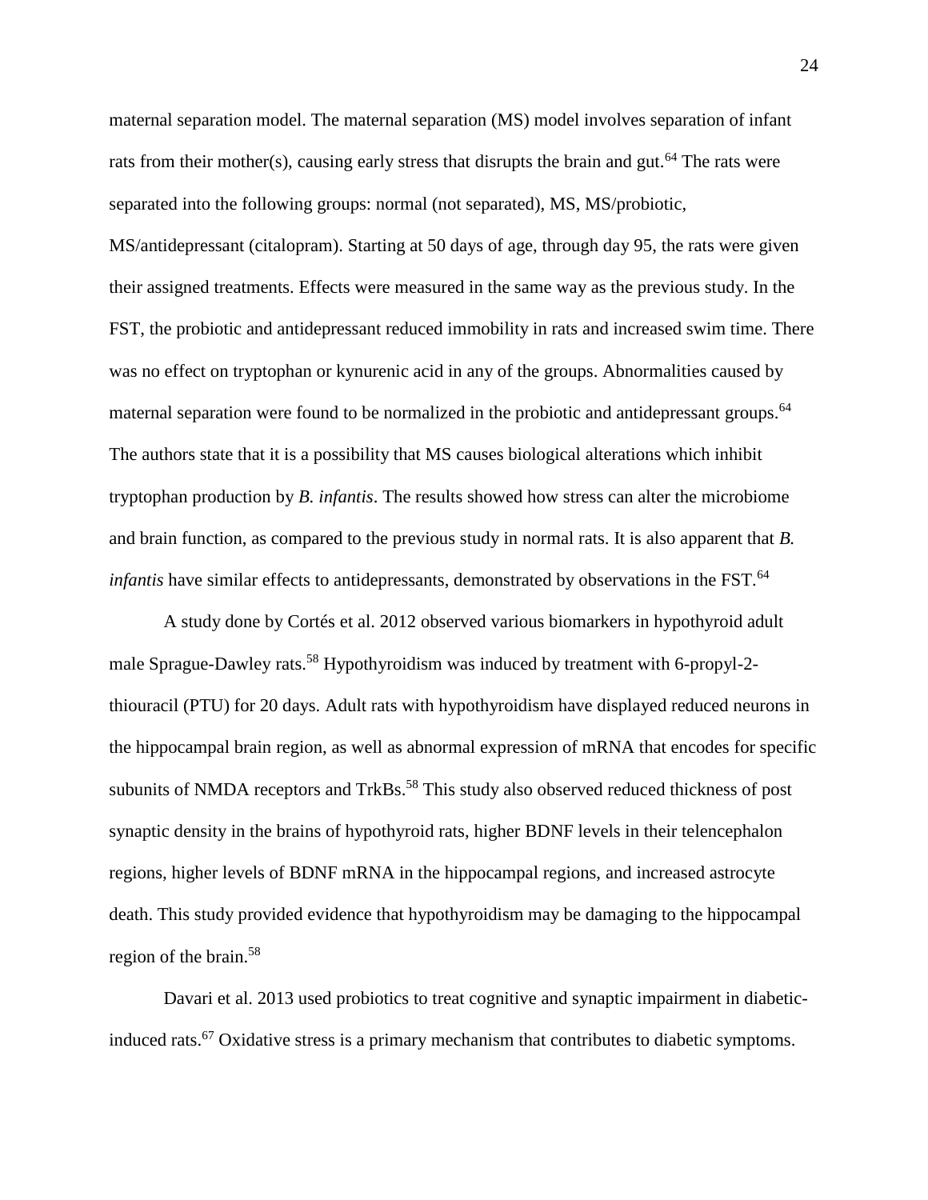maternal separation model. The maternal separation (MS) model involves separation of infant rats from their mother(s), causing early stress that disrupts the brain and gut.[64] The rats were separated into the following groups: normal (not separated), MS, MS/probiotic, MS/antidepressant (citalopram). Starting at 50 days of age, through day 95, the rats were given their assigned treatments. Effects were measured in the same way as the previous study. In the FST, the probiotic and antidepressant reduced immobility in rats and increased swim time. There was no effect on tryptophan or kynurenic acid in any of the groups. Abnormalities caused by maternal separation were found to be normalized in the probiotic and antidepressant groups.[64] The authors state that it is a possibility that MS causes biological alterations which inhibit tryptophan production by *B. infantis*. The results showed how stress can alter the microbiome and brain function, as compared to the previous study in normal rats. It is also apparent that *B. infantis* have similar effects to antidepressants, demonstrated by observations in the FST.[64]

A study done by Cortés et al. 2012 observed various biomarkers in hypothyroid adult male Sprague-Dawley rats.[58] Hypothyroidism was induced by treatment with 6-propyl-2-thiouracil (PTU) for 20 days. Adult rats with hypothyroidism have displayed reduced neurons in the hippocampal brain region, as well as abnormal expression of mRNA that encodes for specific subunits of NMDA receptors and TrkBs.[58] This study also observed reduced thickness of post synaptic density in the brains of hypothyroid rats, higher BDNF levels in their telencephalon regions, higher levels of BDNF mRNA in the hippocampal regions, and increased astrocyte death. This study provided evidence that hypothyroidism may be damaging to the hippocampal region of the brain.[58]

Davari et al. 2013 used probiotics to treat cognitive and synaptic impairment in diabetic-induced rats.[67] Oxidative stress is a primary mechanism that contributes to diabetic symptoms.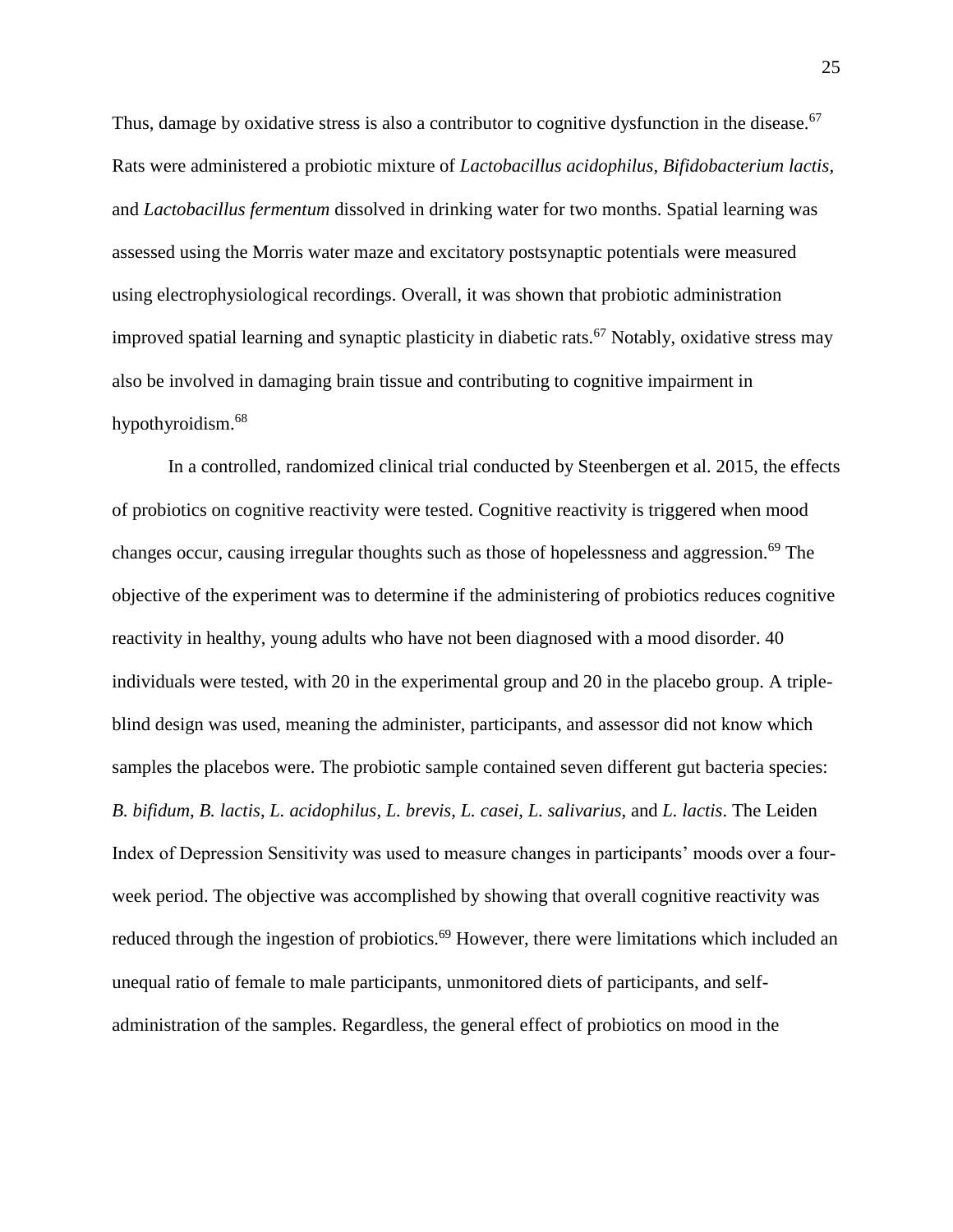Thus, damage by oxidative stress is also a contributor to cognitive dysfunction in the disease.[67] Rats were administered a probiotic mixture of *Lactobacillus acidophilus*, *Bifidobacterium lactis*, and *Lactobacillus fermentum* dissolved in drinking water for two months. Spatial learning was assessed using the Morris water maze and excitatory postsynaptic potentials were measured using electrophysiological recordings. Overall, it was shown that probiotic administration improved spatial learning and synaptic plasticity in diabetic rats.[67] Notably, oxidative stress may also be involved in damaging brain tissue and contributing to cognitive impairment in hypothyroidism.[68]

In a controlled, randomized clinical trial conducted by Steenbergen et al. 2015, the effects of probiotics on cognitive reactivity were tested. Cognitive reactivity is triggered when mood changes occur, causing irregular thoughts such as those of hopelessness and aggression.[69] The objective of the experiment was to determine if the administering of probiotics reduces cognitive reactivity in healthy, young adults who have not been diagnosed with a mood disorder. 40 individuals were tested, with 20 in the experimental group and 20 in the placebo group. A triple-blind design was used, meaning the administer, participants, and assessor did not know which samples the placebos were. The probiotic sample contained seven different gut bacteria species: *B. bifidum*, *B. lactis*, *L. acidophilus*, *L. brevis*, *L. casei*, *L. salivarius*, and *L. lactis*. The Leiden Index of Depression Sensitivity was used to measure changes in participants' moods over a four-week period. The objective was accomplished by showing that overall cognitive reactivity was reduced through the ingestion of probiotics.[69] However, there were limitations which included an unequal ratio of female to male participants, unmonitored diets of participants, and self-administration of the samples. Regardless, the general effect of probiotics on mood in the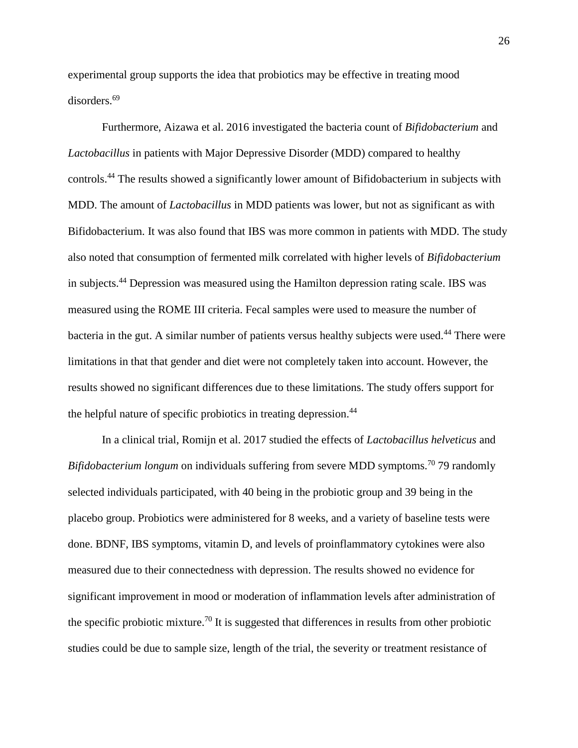experimental group supports the idea that probiotics may be effective in treating mood disorders.[69]

Furthermore, Aizawa et al. 2016 investigated the bacteria count of *Bifidobacterium* and *Lactobacillus* in patients with Major Depressive Disorder (MDD) compared to healthy controls.[44] The results showed a significantly lower amount of Bifidobacterium in subjects with MDD. The amount of *Lactobacillus* in MDD patients was lower, but not as significant as with Bifidobacterium. It was also found that IBS was more common in patients with MDD. The study also noted that consumption of fermented milk correlated with higher levels of *Bifidobacterium* in subjects.[44] Depression was measured using the Hamilton depression rating scale. IBS was measured using the ROME III criteria. Fecal samples were used to measure the number of bacteria in the gut. A similar number of patients versus healthy subjects were used.[44] There were limitations in that that gender and diet were not completely taken into account. However, the results showed no significant differences due to these limitations. The study offers support for the helpful nature of specific probiotics in treating depression.[44]

In a clinical trial, Romijn et al. 2017 studied the effects of *Lactobacillus helveticus* and *Bifidobacterium longum* on individuals suffering from severe MDD symptoms.[70] 79 randomly selected individuals participated, with 40 being in the probiotic group and 39 being in the placebo group. Probiotics were administered for 8 weeks, and a variety of baseline tests were done. BDNF, IBS symptoms, vitamin D, and levels of proinflammatory cytokines were also measured due to their connectedness with depression. The results showed no evidence for significant improvement in mood or moderation of inflammation levels after administration of the specific probiotic mixture.[70] It is suggested that differences in results from other probiotic studies could be due to sample size, length of the trial, the severity or treatment resistance of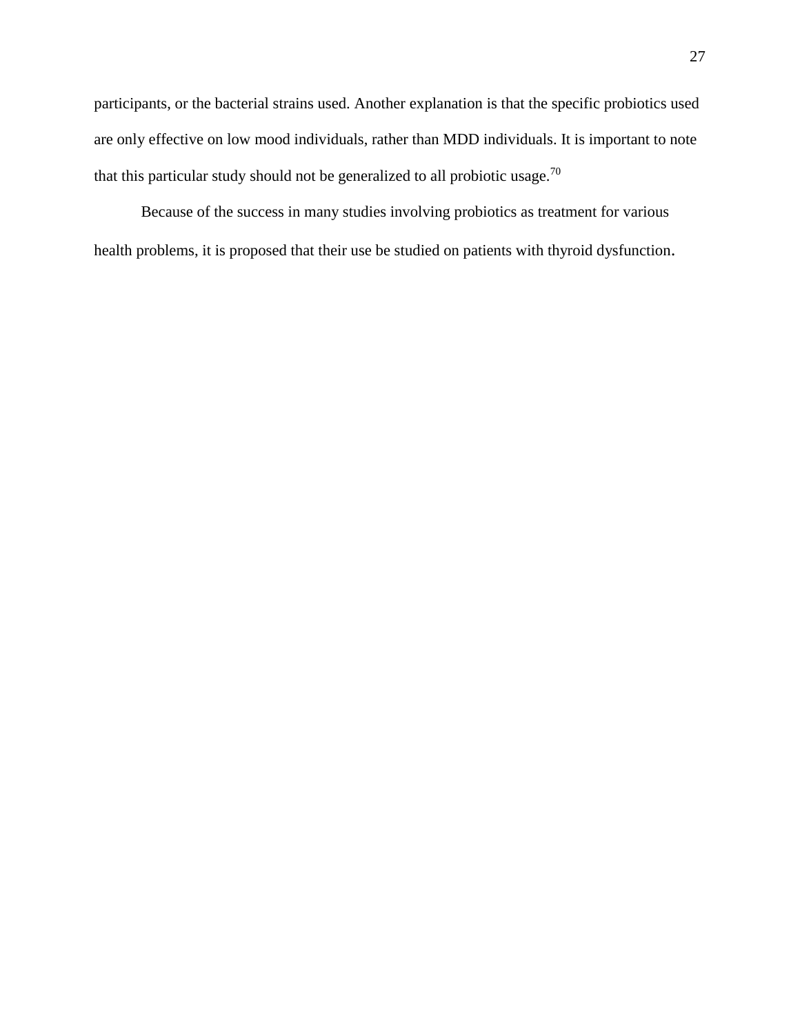participants, or the bacterial strains used. Another explanation is that the specific probiotics used are only effective on low mood individuals, rather than MDD individuals. It is important to note that this particular study should not be generalized to all probiotic usage.[70]

Because of the success in many studies involving probiotics as treatment for various health problems, it is proposed that their use be studied on patients with thyroid dysfunction.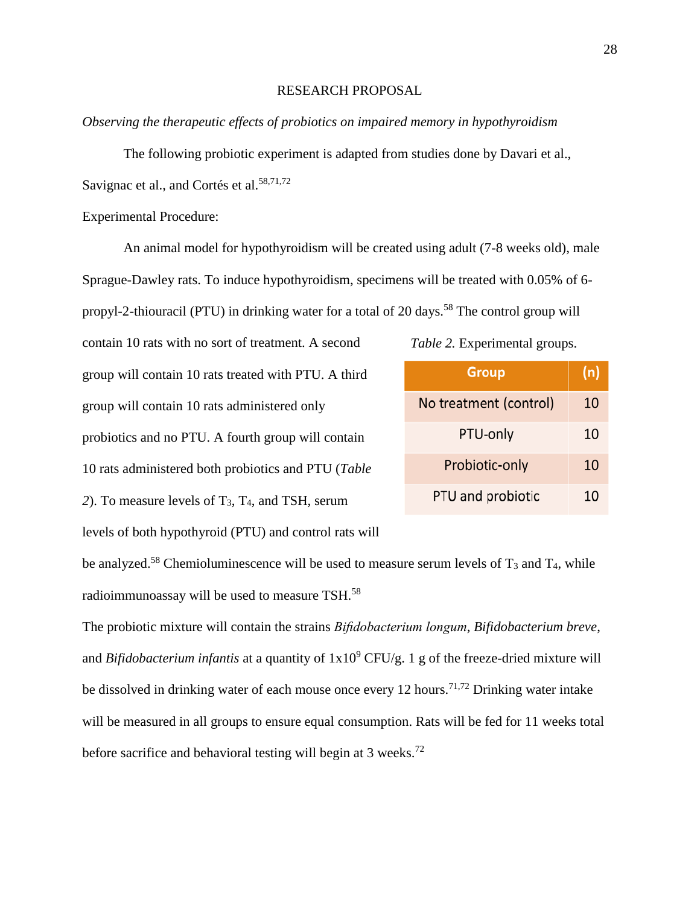RESEARCH PROPOSAL

*Observing the therapeutic effects of probiotics on impaired memory in hypothyroidism*

The following probiotic experiment is adapted from studies done by Davari et al., Savignac et al., and Cortés et al.[58,71,72]

Experimental Procedure:

An animal model for hypothyroidism will be created using adult (7-8 weeks old), male Sprague-Dawley rats. To induce hypothyroidism, specimens will be treated with 0.05% of 6-propyl-2-thiouracil (PTU) in drinking water for a total of 20 days.[58] The control group will contain 10 rats with no sort of treatment. A second group will contain 10 rats treated with PTU. A third group will contain 10 rats administered only probiotics and no PTU. A fourth group will contain 10 rats administered both probiotics and PTU (*Table 2*). To measure levels of $T_3$, $T_4$, and TSH, serum levels of both hypothyroid (PTU) and control rats will be analyzed.[58] Chemioluminescence will be used to measure serum levels of $T_3$ and $T_4$, while radioimmunoassay will be used to measure TSH.[58]

*Table 2.* Experimental groups.

| Group | (n) |
|---|---|
| No treatment (control) | 10 |
| PTU-only | 10 |
| Probiotic-only | 10 |
| PTU and probiotic | 10 |

The probiotic mixture will contain the strains *Bifidobacterium longum*, *Bifidobacterium breve*, and *Bifidobacterium infantis* at a quantity of $1 \times 10^9$ CFU/g. 1 g of the freeze-dried mixture will be dissolved in drinking water of each mouse once every 12 hours.[71,72] Drinking water intake will be measured in all groups to ensure equal consumption. Rats will be fed for 11 weeks total before sacrifice and behavioral testing will begin at 3 weeks.[72]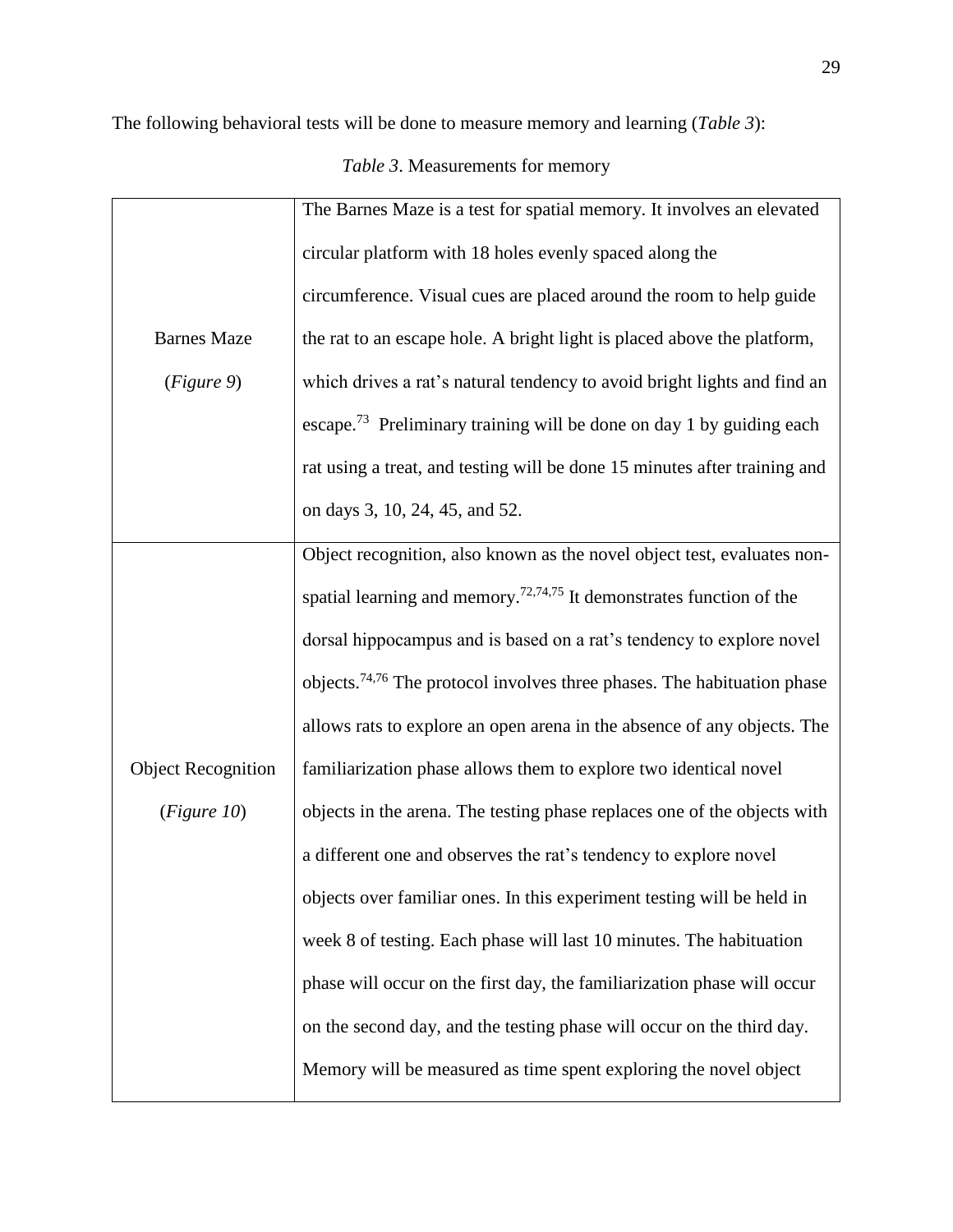The following behavioral tests will be done to measure memory and learning (*Table 3*):

*Table 3*. Measurements for memory

| | |
|---|---|
| Barnes Maze (*Figure 9*) | The Barnes Maze is a test for spatial memory. It involves an elevated circular platform with 18 holes evenly spaced along the circumference. Visual cues are placed around the room to help guide the rat to an escape hole. A bright light is placed above the platform, which drives a rat's natural tendency to avoid bright lights and find an escape.[73] Preliminary training will be done on day 1 by guiding each rat using a treat, and testing will be done 15 minutes after training and on days 3, 10, 24, 45, and 52. |
| Object Recognition (*Figure 10*) | Object recognition, also known as the novel object test, evaluates non-spatial learning and memory.[72,74,75] It demonstrates function of the dorsal hippocampus and is based on a rat's tendency to explore novel objects.[74,76] The protocol involves three phases. The habituation phase allows rats to explore an open arena in the absence of any objects. The familiarization phase allows them to explore two identical novel objects in the arena. The testing phase replaces one of the objects with a different one and observes the rat's tendency to explore novel objects over familiar ones. In this experiment testing will be held in week 8 of testing. Each phase will last 10 minutes. The habituation phase will occur on the first day, the familiarization phase will occur on the second day, and the testing phase will occur on the third day. Memory will be measured as time spent exploring the novel object |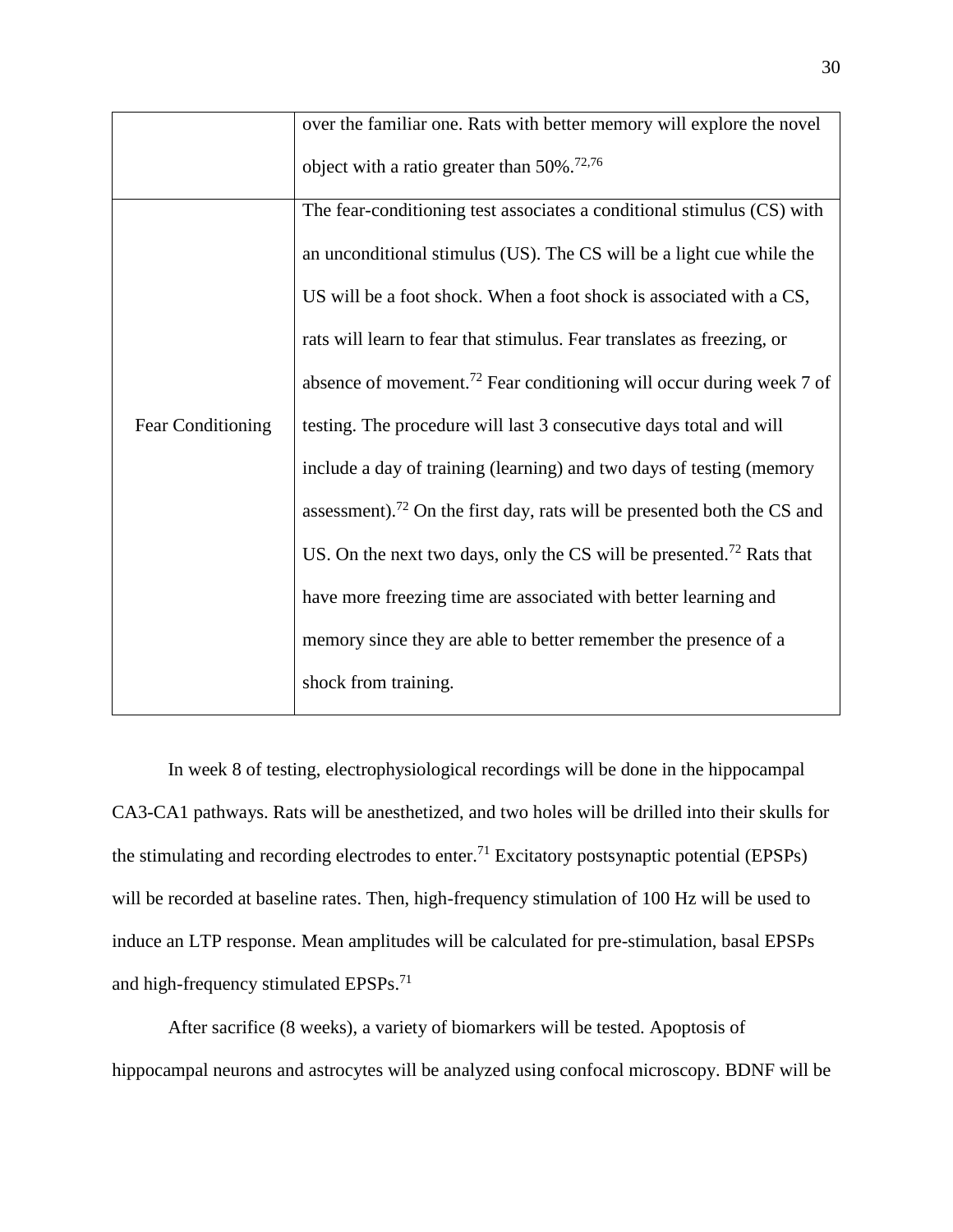| | |
|---|---|
| | over the familiar one. Rats with better memory will explore the novel object with a ratio greater than 50%.[72,76] |
| Fear Conditioning | The fear-conditioning test associates a conditional stimulus (CS) with an unconditional stimulus (US). The CS will be a light cue while the US will be a foot shock. When a foot shock is associated with a CS, rats will learn to fear that stimulus. Fear translates as freezing, or absence of movement.[72] Fear conditioning will occur during week 7 of testing. The procedure will last 3 consecutive days total and will include a day of training (learning) and two days of testing (memory assessment).[72] On the first day, rats will be presented both the CS and US. On the next two days, only the CS will be presented.[72] Rats that have more freezing time are associated with better learning and memory since they are able to better remember the presence of a shock from training. |

In week 8 of testing, electrophysiological recordings will be done in the hippocampal CA3-CA1 pathways. Rats will be anesthetized, and two holes will be drilled into their skulls for the stimulating and recording electrodes to enter.[71] Excitatory postsynaptic potential (EPSPs) will be recorded at baseline rates. Then, high-frequency stimulation of 100 Hz will be used to induce an LTP response. Mean amplitudes will be calculated for pre-stimulation, basal EPSPs and high-frequency stimulated EPSPs.[71]

After sacrifice (8 weeks), a variety of biomarkers will be tested. Apoptosis of hippocampal neurons and astrocytes will be analyzed using confocal microscopy. BDNF will be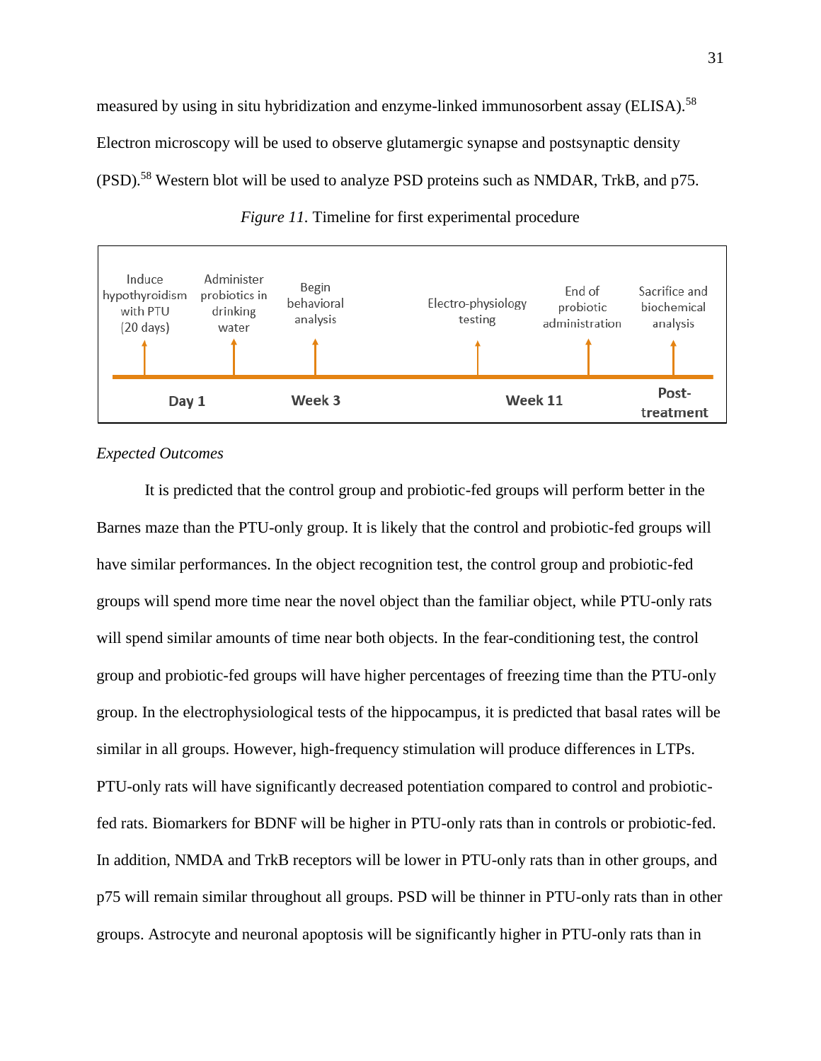measured by using in situ hybridization and enzyme-linked immunosorbent assay (ELISA).[58] Electron microscopy will be used to observe glutamergic synapse and postsynaptic density (PSD).[58] Western blot will be used to analyze PSD proteins such as NMDAR, TrkB, and p75.

*Figure 11.* Timeline for first experimental procedure

| Day 1 | | Week 3 | Week 11 | | Post-treatment |
|---|---|---|---|---|---|
| Induce hypothyroidism with PTU (20 days) | Administer probiotics in drinking water | Begin behavioral analysis | Electro-physiology testing | End of probiotic administration | Sacrifice and biochemical analysis |

*Expected Outcomes*

It is predicted that the control group and probiotic-fed groups will perform better in the Barnes maze than the PTU-only group. It is likely that the control and probiotic-fed groups will have similar performances. In the object recognition test, the control group and probiotic-fed groups will spend more time near the novel object than the familiar object, while PTU-only rats will spend similar amounts of time near both objects. In the fear-conditioning test, the control group and probiotic-fed groups will have higher percentages of freezing time than the PTU-only group. In the electrophysiological tests of the hippocampus, it is predicted that basal rates will be similar in all groups. However, high-frequency stimulation will produce differences in LTPs. PTU-only rats will have significantly decreased potentiation compared to control and probiotic-fed rats. Biomarkers for BDNF will be higher in PTU-only rats than in controls or probiotic-fed. In addition, NMDA and TrkB receptors will be lower in PTU-only rats than in other groups, and p75 will remain similar throughout all groups. PSD will be thinner in PTU-only rats than in other groups. Astrocyte and neuronal apoptosis will be significantly higher in PTU-only rats than in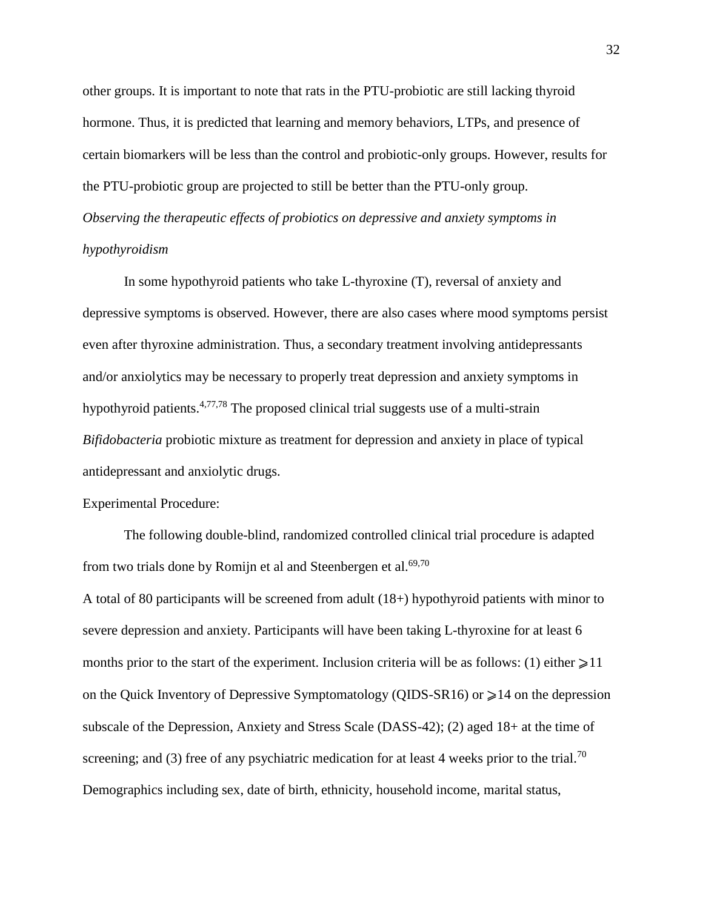other groups. It is important to note that rats in the PTU-probiotic are still lacking thyroid hormone. Thus, it is predicted that learning and memory behaviors, LTPs, and presence of certain biomarkers will be less than the control and probiotic-only groups. However, results for the PTU-probiotic group are projected to still be better than the PTU-only group.

*Observing the therapeutic effects of probiotics on depressive and anxiety symptoms in hypothyroidism*

In some hypothyroid patients who take L-thyroxine (T), reversal of anxiety and depressive symptoms is observed. However, there are also cases where mood symptoms persist even after thyroxine administration. Thus, a secondary treatment involving antidepressants and/or anxiolytics may be necessary to properly treat depression and anxiety symptoms in hypothyroid patients.[4,77,78] The proposed clinical trial suggests use of a multi-strain *Bifidobacteria* probiotic mixture as treatment for depression and anxiety in place of typical antidepressant and anxiolytic drugs.

Experimental Procedure:

The following double-blind, randomized controlled clinical trial procedure is adapted from two trials done by Romijn et al and Steenbergen et al.[69,70]

A total of 80 participants will be screened from adult (18+) hypothyroid patients with minor to severe depression and anxiety. Participants will have been taking L-thyroxine for at least 6 months prior to the start of the experiment. Inclusion criteria will be as follows: (1) either $\geqslant$11 on the Quick Inventory of Depressive Symptomatology (QIDS-SR16) or $\geqslant$14 on the depression subscale of the Depression, Anxiety and Stress Scale (DASS-42); (2) aged 18+ at the time of screening; and (3) free of any psychiatric medication for at least 4 weeks prior to the trial.[70] Demographics including sex, date of birth, ethnicity, household income, marital status,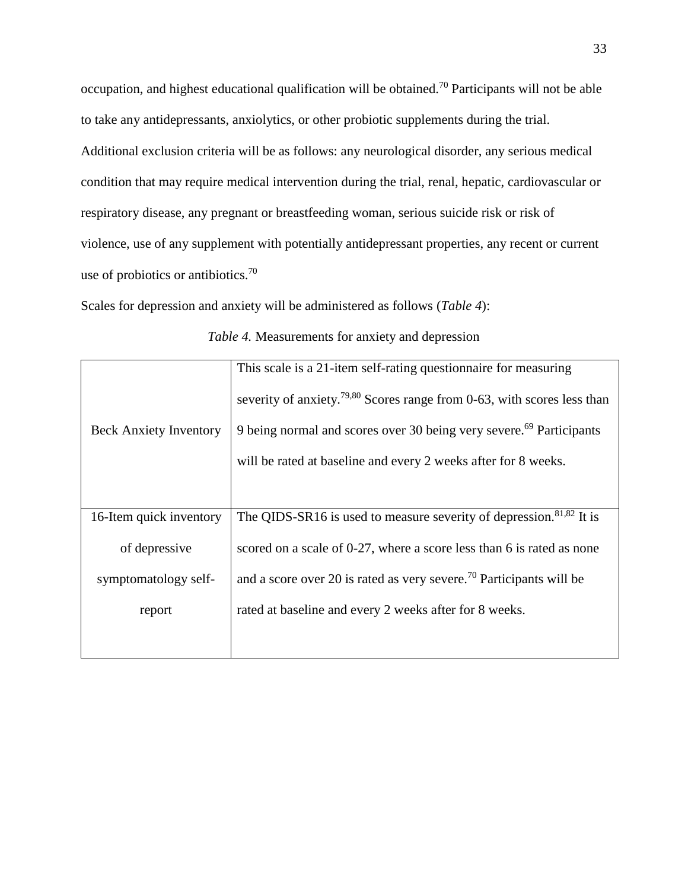occupation, and highest educational qualification will be obtained.[70] Participants will not be able to take any antidepressants, anxiolytics, or other probiotic supplements during the trial. Additional exclusion criteria will be as follows: any neurological disorder, any serious medical condition that may require medical intervention during the trial, renal, hepatic, cardiovascular or respiratory disease, any pregnant or breastfeeding woman, serious suicide risk or risk of violence, use of any supplement with potentially antidepressant properties, any recent or current use of probiotics or antibiotics.[70]

Scales for depression and anxiety will be administered as follows (*Table 4*):

*Table 4.* Measurements for anxiety and depression

| | |
|---|---|
| Beck Anxiety Inventory | This scale is a 21-item self-rating questionnaire for measuring severity of anxiety.[79,80] Scores range from 0-63, with scores less than 9 being normal and scores over 30 being very severe.[69] Participants will be rated at baseline and every 2 weeks after for 8 weeks. |
| 16-Item quick inventory of depressive symptomatology self-report | The QIDS-SR16 is used to measure severity of depression.[81,82] It is scored on a scale of 0-27, where a score less than 6 is rated as none and a score over 20 is rated as very severe.[70] Participants will be rated at baseline and every 2 weeks after for 8 weeks. |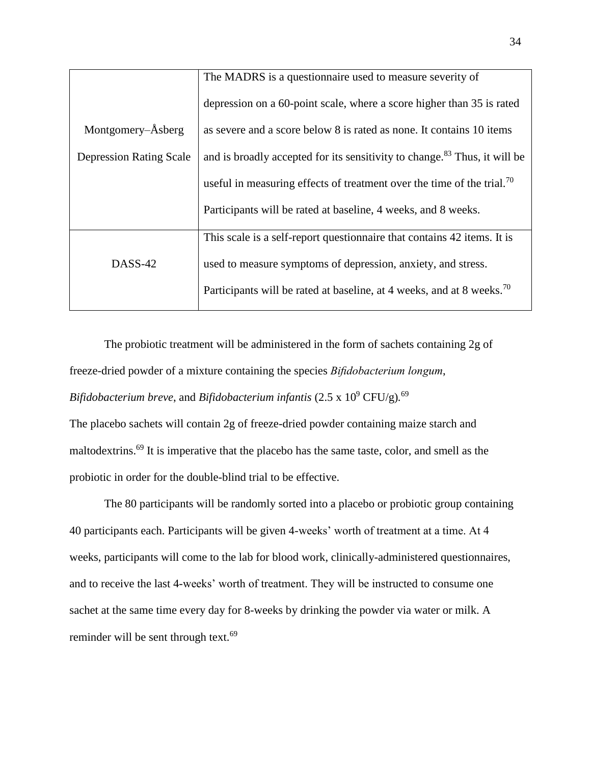| | |
|---|---|
| Montgomery–Åsberg Depression Rating Scale | The MADRS is a questionnaire used to measure severity of depression on a 60-point scale, where a score higher than 35 is rated as severe and a score below 8 is rated as none. It contains 10 items and is broadly accepted for its sensitivity to change.[83] Thus, it will be useful in measuring effects of treatment over the time of the trial.[70] Participants will be rated at baseline, 4 weeks, and 8 weeks. |
| DASS-42 | This scale is a self-report questionnaire that contains 42 items. It is used to measure symptoms of depression, anxiety, and stress. Participants will be rated at baseline, at 4 weeks, and at 8 weeks.[70] |

The probiotic treatment will be administered in the form of sachets containing 2g of freeze-dried powder of a mixture containing the species *Bifidobacterium longum*, *Bifidobacterium breve*, and *Bifidobacterium infantis* ($2.5 \times 10^9$ CFU/g).[69] The placebo sachets will contain 2g of freeze-dried powder containing maize starch and maltodextrins.[69] It is imperative that the placebo has the same taste, color, and smell as the probiotic in order for the double-blind trial to be effective.

The 80 participants will be randomly sorted into a placebo or probiotic group containing 40 participants each. Participants will be given 4-weeks' worth of treatment at a time. At 4 weeks, participants will come to the lab for blood work, clinically-administered questionnaires, and to receive the last 4-weeks' worth of treatment. They will be instructed to consume one sachet at the same time every day for 8-weeks by drinking the powder via water or milk. A reminder will be sent through text.[69]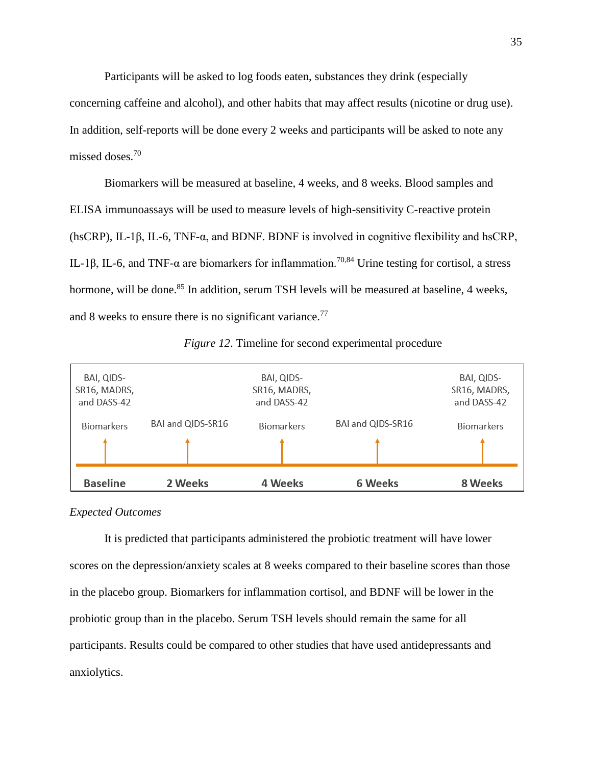Participants will be asked to log foods eaten, substances they drink (especially concerning caffeine and alcohol), and other habits that may affect results (nicotine or drug use). In addition, self-reports will be done every 2 weeks and participants will be asked to note any missed doses.[70]

Biomarkers will be measured at baseline, 4 weeks, and 8 weeks. Blood samples and ELISA immunoassays will be used to measure levels of high-sensitivity C-reactive protein (hsCRP), IL-1β, IL-6, TNF-α, and BDNF. BDNF is involved in cognitive flexibility and hsCRP, IL-1β, IL-6, and TNF-α are biomarkers for inflammation.[70,84] Urine testing for cortisol, a stress hormone, will be done.[85] In addition, serum TSH levels will be measured at baseline, 4 weeks, and 8 weeks to ensure there is no significant variance.[77]

*Figure 12*. Timeline for second experimental procedure

| Baseline | 2 Weeks | 4 Weeks | 6 Weeks | 8 Weeks |
|---|---|---|---|---|
| BAI, QIDS-SR16, MADRS, and DASS-42 | | BAI, QIDS-SR16, MADRS, and DASS-42 | | BAI, QIDS-SR16, MADRS, and DASS-42 |
| Biomarkers | BAI and QIDS-SR16 | Biomarkers | BAI and QIDS-SR16 | Biomarkers |

*Expected Outcomes*

It is predicted that participants administered the probiotic treatment will have lower scores on the depression/anxiety scales at 8 weeks compared to their baseline scores than those in the placebo group. Biomarkers for inflammation cortisol, and BDNF will be lower in the probiotic group than in the placebo. Serum TSH levels should remain the same for all participants. Results could be compared to other studies that have used antidepressants and anxiolytics.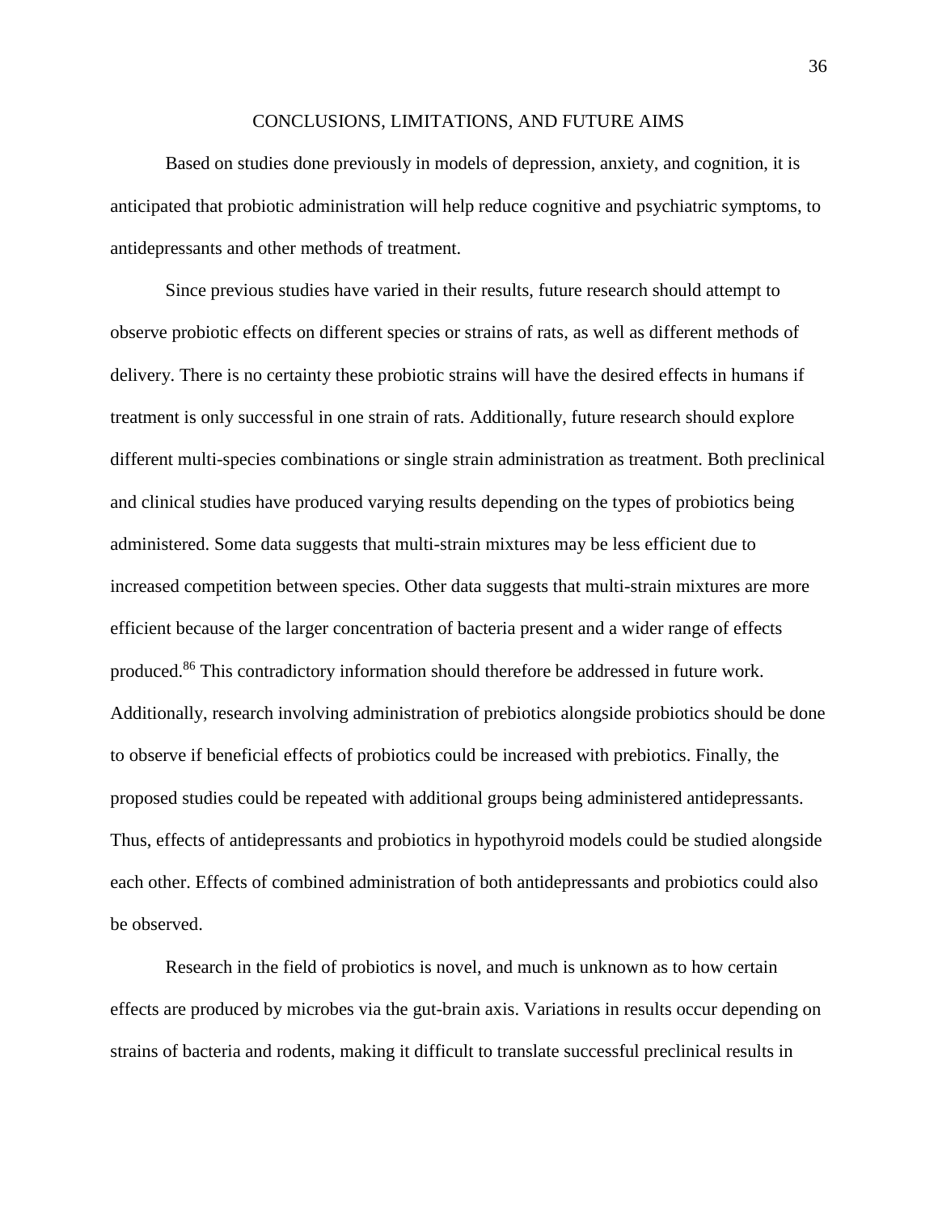## CONCLUSIONS, LIMITATIONS, AND FUTURE AIMS

Based on studies done previously in models of depression, anxiety, and cognition, it is anticipated that probiotic administration will help reduce cognitive and psychiatric symptoms, to antidepressants and other methods of treatment.

Since previous studies have varied in their results, future research should attempt to observe probiotic effects on different species or strains of rats, as well as different methods of delivery. There is no certainty these probiotic strains will have the desired effects in humans if treatment is only successful in one strain of rats. Additionally, future research should explore different multi-species combinations or single strain administration as treatment. Both preclinical and clinical studies have produced varying results depending on the types of probiotics being administered. Some data suggests that multi-strain mixtures may be less efficient due to increased competition between species. Other data suggests that multi-strain mixtures are more efficient because of the larger concentration of bacteria present and a wider range of effects produced.[86] This contradictory information should therefore be addressed in future work. Additionally, research involving administration of prebiotics alongside probiotics should be done to observe if beneficial effects of probiotics could be increased with prebiotics. Finally, the proposed studies could be repeated with additional groups being administered antidepressants. Thus, effects of antidepressants and probiotics in hypothyroid models could be studied alongside each other. Effects of combined administration of both antidepressants and probiotics could also be observed.

Research in the field of probiotics is novel, and much is unknown as to how certain effects are produced by microbes via the gut-brain axis. Variations in results occur depending on strains of bacteria and rodents, making it difficult to translate successful preclinical results in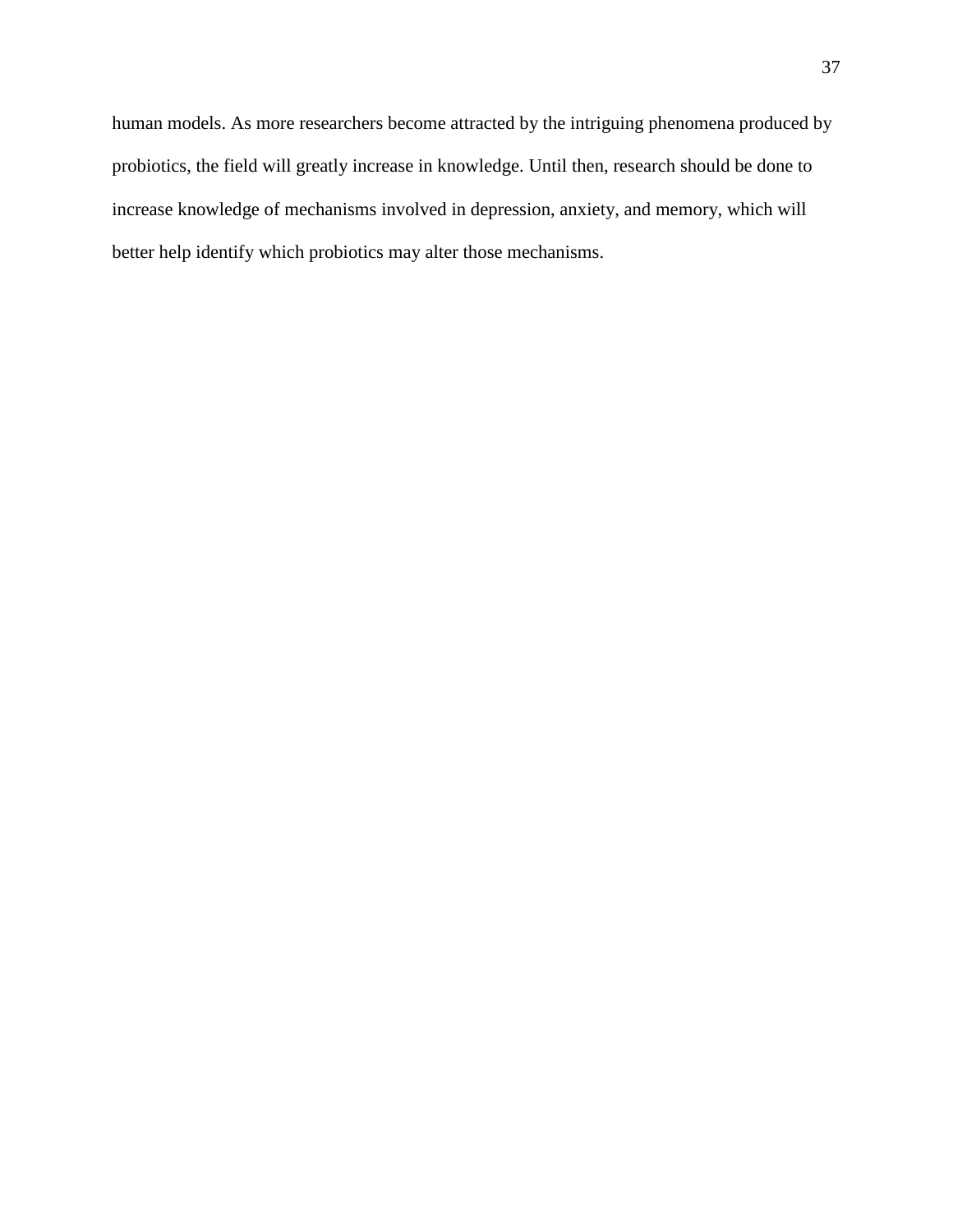human models. As more researchers become attracted by the intriguing phenomena produced by probiotics, the field will greatly increase in knowledge. Until then, research should be done to increase knowledge of mechanisms involved in depression, anxiety, and memory, which will better help identify which probiotics may alter those mechanisms.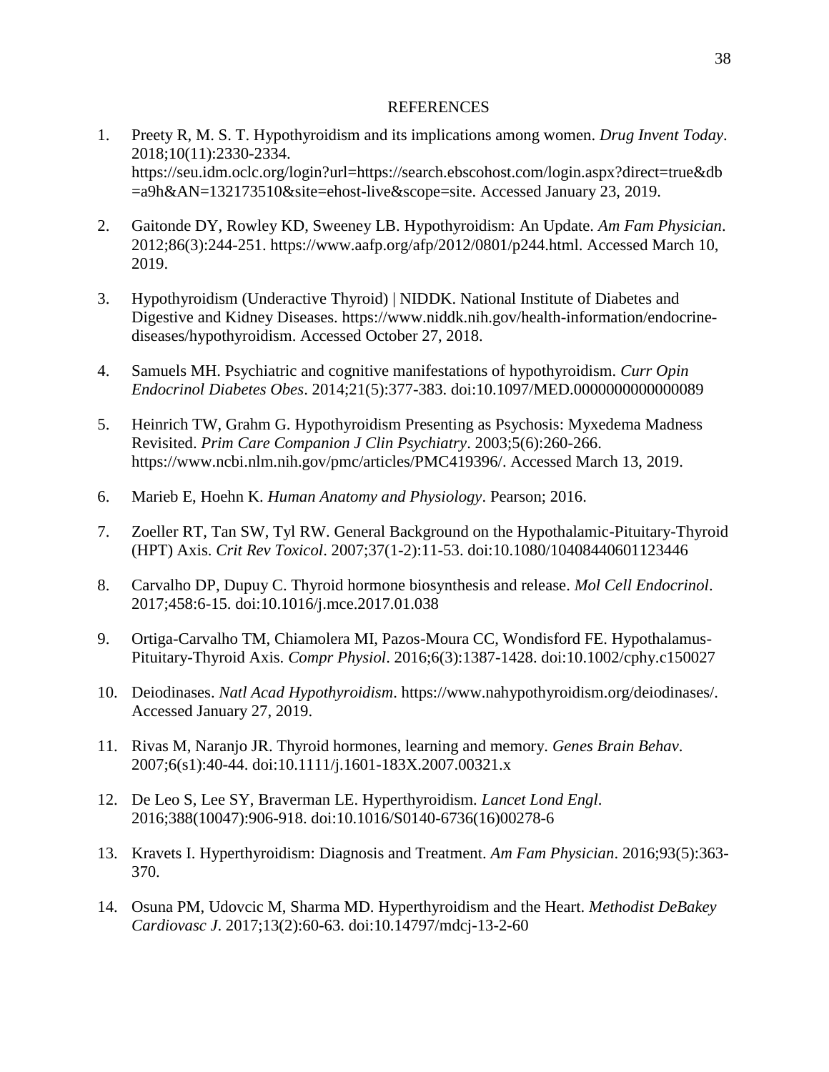# REFERENCES

1. Preety R, M. S. T. Hypothyroidism and its implications among women. *Drug Invent Today*. 2018;10(11):2330-2334. https://seu.idm.oclc.org/login?url=https://search.ebscohost.com/login.aspx?direct=true&db=a9h&AN=132173510&site=ehost-live&scope=site. Accessed January 23, 2019.

2. Gaitonde DY, Rowley KD, Sweeney LB. Hypothyroidism: An Update. *Am Fam Physician*. 2012;86(3):244-251. https://www.aafp.org/afp/2012/0801/p244.html. Accessed March 10, 2019.

3. Hypothyroidism (Underactive Thyroid) | NIDDK. National Institute of Diabetes and Digestive and Kidney Diseases. https://www.niddk.nih.gov/health-information/endocrine-diseases/hypothyroidism. Accessed October 27, 2018.

4. Samuels MH. Psychiatric and cognitive manifestations of hypothyroidism. *Curr Opin Endocrinol Diabetes Obes*. 2014;21(5):377-383. doi:10.1097/MED.0000000000000089

5. Heinrich TW, Grahm G. Hypothyroidism Presenting as Psychosis: Myxedema Madness Revisited. *Prim Care Companion J Clin Psychiatry*. 2003;5(6):260-266. https://www.ncbi.nlm.nih.gov/pmc/articles/PMC419396/. Accessed March 13, 2019.

6. Marieb E, Hoehn K. *Human Anatomy and Physiology*. Pearson; 2016.

7. Zoeller RT, Tan SW, Tyl RW. General Background on the Hypothalamic-Pituitary-Thyroid (HPT) Axis. *Crit Rev Toxicol*. 2007;37(1-2):11-53. doi:10.1080/10408440601123446

8. Carvalho DP, Dupuy C. Thyroid hormone biosynthesis and release. *Mol Cell Endocrinol*. 2017;458:6-15. doi:10.1016/j.mce.2017.01.038

9. Ortiga-Carvalho TM, Chiamolera MI, Pazos-Moura CC, Wondisford FE. Hypothalamus-Pituitary-Thyroid Axis. *Compr Physiol*. 2016;6(3):1387-1428. doi:10.1002/cphy.c150027

10. Deiodinases. *Natl Acad Hypothyroidism*. https://www.nahypothyroidism.org/deiodinases/. Accessed January 27, 2019.

11. Rivas M, Naranjo JR. Thyroid hormones, learning and memory. *Genes Brain Behav*. 2007;6(s1):40-44. doi:10.1111/j.1601-183X.2007.00321.x

12. De Leo S, Lee SY, Braverman LE. Hyperthyroidism. *Lancet Lond Engl*. 2016;388(10047):906-918. doi:10.1016/S0140-6736(16)00278-6

13. Kravets I. Hyperthyroidism: Diagnosis and Treatment. *Am Fam Physician*. 2016;93(5):363-370.

14. Osuna PM, Udovcic M, Sharma MD. Hyperthyroidism and the Heart. *Methodist DeBakey Cardiovasc J*. 2017;13(2):60-63. doi:10.14797/mdcj-13-2-60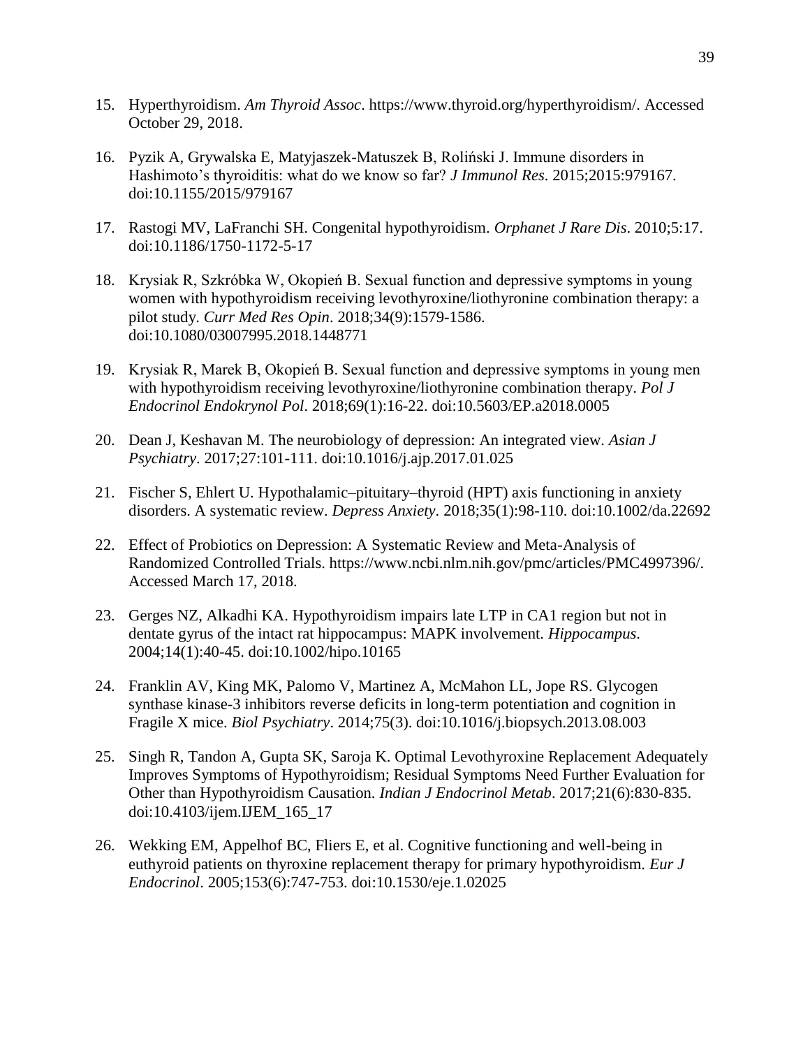15. Hyperthyroidism. *Am Thyroid Assoc*. https://www.thyroid.org/hyperthyroidism/. Accessed October 29, 2018.

16. Pyzik A, Grywalska E, Matyjaszek-Matuszek B, Roliński J. Immune disorders in Hashimoto's thyroiditis: what do we know so far? *J Immunol Res*. 2015;2015:979167. doi:10.1155/2015/979167

17. Rastogi MV, LaFranchi SH. Congenital hypothyroidism. *Orphanet J Rare Dis*. 2010;5:17. doi:10.1186/1750-1172-5-17

18. Krysiak R, Szkróbka W, Okopień B. Sexual function and depressive symptoms in young women with hypothyroidism receiving levothyroxine/liothyronine combination therapy: a pilot study. *Curr Med Res Opin*. 2018;34(9):1579-1586. doi:10.1080/03007995.2018.1448771

19. Krysiak R, Marek B, Okopień B. Sexual function and depressive symptoms in young men with hypothyroidism receiving levothyroxine/liothyronine combination therapy. *Pol J Endocrinol Endokrynol Pol*. 2018;69(1):16-22. doi:10.5603/EP.a2018.0005

20. Dean J, Keshavan M. The neurobiology of depression: An integrated view. *Asian J Psychiatry*. 2017;27:101-111. doi:10.1016/j.ajp.2017.01.025

21. Fischer S, Ehlert U. Hypothalamic–pituitary–thyroid (HPT) axis functioning in anxiety disorders. A systematic review. *Depress Anxiety*. 2018;35(1):98-110. doi:10.1002/da.22692

22. Effect of Probiotics on Depression: A Systematic Review and Meta-Analysis of Randomized Controlled Trials. https://www.ncbi.nlm.nih.gov/pmc/articles/PMC4997396/. Accessed March 17, 2018.

23. Gerges NZ, Alkadhi KA. Hypothyroidism impairs late LTP in CA1 region but not in dentate gyrus of the intact rat hippocampus: MAPK involvement. *Hippocampus*. 2004;14(1):40-45. doi:10.1002/hipo.10165

24. Franklin AV, King MK, Palomo V, Martinez A, McMahon LL, Jope RS. Glycogen synthase kinase-3 inhibitors reverse deficits in long-term potentiation and cognition in Fragile X mice. *Biol Psychiatry*. 2014;75(3). doi:10.1016/j.biopsych.2013.08.003

25. Singh R, Tandon A, Gupta SK, Saroja K. Optimal Levothyroxine Replacement Adequately Improves Symptoms of Hypothyroidism; Residual Symptoms Need Further Evaluation for Other than Hypothyroidism Causation. *Indian J Endocrinol Metab*. 2017;21(6):830-835. doi:10.4103/ijem.IJEM_165_17

26. Wekking EM, Appelhof BC, Fliers E, et al. Cognitive functioning and well-being in euthyroid patients on thyroxine replacement therapy for primary hypothyroidism. *Eur J Endocrinol*. 2005;153(6):747-753. doi:10.1530/eje.1.02025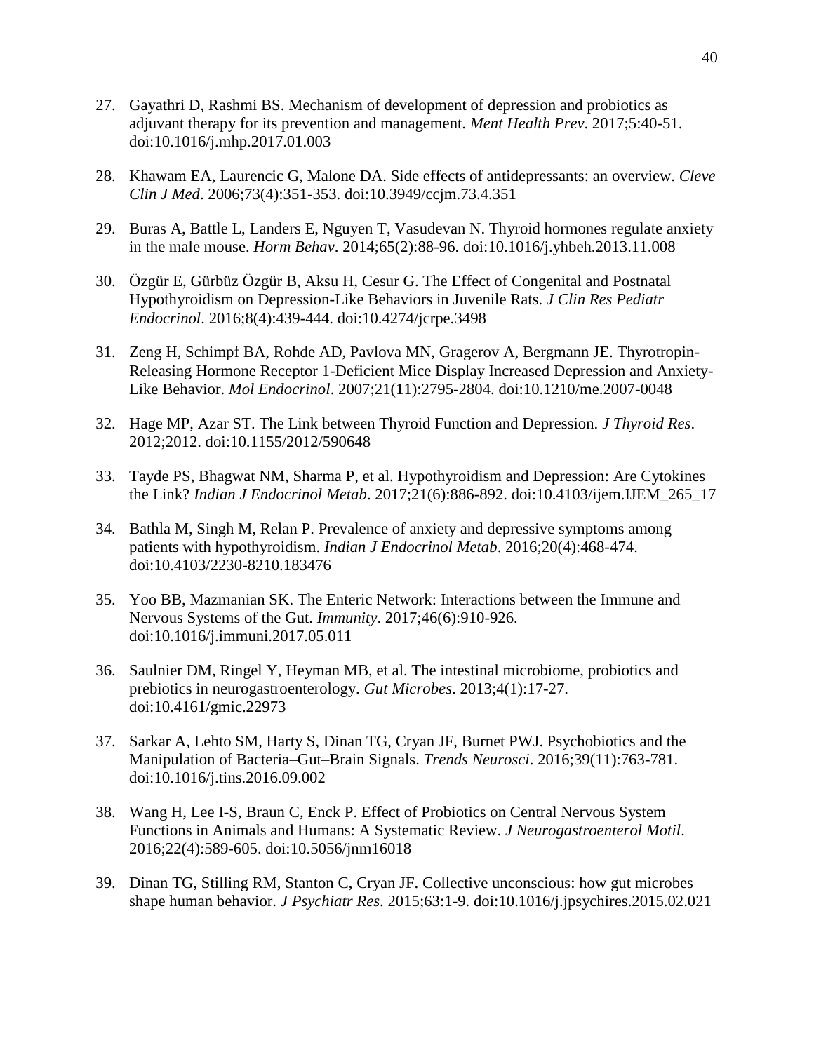27. Gayathri D, Rashmi BS. Mechanism of development of depression and probiotics as adjuvant therapy for its prevention and management. *Ment Health Prev*. 2017;5:40-51. doi:10.1016/j.mhp.2017.01.003

28. Khawam EA, Laurencic G, Malone DA. Side effects of antidepressants: an overview. *Cleve Clin J Med*. 2006;73(4):351-353. doi:10.3949/ccjm.73.4.351

29. Buras A, Battle L, Landers E, Nguyen T, Vasudevan N. Thyroid hormones regulate anxiety in the male mouse. *Horm Behav*. 2014;65(2):88-96. doi:10.1016/j.yhbeh.2013.11.008

30. Özgür E, Gürbüz Özgür B, Aksu H, Cesur G. The Effect of Congenital and Postnatal Hypothyroidism on Depression-Like Behaviors in Juvenile Rats. *J Clin Res Pediatr Endocrinol*. 2016;8(4):439-444. doi:10.4274/jcrpe.3498

31. Zeng H, Schimpf BA, Rohde AD, Pavlova MN, Gragerov A, Bergmann JE. Thyrotropin-Releasing Hormone Receptor 1-Deficient Mice Display Increased Depression and Anxiety-Like Behavior. *Mol Endocrinol*. 2007;21(11):2795-2804. doi:10.1210/me.2007-0048

32. Hage MP, Azar ST. The Link between Thyroid Function and Depression. *J Thyroid Res*. 2012;2012. doi:10.1155/2012/590648

33. Tayde PS, Bhagwat NM, Sharma P, et al. Hypothyroidism and Depression: Are Cytokines the Link? *Indian J Endocrinol Metab*. 2017;21(6):886-892. doi:10.4103/ijem.IJEM_265_17

34. Bathla M, Singh M, Relan P. Prevalence of anxiety and depressive symptoms among patients with hypothyroidism. *Indian J Endocrinol Metab*. 2016;20(4):468-474. doi:10.4103/2230-8210.183476

35. Yoo BB, Mazmanian SK. The Enteric Network: Interactions between the Immune and Nervous Systems of the Gut. *Immunity*. 2017;46(6):910-926. doi:10.1016/j.immuni.2017.05.011

36. Saulnier DM, Ringel Y, Heyman MB, et al. The intestinal microbiome, probiotics and prebiotics in neurogastroenterology. *Gut Microbes*. 2013;4(1):17-27. doi:10.4161/gmic.22973

37. Sarkar A, Lehto SM, Harty S, Dinan TG, Cryan JF, Burnet PWJ. Psychobiotics and the Manipulation of Bacteria–Gut–Brain Signals. *Trends Neurosci*. 2016;39(11):763-781. doi:10.1016/j.tins.2016.09.002

38. Wang H, Lee I-S, Braun C, Enck P. Effect of Probiotics on Central Nervous System Functions in Animals and Humans: A Systematic Review. *J Neurogastroenterol Motil*. 2016;22(4):589-605. doi:10.5056/jnm16018

39. Dinan TG, Stilling RM, Stanton C, Cryan JF. Collective unconscious: how gut microbes shape human behavior. *J Psychiatr Res*. 2015;63:1-9. doi:10.1016/j.jpsychires.2015.02.021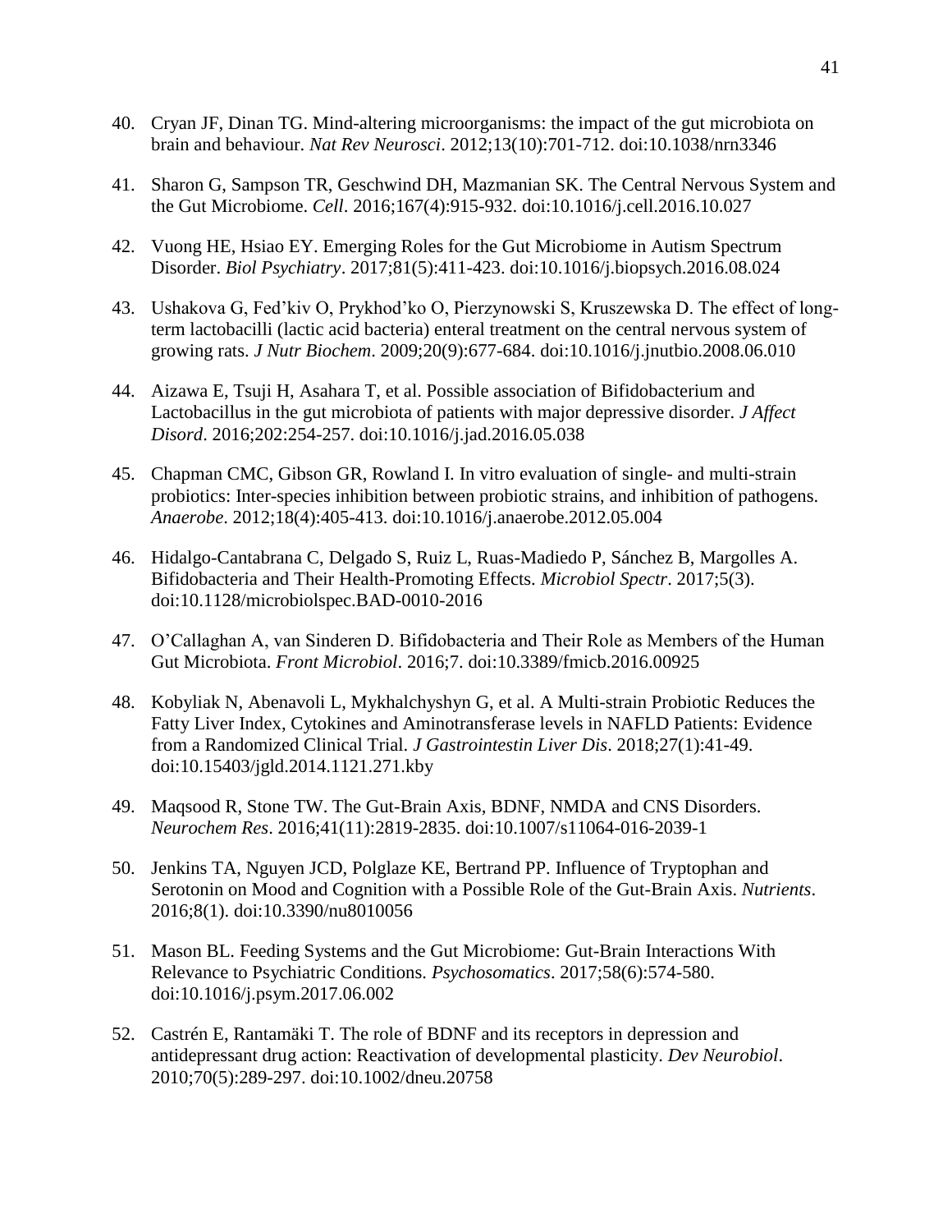40. Cryan JF, Dinan TG. Mind-altering microorganisms: the impact of the gut microbiota on brain and behaviour. *Nat Rev Neurosci*. 2012;13(10):701-712. doi:10.1038/nrn3346

41. Sharon G, Sampson TR, Geschwind DH, Mazmanian SK. The Central Nervous System and the Gut Microbiome. *Cell*. 2016;167(4):915-932. doi:10.1016/j.cell.2016.10.027

42. Vuong HE, Hsiao EY. Emerging Roles for the Gut Microbiome in Autism Spectrum Disorder. *Biol Psychiatry*. 2017;81(5):411-423. doi:10.1016/j.biopsych.2016.08.024

43. Ushakova G, Fed'kiv O, Prykhod'ko O, Pierzynowski S, Kruszewska D. The effect of long-term lactobacilli (lactic acid bacteria) enteral treatment on the central nervous system of growing rats. *J Nutr Biochem*. 2009;20(9):677-684. doi:10.1016/j.jnutbio.2008.06.010

44. Aizawa E, Tsuji H, Asahara T, et al. Possible association of Bifidobacterium and Lactobacillus in the gut microbiota of patients with major depressive disorder. *J Affect Disord*. 2016;202:254-257. doi:10.1016/j.jad.2016.05.038

45. Chapman CMC, Gibson GR, Rowland I. In vitro evaluation of single- and multi-strain probiotics: Inter-species inhibition between probiotic strains, and inhibition of pathogens. *Anaerobe*. 2012;18(4):405-413. doi:10.1016/j.anaerobe.2012.05.004

46. Hidalgo-Cantabrana C, Delgado S, Ruiz L, Ruas-Madiedo P, Sánchez B, Margolles A. Bifidobacteria and Their Health-Promoting Effects. *Microbiol Spectr*. 2017;5(3). doi:10.1128/microbiolspec.BAD-0010-2016

47. O'Callaghan A, van Sinderen D. Bifidobacteria and Their Role as Members of the Human Gut Microbiota. *Front Microbiol*. 2016;7. doi:10.3389/fmicb.2016.00925

48. Kobyliak N, Abenavoli L, Mykhalchyshyn G, et al. A Multi-strain Probiotic Reduces the Fatty Liver Index, Cytokines and Aminotransferase levels in NAFLD Patients: Evidence from a Randomized Clinical Trial. *J Gastrointestin Liver Dis*. 2018;27(1):41-49. doi:10.15403/jgld.2014.1121.271.kby

49. Maqsood R, Stone TW. The Gut-Brain Axis, BDNF, NMDA and CNS Disorders. *Neurochem Res*. 2016;41(11):2819-2835. doi:10.1007/s11064-016-2039-1

50. Jenkins TA, Nguyen JCD, Polglaze KE, Bertrand PP. Influence of Tryptophan and Serotonin on Mood and Cognition with a Possible Role of the Gut-Brain Axis. *Nutrients*. 2016;8(1). doi:10.3390/nu8010056

51. Mason BL. Feeding Systems and the Gut Microbiome: Gut-Brain Interactions With Relevance to Psychiatric Conditions. *Psychosomatics*. 2017;58(6):574-580. doi:10.1016/j.psym.2017.06.002

52. Castrén E, Rantamäki T. The role of BDNF and its receptors in depression and antidepressant drug action: Reactivation of developmental plasticity. *Dev Neurobiol*. 2010;70(5):289-297. doi:10.1002/dneu.20758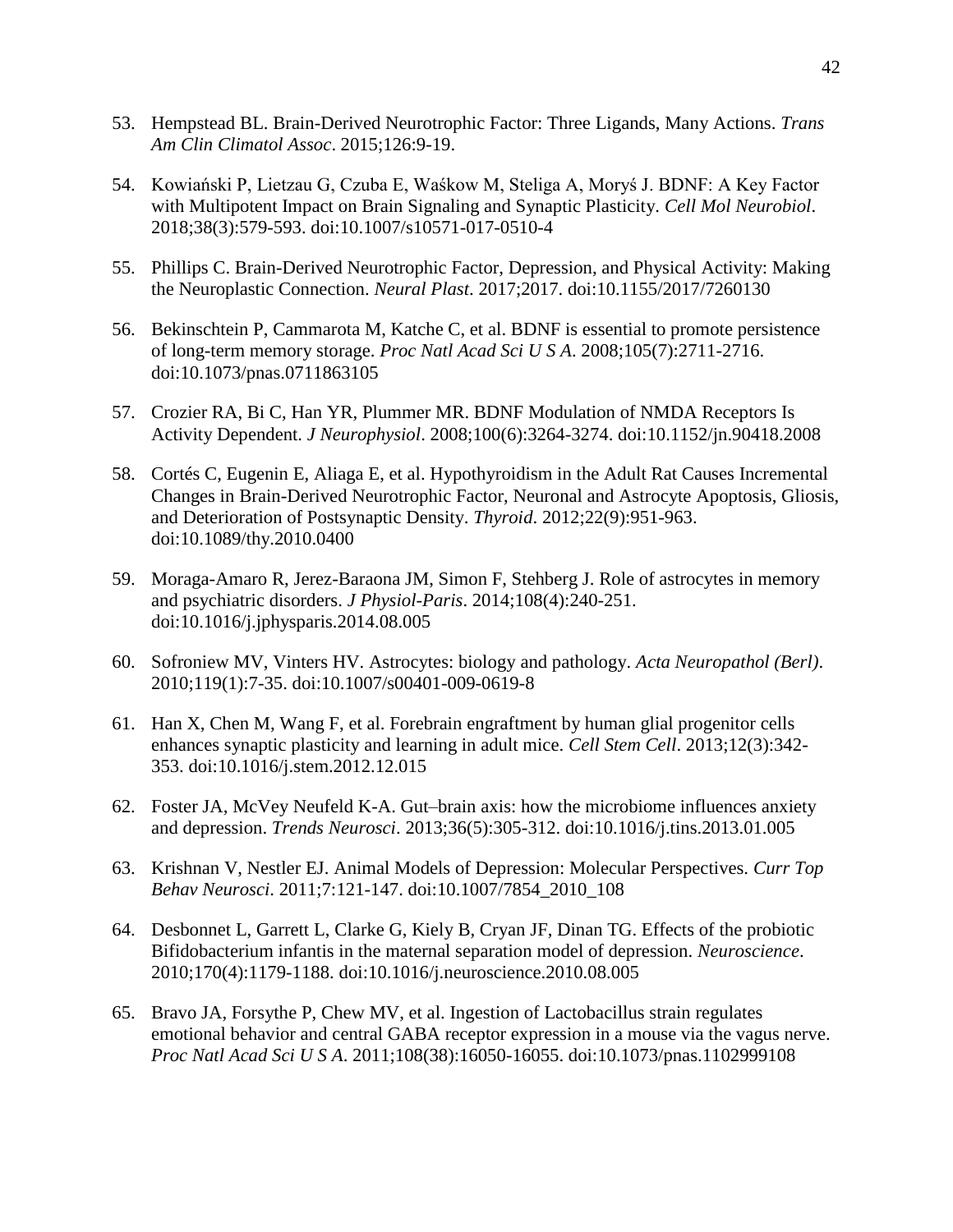53. Hempstead BL. Brain-Derived Neurotrophic Factor: Three Ligands, Many Actions. *Trans Am Clin Climatol Assoc*. 2015;126:9-19.

54. Kowiański P, Lietzau G, Czuba E, Waśkow M, Steliga A, Moryś J. BDNF: A Key Factor with Multipotent Impact on Brain Signaling and Synaptic Plasticity. *Cell Mol Neurobiol*. 2018;38(3):579-593. doi:10.1007/s10571-017-0510-4

55. Phillips C. Brain-Derived Neurotrophic Factor, Depression, and Physical Activity: Making the Neuroplastic Connection. *Neural Plast*. 2017;2017. doi:10.1155/2017/7260130

56. Bekinschtein P, Cammarota M, Katche C, et al. BDNF is essential to promote persistence of long-term memory storage. *Proc Natl Acad Sci U S A*. 2008;105(7):2711-2716. doi:10.1073/pnas.0711863105

57. Crozier RA, Bi C, Han YR, Plummer MR. BDNF Modulation of NMDA Receptors Is Activity Dependent. *J Neurophysiol*. 2008;100(6):3264-3274. doi:10.1152/jn.90418.2008

58. Cortés C, Eugenin E, Aliaga E, et al. Hypothyroidism in the Adult Rat Causes Incremental Changes in Brain-Derived Neurotrophic Factor, Neuronal and Astrocyte Apoptosis, Gliosis, and Deterioration of Postsynaptic Density. *Thyroid*. 2012;22(9):951-963. doi:10.1089/thy.2010.0400

59. Moraga-Amaro R, Jerez-Baraona JM, Simon F, Stehberg J. Role of astrocytes in memory and psychiatric disorders. *J Physiol-Paris*. 2014;108(4):240-251. doi:10.1016/j.jphysparis.2014.08.005

60. Sofroniew MV, Vinters HV. Astrocytes: biology and pathology. *Acta Neuropathol (Berl)*. 2010;119(1):7-35. doi:10.1007/s00401-009-0619-8

61. Han X, Chen M, Wang F, et al. Forebrain engraftment by human glial progenitor cells enhances synaptic plasticity and learning in adult mice. *Cell Stem Cell*. 2013;12(3):342-353. doi:10.1016/j.stem.2012.12.015

62. Foster JA, McVey Neufeld K-A. Gut–brain axis: how the microbiome influences anxiety and depression. *Trends Neurosci*. 2013;36(5):305-312. doi:10.1016/j.tins.2013.01.005

63. Krishnan V, Nestler EJ. Animal Models of Depression: Molecular Perspectives. *Curr Top Behav Neurosci*. 2011;7:121-147. doi:10.1007/7854_2010_108

64. Desbonnet L, Garrett L, Clarke G, Kiely B, Cryan JF, Dinan TG. Effects of the probiotic Bifidobacterium infantis in the maternal separation model of depression. *Neuroscience*. 2010;170(4):1179-1188. doi:10.1016/j.neuroscience.2010.08.005

65. Bravo JA, Forsythe P, Chew MV, et al. Ingestion of Lactobacillus strain regulates emotional behavior and central GABA receptor expression in a mouse via the vagus nerve. *Proc Natl Acad Sci U S A*. 2011;108(38):16050-16055. doi:10.1073/pnas.1102999108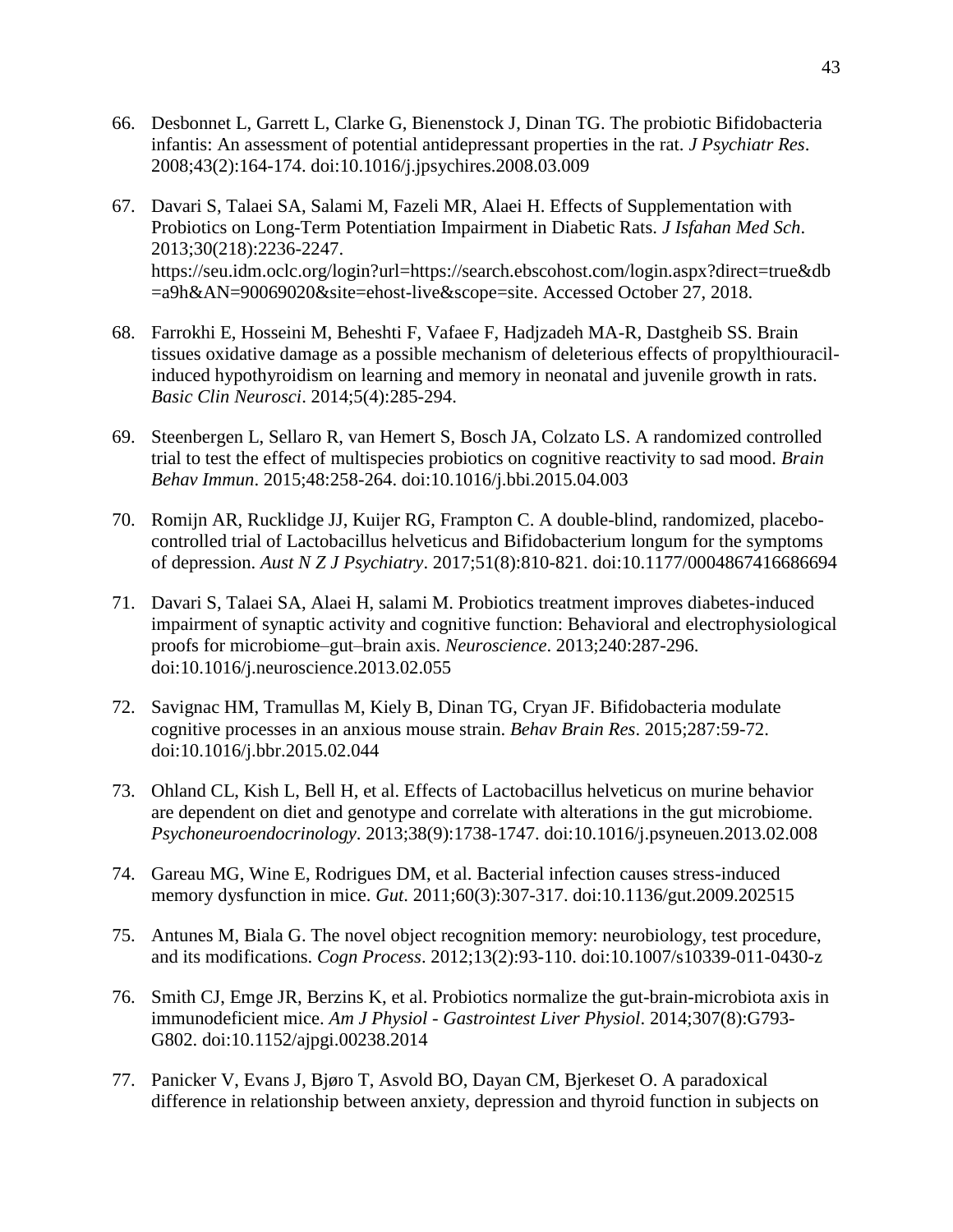66. Desbonnet L, Garrett L, Clarke G, Bienenstock J, Dinan TG. The probiotic Bifidobacteria infantis: An assessment of potential antidepressant properties in the rat. *J Psychiatr Res*. 2008;43(2):164-174. doi:10.1016/j.jpsychires.2008.03.009

67. Davari S, Talaei SA, Salami M, Fazeli MR, Alaei H. Effects of Supplementation with Probiotics on Long-Term Potentiation Impairment in Diabetic Rats. *J Isfahan Med Sch*. 2013;30(218):2236-2247. https://seu.idm.oclc.org/login?url=https://search.ebscohost.com/login.aspx?direct=true&db=a9h&AN=90069020&site=ehost-live&scope=site. Accessed October 27, 2018.

68. Farrokhi E, Hosseini M, Beheshti F, Vafaee F, Hadjzadeh MA-R, Dastgheib SS. Brain tissues oxidative damage as a possible mechanism of deleterious effects of propylthiouracil-induced hypothyroidism on learning and memory in neonatal and juvenile growth in rats. *Basic Clin Neurosci*. 2014;5(4):285-294.

69. Steenbergen L, Sellaro R, van Hemert S, Bosch JA, Colzato LS. A randomized controlled trial to test the effect of multispecies probiotics on cognitive reactivity to sad mood. *Brain Behav Immun*. 2015;48:258-264. doi:10.1016/j.bbi.2015.04.003

70. Romijn AR, Rucklidge JJ, Kuijer RG, Frampton C. A double-blind, randomized, placebo-controlled trial of Lactobacillus helveticus and Bifidobacterium longum for the symptoms of depression. *Aust N Z J Psychiatry*. 2017;51(8):810-821. doi:10.1177/0004867416686694

71. Davari S, Talaei SA, Alaei H, salami M. Probiotics treatment improves diabetes-induced impairment of synaptic activity and cognitive function: Behavioral and electrophysiological proofs for microbiome–gut–brain axis. *Neuroscience*. 2013;240:287-296. doi:10.1016/j.neuroscience.2013.02.055

72. Savignac HM, Tramullas M, Kiely B, Dinan TG, Cryan JF. Bifidobacteria modulate cognitive processes in an anxious mouse strain. *Behav Brain Res*. 2015;287:59-72. doi:10.1016/j.bbr.2015.02.044

73. Ohland CL, Kish L, Bell H, et al. Effects of Lactobacillus helveticus on murine behavior are dependent on diet and genotype and correlate with alterations in the gut microbiome. *Psychoneuroendocrinology*. 2013;38(9):1738-1747. doi:10.1016/j.psyneuen.2013.02.008

74. Gareau MG, Wine E, Rodrigues DM, et al. Bacterial infection causes stress-induced memory dysfunction in mice. *Gut*. 2011;60(3):307-317. doi:10.1136/gut.2009.202515

75. Antunes M, Biala G. The novel object recognition memory: neurobiology, test procedure, and its modifications. *Cogn Process*. 2012;13(2):93-110. doi:10.1007/s10339-011-0430-z

76. Smith CJ, Emge JR, Berzins K, et al. Probiotics normalize the gut-brain-microbiota axis in immunodeficient mice. *Am J Physiol - Gastrointest Liver Physiol*. 2014;307(8):G793-G802. doi:10.1152/ajpgi.00238.2014

77. Panicker V, Evans J, Bjøro T, Asvold BO, Dayan CM, Bjerkeset O. A paradoxical difference in relationship between anxiety, depression and thyroid function in subjects on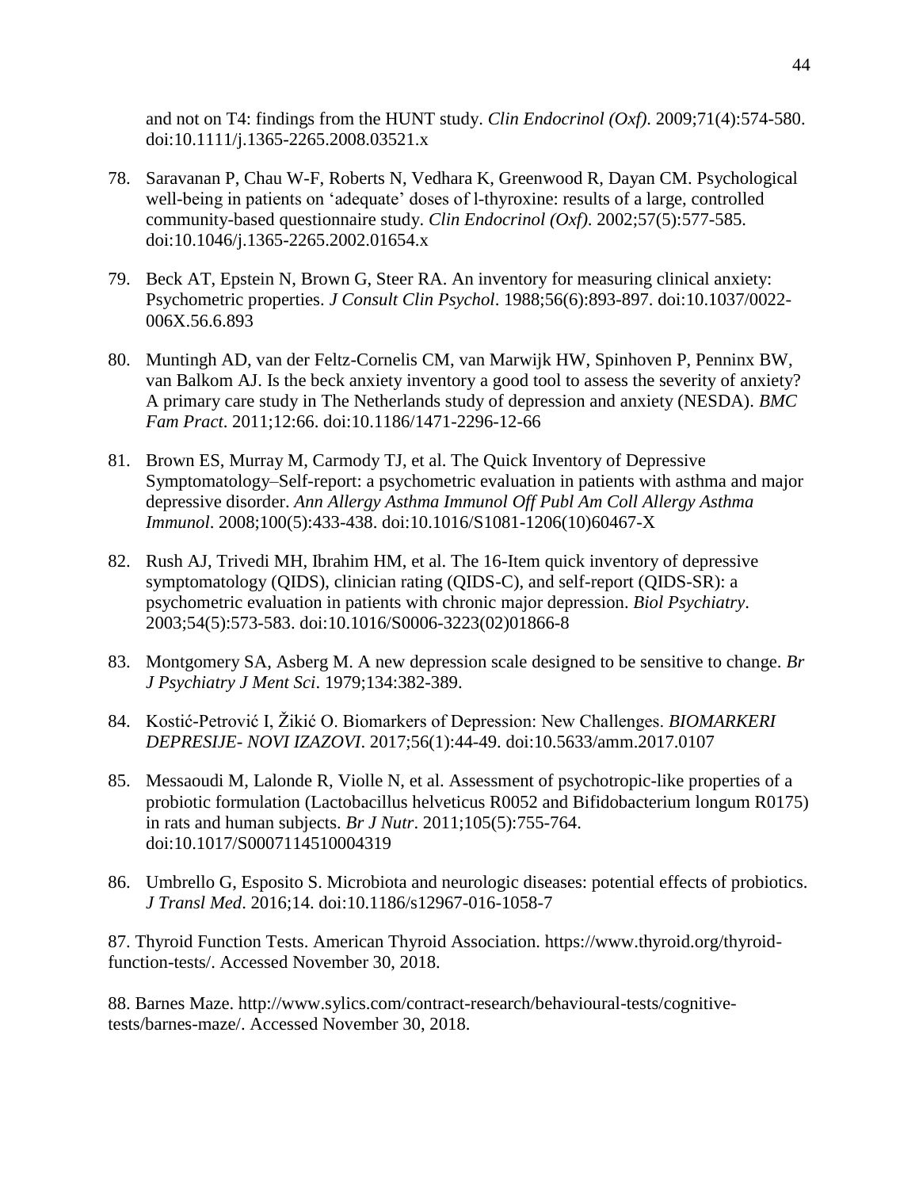and not on T4: findings from the HUNT study. *Clin Endocrinol (Oxf)*. 2009;71(4):574-580. doi:10.1111/j.1365-2265.2008.03521.x

78. Saravanan P, Chau W-F, Roberts N, Vedhara K, Greenwood R, Dayan CM. Psychological well-being in patients on 'adequate' doses of l-thyroxine: results of a large, controlled community-based questionnaire study. *Clin Endocrinol (Oxf)*. 2002;57(5):577-585. doi:10.1046/j.1365-2265.2002.01654.x

79. Beck AT, Epstein N, Brown G, Steer RA. An inventory for measuring clinical anxiety: Psychometric properties. *J Consult Clin Psychol*. 1988;56(6):893-897. doi:10.1037/0022-006X.56.6.893

80. Muntingh AD, van der Feltz-Cornelis CM, van Marwijk HW, Spinhoven P, Penninx BW, van Balkom AJ. Is the beck anxiety inventory a good tool to assess the severity of anxiety? A primary care study in The Netherlands study of depression and anxiety (NESDA). *BMC Fam Pract*. 2011;12:66. doi:10.1186/1471-2296-12-66

81. Brown ES, Murray M, Carmody TJ, et al. The Quick Inventory of Depressive Symptomatology–Self-report: a psychometric evaluation in patients with asthma and major depressive disorder. *Ann Allergy Asthma Immunol Off Publ Am Coll Allergy Asthma Immunol*. 2008;100(5):433-438. doi:10.1016/S1081-1206(10)60467-X

82. Rush AJ, Trivedi MH, Ibrahim HM, et al. The 16-Item quick inventory of depressive symptomatology (QIDS), clinician rating (QIDS-C), and self-report (QIDS-SR): a psychometric evaluation in patients with chronic major depression. *Biol Psychiatry*. 2003;54(5):573-583. doi:10.1016/S0006-3223(02)01866-8

83. Montgomery SA, Asberg M. A new depression scale designed to be sensitive to change. *Br J Psychiatry J Ment Sci*. 1979;134:382-389.

84. Kostić-Petrović I, Žikić O. Biomarkers of Depression: New Challenges. *BIOMARKERI DEPRESIJE- NOVI IZAZOVI*. 2017;56(1):44-49. doi:10.5633/amm.2017.0107

85. Messaoudi M, Lalonde R, Violle N, et al. Assessment of psychotropic-like properties of a probiotic formulation (Lactobacillus helveticus R0052 and Bifidobacterium longum R0175) in rats and human subjects. *Br J Nutr*. 2011;105(5):755-764. doi:10.1017/S0007114510004319

86. Umbrello G, Esposito S. Microbiota and neurologic diseases: potential effects of probiotics. *J Transl Med*. 2016;14. doi:10.1186/s12967-016-1058-7

87. Thyroid Function Tests. American Thyroid Association. https://www.thyroid.org/thyroid-function-tests/. Accessed November 30, 2018.

88. Barnes Maze. http://www.sylics.com/contract-research/behavioural-tests/cognitive-tests/barnes-maze/. Accessed November 30, 2018.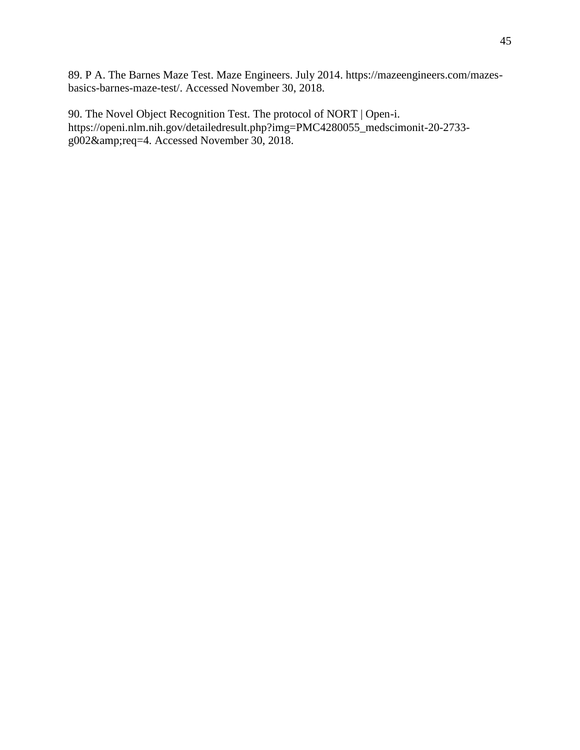89. P A. The Barnes Maze Test. Maze Engineers. July 2014. https://mazeengineers.com/mazes-basics-barnes-maze-test/. Accessed November 30, 2018.

90. The Novel Object Recognition Test. The protocol of NORT | Open-i. https://openi.nlm.nih.gov/detailedresult.php?img=PMC4280055_medscimonit-20-2733-g002&amp;req=4. Accessed November 30, 2018.